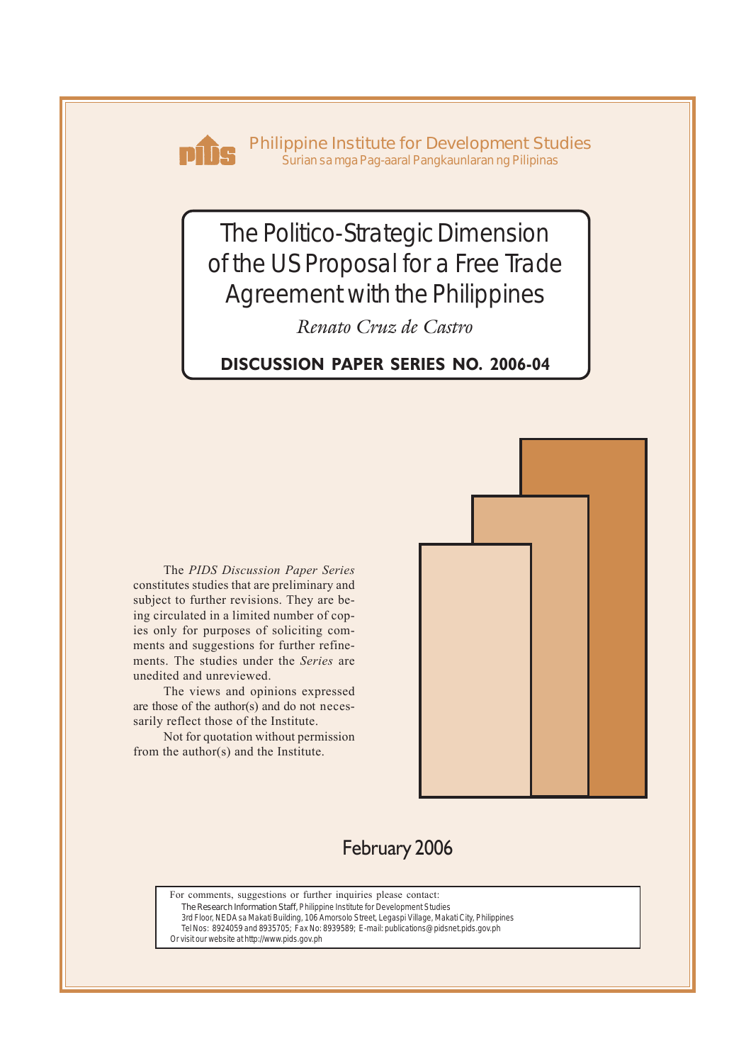Philippine Institute for Development Studies
Surian sa mga Pag-aaral Pangkaunlaran ng Pilipinas

# The Politico-Strategic Dimension of the US Proposal for a Free Trade Agreement with the Philippines

*Renato Cruz de Castro*

**DISCUSSION PAPER SERIES NO. 2006-04**

The *PIDS Discussion Paper Series* constitutes studies that are preliminary and subject to further revisions. They are being circulated in a limited number of copies only for purposes of soliciting comments and suggestions for further refinements. The studies under the *Series* are unedited and unreviewed.

The views and opinions expressed are those of the author(s) and do not necessarily reflect those of the Institute.

Not for quotation without permission from the author(s) and the Institute.

February 2006

For comments, suggestions or further inquiries please contact:
The Research Information Staff, Philippine Institute for Development Studies
3rd Floor, NEDA sa Makati Building, 106 Amorsolo Street, Legaspi Village, Makati City, Philippines
Tel Nos: 8924059 and 8935705; Fax No: 8939589; E-mail: publications@pidsnet.pids.gov.ph
Or visit our website at http://www.pids.gov.ph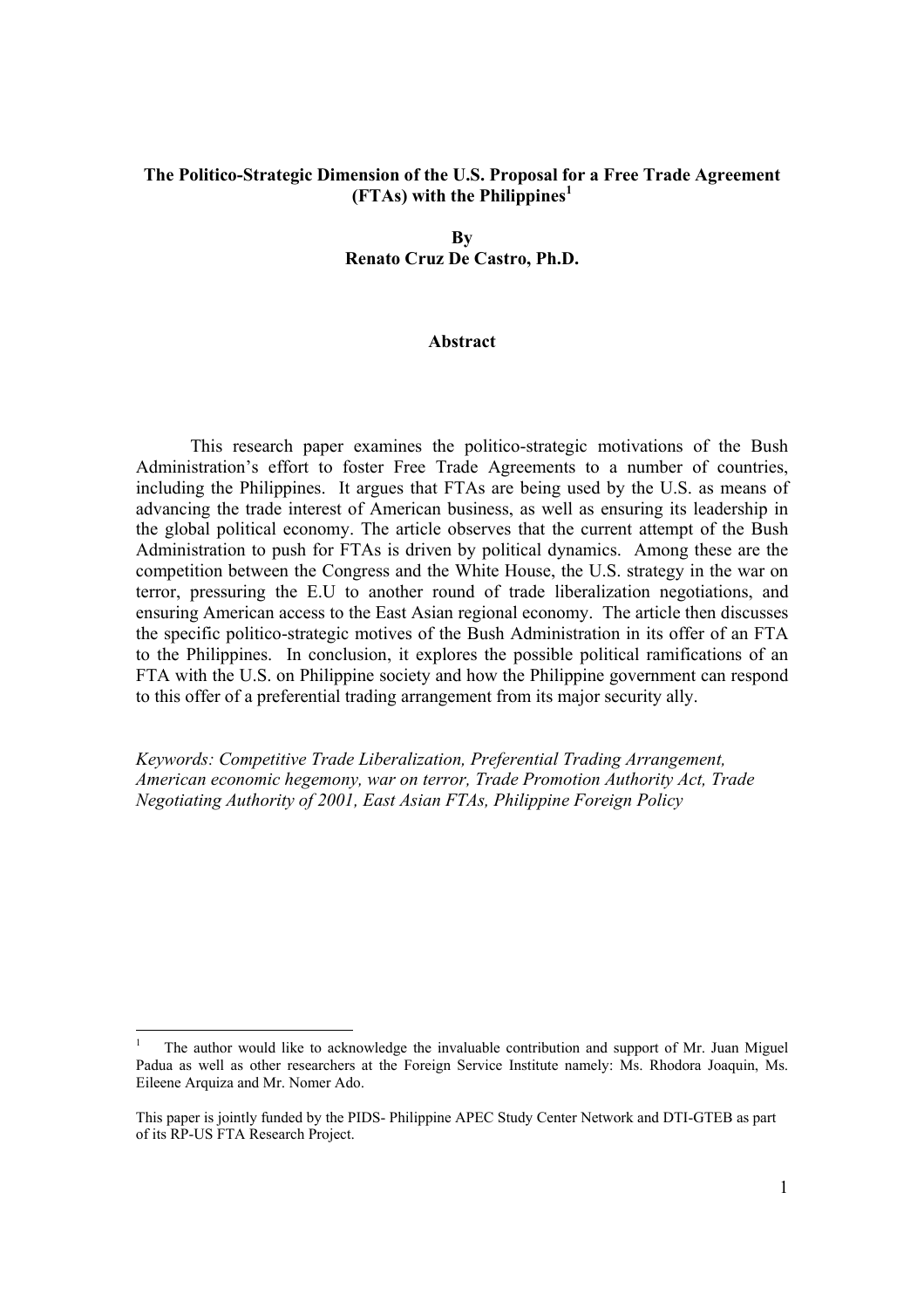**The Politico-Strategic Dimension of the U.S. Proposal for a Free Trade Agreement (FTAs) with the Philippines**[1]

**By**
**Renato Cruz De Castro, Ph.D.**

**Abstract**

This research paper examines the politico-strategic motivations of the Bush Administration's effort to foster Free Trade Agreements to a number of countries, including the Philippines. It argues that FTAs are being used by the U.S. as means of advancing the trade interest of American business, as well as ensuring its leadership in the global political economy. The article observes that the current attempt of the Bush Administration to push for FTAs is driven by political dynamics. Among these are the competition between the Congress and the White House, the U.S. strategy in the war on terror, pressuring the E.U to another round of trade liberalization negotiations, and ensuring American access to the East Asian regional economy. The article then discusses the specific politico-strategic motives of the Bush Administration in its offer of an FTA to the Philippines. In conclusion, it explores the possible political ramifications of an FTA with the U.S. on Philippine society and how the Philippine government can respond to this offer of a preferential trading arrangement from its major security ally.

*Keywords: Competitive Trade Liberalization, Preferential Trading Arrangement, American economic hegemony, war on terror, Trade Promotion Authority Act, Trade Negotiating Authority of 2001, East Asian FTAs, Philippine Foreign Policy*

---

[1] The author would like to acknowledge the invaluable contribution and support of Mr. Juan Miguel Padua as well as other researchers at the Foreign Service Institute namely: Ms. Rhodora Joaquin, Ms. Eileene Arquiza and Mr. Nomer Ado.

This paper is jointly funded by the PIDS- Philippine APEC Study Center Network and DTI-GTEB as part of its RP-US FTA Research Project.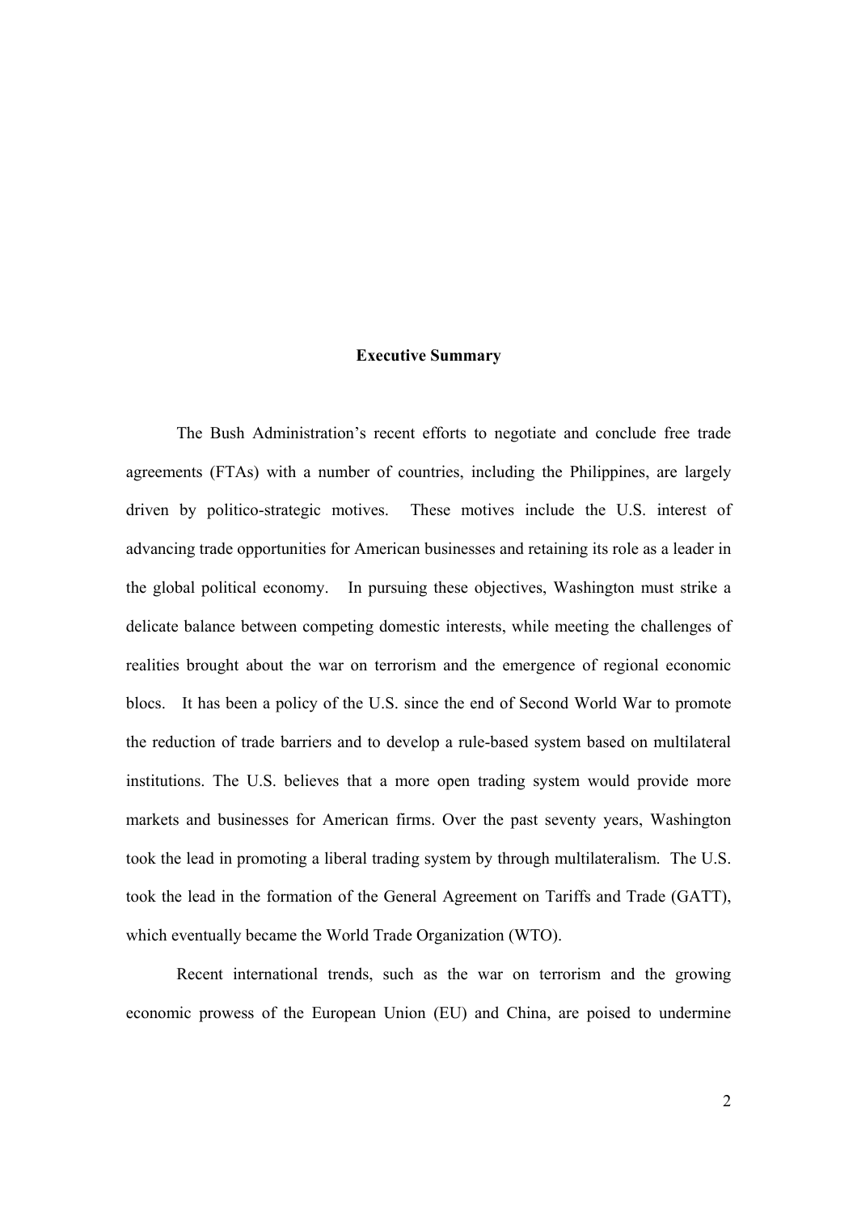## Executive Summary

The Bush Administration's recent efforts to negotiate and conclude free trade agreements (FTAs) with a number of countries, including the Philippines, are largely driven by politico-strategic motives. These motives include the U.S. interest of advancing trade opportunities for American businesses and retaining its role as a leader in the global political economy. In pursuing these objectives, Washington must strike a delicate balance between competing domestic interests, while meeting the challenges of realities brought about the war on terrorism and the emergence of regional economic blocs. It has been a policy of the U.S. since the end of Second World War to promote the reduction of trade barriers and to develop a rule-based system based on multilateral institutions. The U.S. believes that a more open trading system would provide more markets and businesses for American firms. Over the past seventy years, Washington took the lead in promoting a liberal trading system by through multilateralism. The U.S. took the lead in the formation of the General Agreement on Tariffs and Trade (GATT), which eventually became the World Trade Organization (WTO).

Recent international trends, such as the war on terrorism and the growing economic prowess of the European Union (EU) and China, are poised to undermine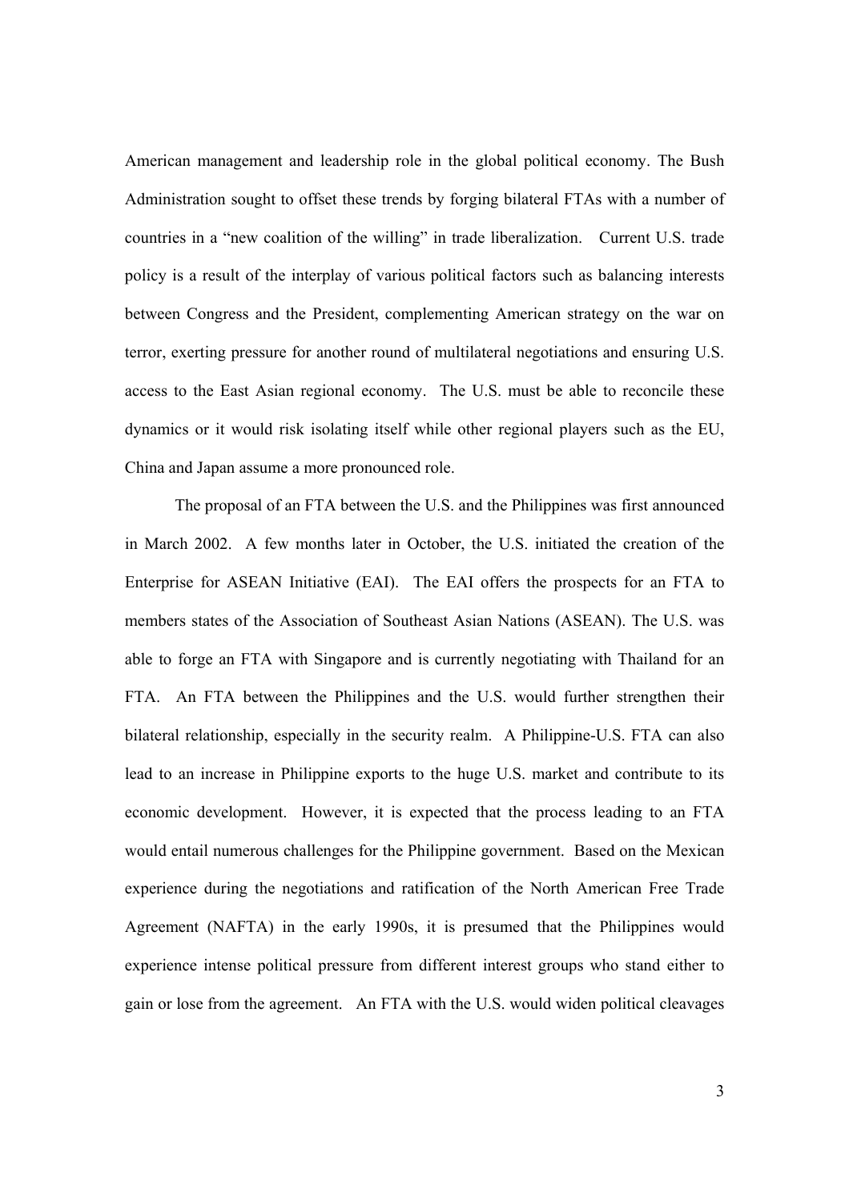American management and leadership role in the global political economy. The Bush Administration sought to offset these trends by forging bilateral FTAs with a number of countries in a "new coalition of the willing" in trade liberalization. Current U.S. trade policy is a result of the interplay of various political factors such as balancing interests between Congress and the President, complementing American strategy on the war on terror, exerting pressure for another round of multilateral negotiations and ensuring U.S. access to the East Asian regional economy. The U.S. must be able to reconcile these dynamics or it would risk isolating itself while other regional players such as the EU, China and Japan assume a more pronounced role.

The proposal of an FTA between the U.S. and the Philippines was first announced in March 2002. A few months later in October, the U.S. initiated the creation of the Enterprise for ASEAN Initiative (EAI). The EAI offers the prospects for an FTA to members states of the Association of Southeast Asian Nations (ASEAN). The U.S. was able to forge an FTA with Singapore and is currently negotiating with Thailand for an FTA. An FTA between the Philippines and the U.S. would further strengthen their bilateral relationship, especially in the security realm. A Philippine-U.S. FTA can also lead to an increase in Philippine exports to the huge U.S. market and contribute to its economic development. However, it is expected that the process leading to an FTA would entail numerous challenges for the Philippine government. Based on the Mexican experience during the negotiations and ratification of the North American Free Trade Agreement (NAFTA) in the early 1990s, it is presumed that the Philippines would experience intense political pressure from different interest groups who stand either to gain or lose from the agreement. An FTA with the U.S. would widen political cleavages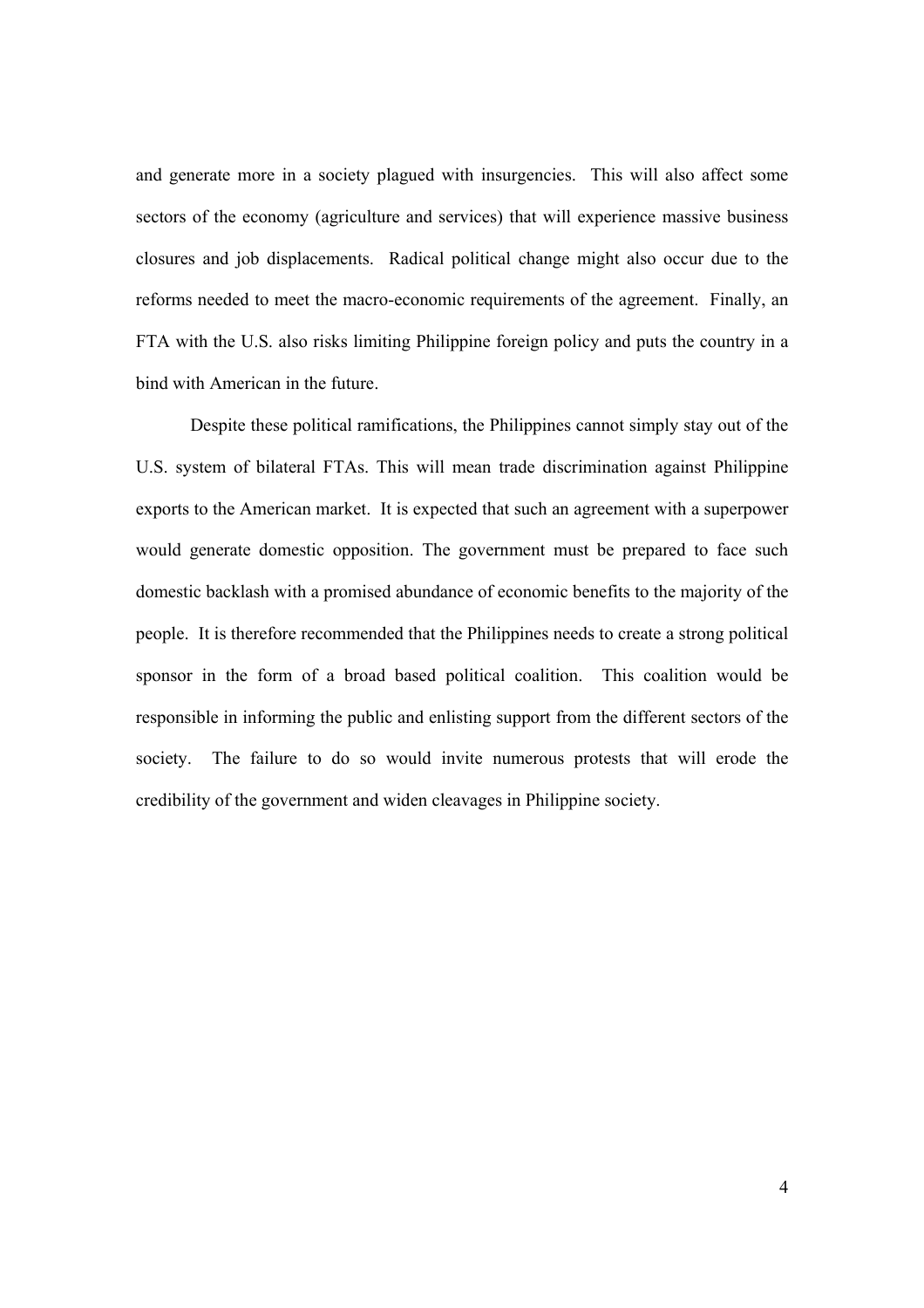and generate more in a society plagued with insurgencies. This will also affect some sectors of the economy (agriculture and services) that will experience massive business closures and job displacements. Radical political change might also occur due to the reforms needed to meet the macro-economic requirements of the agreement. Finally, an FTA with the U.S. also risks limiting Philippine foreign policy and puts the country in a bind with American in the future.

Despite these political ramifications, the Philippines cannot simply stay out of the U.S. system of bilateral FTAs. This will mean trade discrimination against Philippine exports to the American market. It is expected that such an agreement with a superpower would generate domestic opposition. The government must be prepared to face such domestic backlash with a promised abundance of economic benefits to the majority of the people. It is therefore recommended that the Philippines needs to create a strong political sponsor in the form of a broad based political coalition. This coalition would be responsible in informing the public and enlisting support from the different sectors of the society. The failure to do so would invite numerous protests that will erode the credibility of the government and widen cleavages in Philippine society.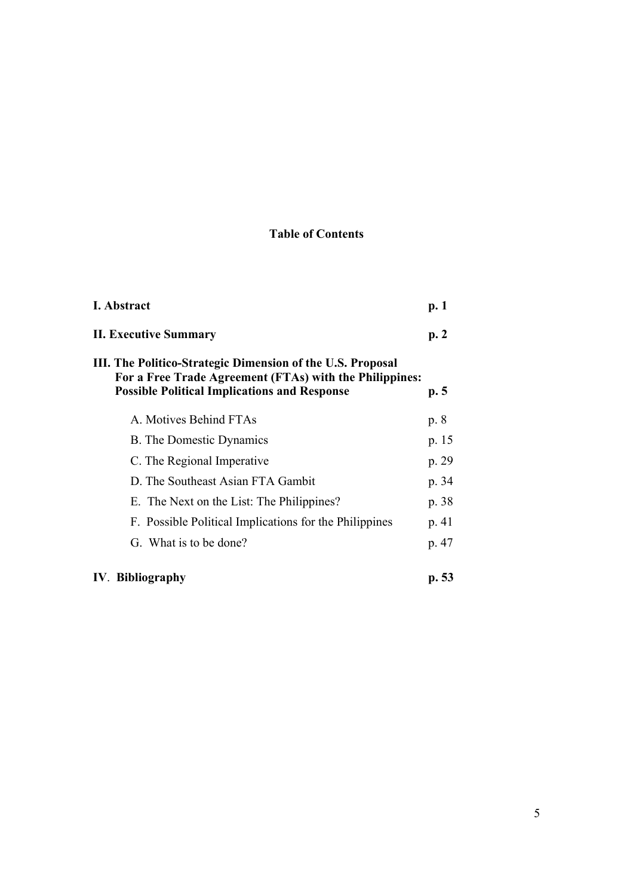**Table of Contents**

| | |
|---|---|
| **I. Abstract** | **p. 1** |
| **II. Executive Summary** | **p. 2** |
| **III. The Politico-Strategic Dimension of the U.S. Proposal For a Free Trade Agreement (FTAs) with the Philippines: Possible Political Implications and Response** | **p. 5** |
| A. Motives Behind FTAs | p. 8 |
| B. The Domestic Dynamics | p. 15 |
| C. The Regional Imperative | p. 29 |
| D. The Southeast Asian FTA Gambit | p. 34 |
| E. The Next on the List: The Philippines? | p. 38 |
| F. Possible Political Implications for the Philippines | p. 41 |
| G. What is to be done? | p. 47 |
| **IV. Bibliography** | **p. 53** |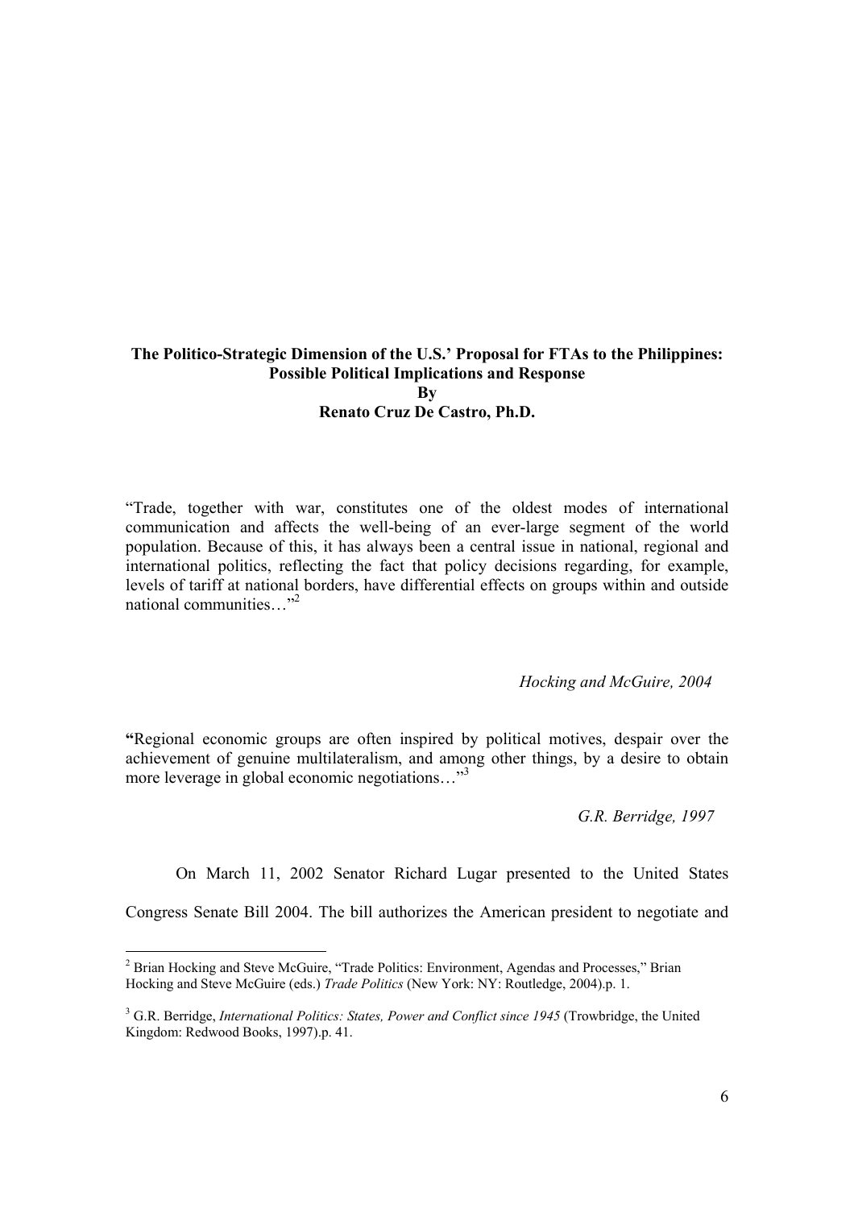**The Politico-Strategic Dimension of the U.S.' Proposal for FTAs to the Philippines: Possible Political Implications and Response**
**By**
**Renato Cruz De Castro, Ph.D.**

"Trade, together with war, constitutes one of the oldest modes of international communication and affects the well-being of an ever-large segment of the world population. Because of this, it has always been a central issue in national, regional and international politics, reflecting the fact that policy decisions regarding, for example, levels of tariff at national borders, have differential effects on groups within and outside national communities…"[2]

*Hocking and McGuire, 2004*

"Regional economic groups are often inspired by political motives, despair over the achievement of genuine multilateralism, and among other things, by a desire to obtain more leverage in global economic negotiations…"[3]

*G.R. Berridge, 1997*

On March 11, 2002 Senator Richard Lugar presented to the United States Congress Senate Bill 2004. The bill authorizes the American president to negotiate and

[2] Brian Hocking and Steve McGuire, "Trade Politics: Environment, Agendas and Processes," Brian Hocking and Steve McGuire (eds.) *Trade Politics* (New York: NY: Routledge, 2004).p. 1.

[3] G.R. Berridge, *International Politics: States, Power and Conflict since 1945* (Trowbridge, the United Kingdom: Redwood Books, 1997).p. 41.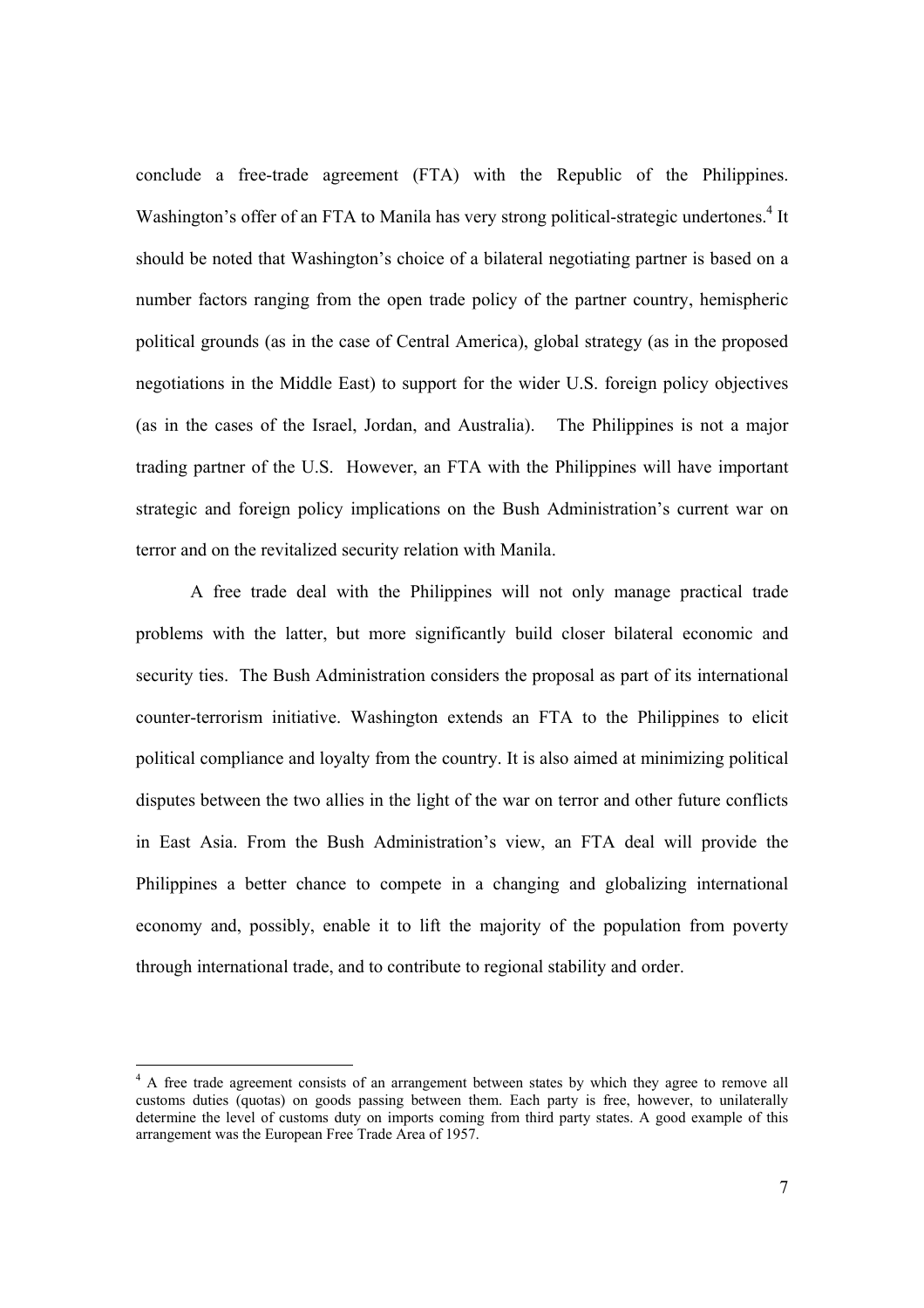conclude a free-trade agreement (FTA) with the Republic of the Philippines. Washington's offer of an FTA to Manila has very strong political-strategic undertones.[4] It should be noted that Washington's choice of a bilateral negotiating partner is based on a number factors ranging from the open trade policy of the partner country, hemispheric political grounds (as in the case of Central America), global strategy (as in the proposed negotiations in the Middle East) to support for the wider U.S. foreign policy objectives (as in the cases of the Israel, Jordan, and Australia). The Philippines is not a major trading partner of the U.S. However, an FTA with the Philippines will have important strategic and foreign policy implications on the Bush Administration's current war on terror and on the revitalized security relation with Manila.

A free trade deal with the Philippines will not only manage practical trade problems with the latter, but more significantly build closer bilateral economic and security ties. The Bush Administration considers the proposal as part of its international counter-terrorism initiative. Washington extends an FTA to the Philippines to elicit political compliance and loyalty from the country. It is also aimed at minimizing political disputes between the two allies in the light of the war on terror and other future conflicts in East Asia. From the Bush Administration's view, an FTA deal will provide the Philippines a better chance to compete in a changing and globalizing international economy and, possibly, enable it to lift the majority of the population from poverty through international trade, and to contribute to regional stability and order.

[4] A free trade agreement consists of an arrangement between states by which they agree to remove all customs duties (quotas) on goods passing between them. Each party is free, however, to unilaterally determine the level of customs duty on imports coming from third party states. A good example of this arrangement was the European Free Trade Area of 1957.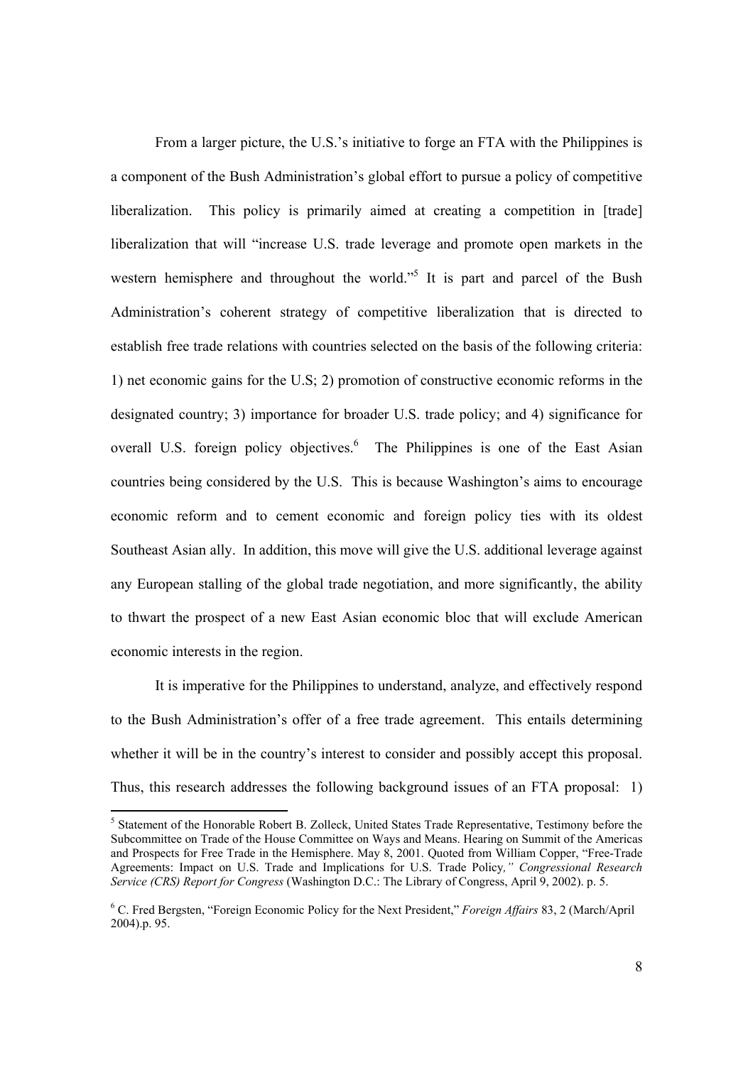From a larger picture, the U.S.'s initiative to forge an FTA with the Philippines is a component of the Bush Administration's global effort to pursue a policy of competitive liberalization. This policy is primarily aimed at creating a competition in [trade] liberalization that will "increase U.S. trade leverage and promote open markets in the western hemisphere and throughout the world."[5] It is part and parcel of the Bush Administration's coherent strategy of competitive liberalization that is directed to establish free trade relations with countries selected on the basis of the following criteria: 1) net economic gains for the U.S; 2) promotion of constructive economic reforms in the designated country; 3) importance for broader U.S. trade policy; and 4) significance for overall U.S. foreign policy objectives.[6] The Philippines is one of the East Asian countries being considered by the U.S. This is because Washington's aims to encourage economic reform and to cement economic and foreign policy ties with its oldest Southeast Asian ally. In addition, this move will give the U.S. additional leverage against any European stalling of the global trade negotiation, and more significantly, the ability to thwart the prospect of a new East Asian economic bloc that will exclude American economic interests in the region.

It is imperative for the Philippines to understand, analyze, and effectively respond to the Bush Administration's offer of a free trade agreement. This entails determining whether it will be in the country's interest to consider and possibly accept this proposal. Thus, this research addresses the following background issues of an FTA proposal: 1)

---

[5] Statement of the Honorable Robert B. Zolleck, United States Trade Representative, Testimony before the Subcommittee on Trade of the House Committee on Ways and Means. Hearing on Summit of the Americas and Prospects for Free Trade in the Hemisphere. May 8, 2001. Quoted from William Copper, "Free-Trade Agreements: Impact on U.S. Trade and Implications for U.S. Trade Policy*," Congressional Research Service (CRS) Report for Congress* (Washington D.C.: The Library of Congress, April 9, 2002). p. 5.

[6] C. Fred Bergsten, "Foreign Economic Policy for the Next President," *Foreign Affairs* 83, 2 (March/April 2004).p. 95.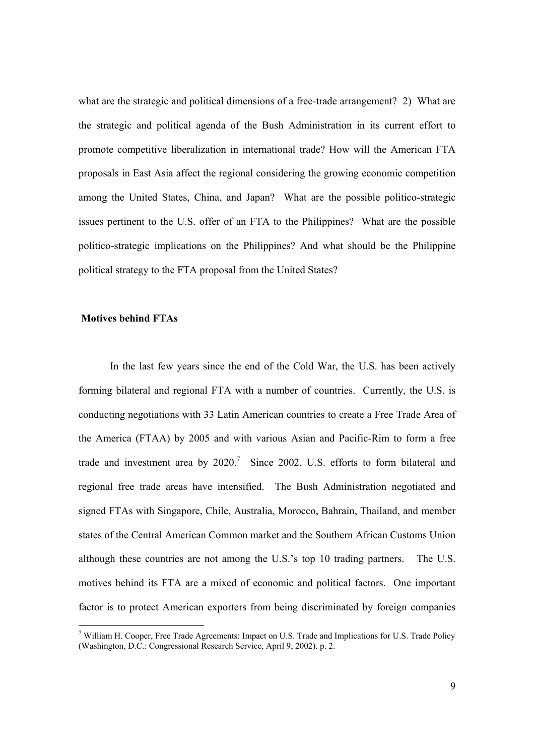what are the strategic and political dimensions of a free-trade arrangement? 2) What are the strategic and political agenda of the Bush Administration in its current effort to promote competitive liberalization in international trade? How will the American FTA proposals in East Asia affect the regional considering the growing economic competition among the United States, China, and Japan? What are the possible politico-strategic issues pertinent to the U.S. offer of an FTA to the Philippines? What are the possible politico-strategic implications on the Philippines? And what should be the Philippine political strategy to the FTA proposal from the United States?

**Motives behind FTAs**

In the last few years since the end of the Cold War, the U.S. has been actively forming bilateral and regional FTA with a number of countries. Currently, the U.S. is conducting negotiations with 33 Latin American countries to create a Free Trade Area of the America (FTAA) by 2005 and with various Asian and Pacific-Rim to form a free trade and investment area by 2020.[7] Since 2002, U.S. efforts to form bilateral and regional free trade areas have intensified. The Bush Administration negotiated and signed FTAs with Singapore, Chile, Australia, Morocco, Bahrain, Thailand, and member states of the Central American Common market and the Southern African Customs Union although these countries are not among the U.S.'s top 10 trading partners. The U.S. motives behind its FTA are a mixed of economic and political factors. One important factor is to protect American exporters from being discriminated by foreign companies

[7] William H. Cooper, Free Trade Agreements: Impact on U.S. Trade and Implications for U.S. Trade Policy (Washington, D.C.: Congressional Research Service, April 9, 2002). p. 2.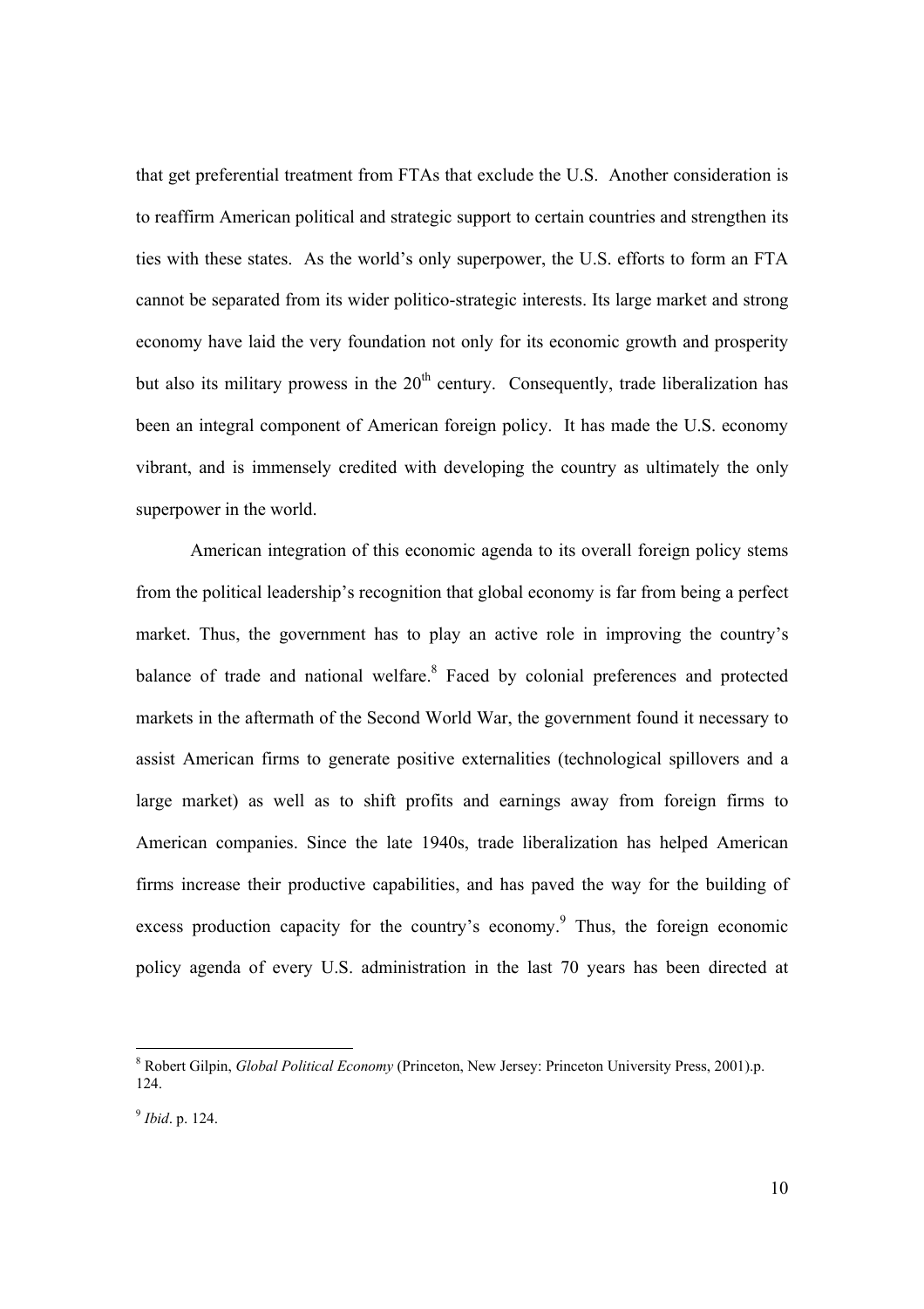that get preferential treatment from FTAs that exclude the U.S. Another consideration is to reaffirm American political and strategic support to certain countries and strengthen its ties with these states. As the world's only superpower, the U.S. efforts to form an FTA cannot be separated from its wider politico-strategic interests. Its large market and strong economy have laid the very foundation not only for its economic growth and prosperity but also its military prowess in the 20th century. Consequently, trade liberalization has been an integral component of American foreign policy. It has made the U.S. economy vibrant, and is immensely credited with developing the country as ultimately the only superpower in the world.

American integration of this economic agenda to its overall foreign policy stems from the political leadership's recognition that global economy is far from being a perfect market. Thus, the government has to play an active role in improving the country's balance of trade and national welfare.[8] Faced by colonial preferences and protected markets in the aftermath of the Second World War, the government found it necessary to assist American firms to generate positive externalities (technological spillovers and a large market) as well as to shift profits and earnings away from foreign firms to American companies. Since the late 1940s, trade liberalization has helped American firms increase their productive capabilities, and has paved the way for the building of excess production capacity for the country's economy.[9] Thus, the foreign economic policy agenda of every U.S. administration in the last 70 years has been directed at

---

[8] Robert Gilpin, *Global Political Economy* (Princeton, New Jersey: Princeton University Press, 2001).p. 124.

[9] *Ibid*. p. 124.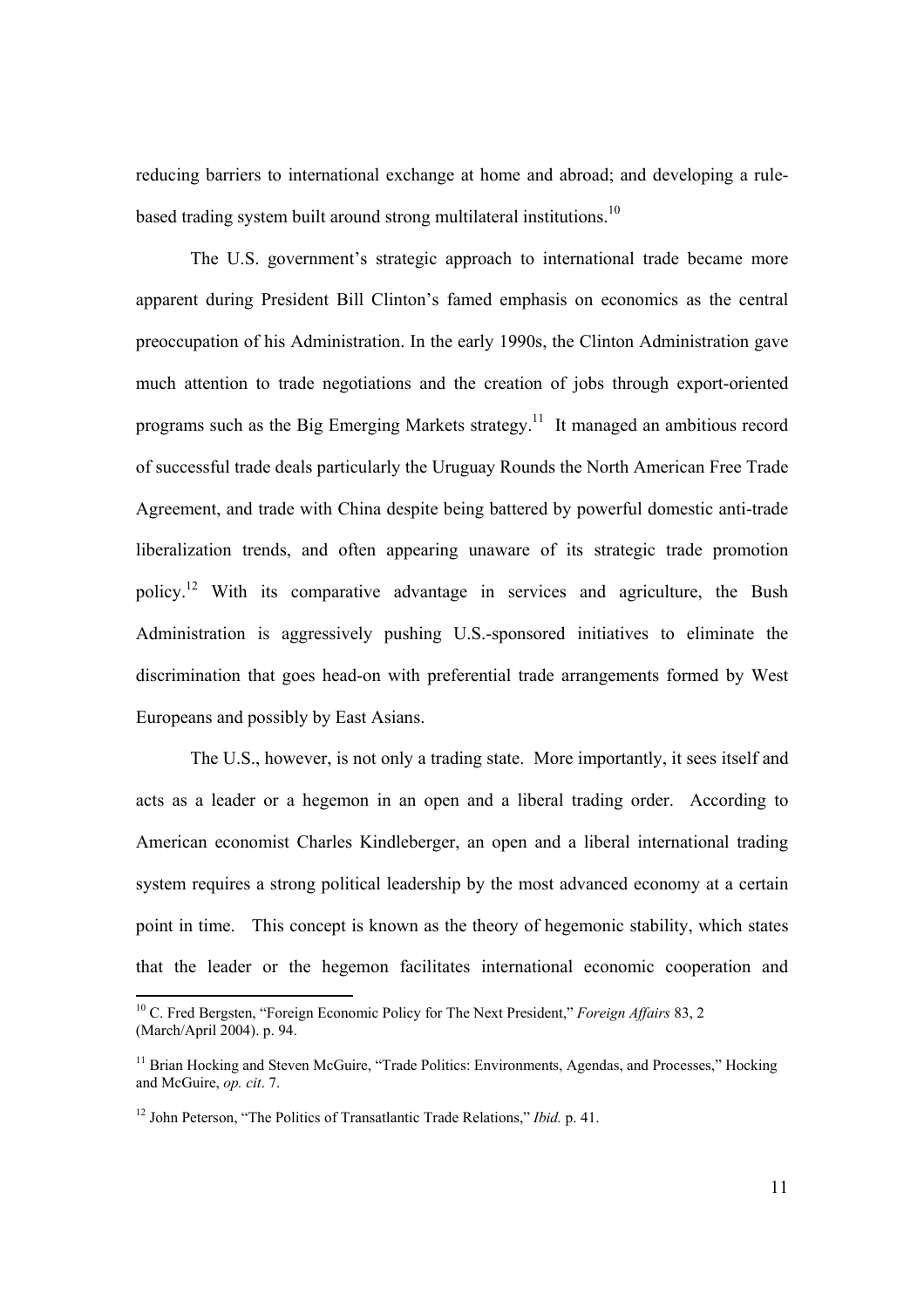reducing barriers to international exchange at home and abroad; and developing a rule-based trading system built around strong multilateral institutions.[10]

The U.S. government's strategic approach to international trade became more apparent during President Bill Clinton's famed emphasis on economics as the central preoccupation of his Administration. In the early 1990s, the Clinton Administration gave much attention to trade negotiations and the creation of jobs through export-oriented programs such as the Big Emerging Markets strategy.[11] It managed an ambitious record of successful trade deals particularly the Uruguay Rounds the North American Free Trade Agreement, and trade with China despite being battered by powerful domestic anti-trade liberalization trends, and often appearing unaware of its strategic trade promotion policy.[12] With its comparative advantage in services and agriculture, the Bush Administration is aggressively pushing U.S.-sponsored initiatives to eliminate the discrimination that goes head-on with preferential trade arrangements formed by West Europeans and possibly by East Asians.

The U.S., however, is not only a trading state. More importantly, it sees itself and acts as a leader or a hegemon in an open and a liberal trading order. According to American economist Charles Kindleberger, an open and a liberal international trading system requires a strong political leadership by the most advanced economy at a certain point in time. This concept is known as the theory of hegemonic stability, which states that the leader or the hegemon facilitates international economic cooperation and

---

[10] C. Fred Bergsten, "Foreign Economic Policy for The Next President," *Foreign Affairs* 83, 2 (March/April 2004). p. 94.

[11] Brian Hocking and Steven McGuire, "Trade Politics: Environments, Agendas, and Processes," Hocking and McGuire, *op. cit*. 7.

[12] John Peterson, "The Politics of Transatlantic Trade Relations," *Ibid.* p. 41.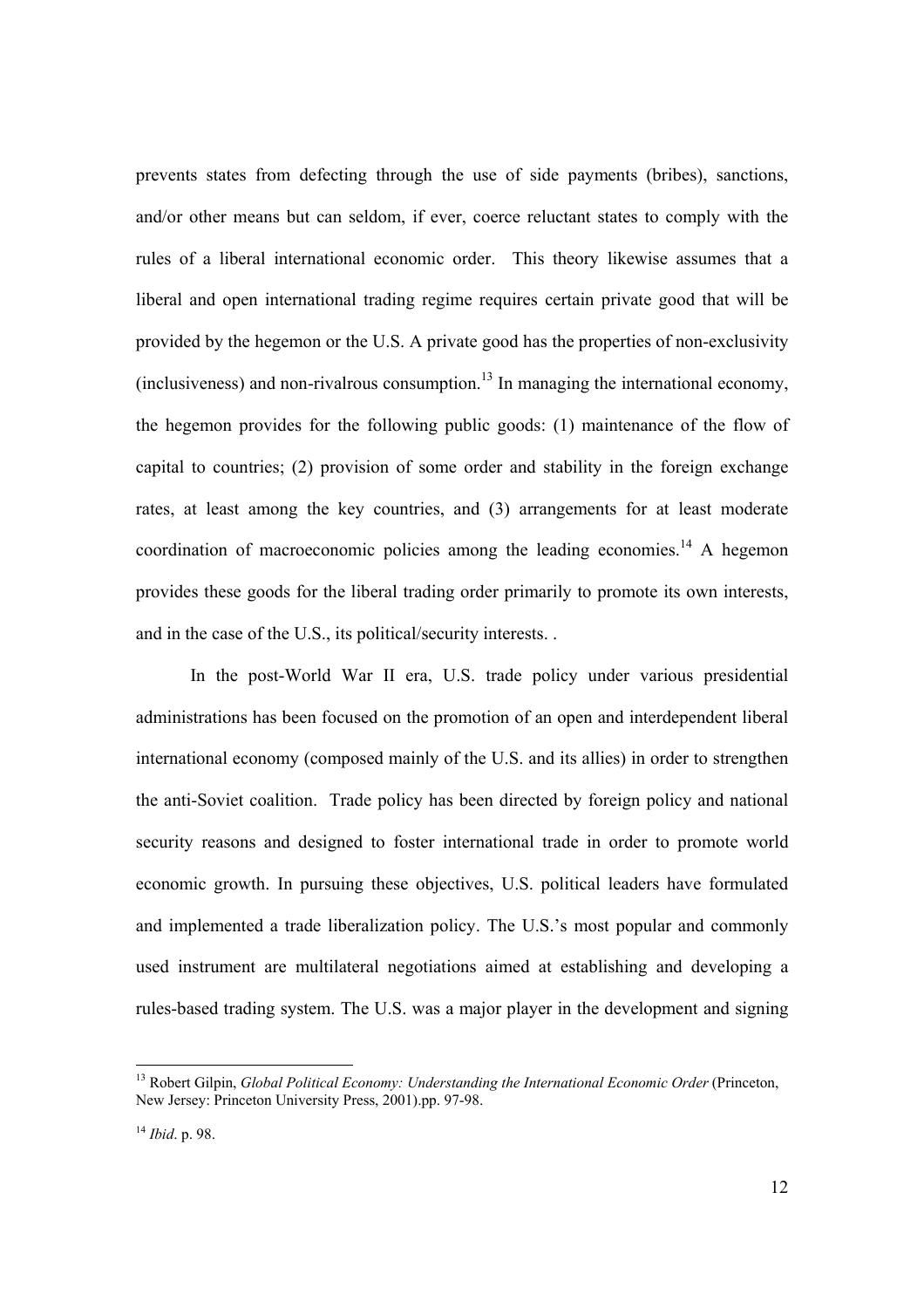prevents states from defecting through the use of side payments (bribes), sanctions, and/or other means but can seldom, if ever, coerce reluctant states to comply with the rules of a liberal international economic order. This theory likewise assumes that a liberal and open international trading regime requires certain private good that will be provided by the hegemon or the U.S. A private good has the properties of non-exclusivity (inclusiveness) and non-rivalrous consumption.[13] In managing the international economy, the hegemon provides for the following public goods: (1) maintenance of the flow of capital to countries; (2) provision of some order and stability in the foreign exchange rates, at least among the key countries, and (3) arrangements for at least moderate coordination of macroeconomic policies among the leading economies.[14] A hegemon provides these goods for the liberal trading order primarily to promote its own interests, and in the case of the U.S., its political/security interests. .

In the post-World War II era, U.S. trade policy under various presidential administrations has been focused on the promotion of an open and interdependent liberal international economy (composed mainly of the U.S. and its allies) in order to strengthen the anti-Soviet coalition. Trade policy has been directed by foreign policy and national security reasons and designed to foster international trade in order to promote world economic growth. In pursuing these objectives, U.S. political leaders have formulated and implemented a trade liberalization policy. The U.S.'s most popular and commonly used instrument are multilateral negotiations aimed at establishing and developing a rules-based trading system. The U.S. was a major player in the development and signing

---

[13] Robert Gilpin, *Global Political Economy: Understanding the International Economic Order* (Princeton, New Jersey: Princeton University Press, 2001).pp. 97-98.

[14] *Ibid*. p. 98.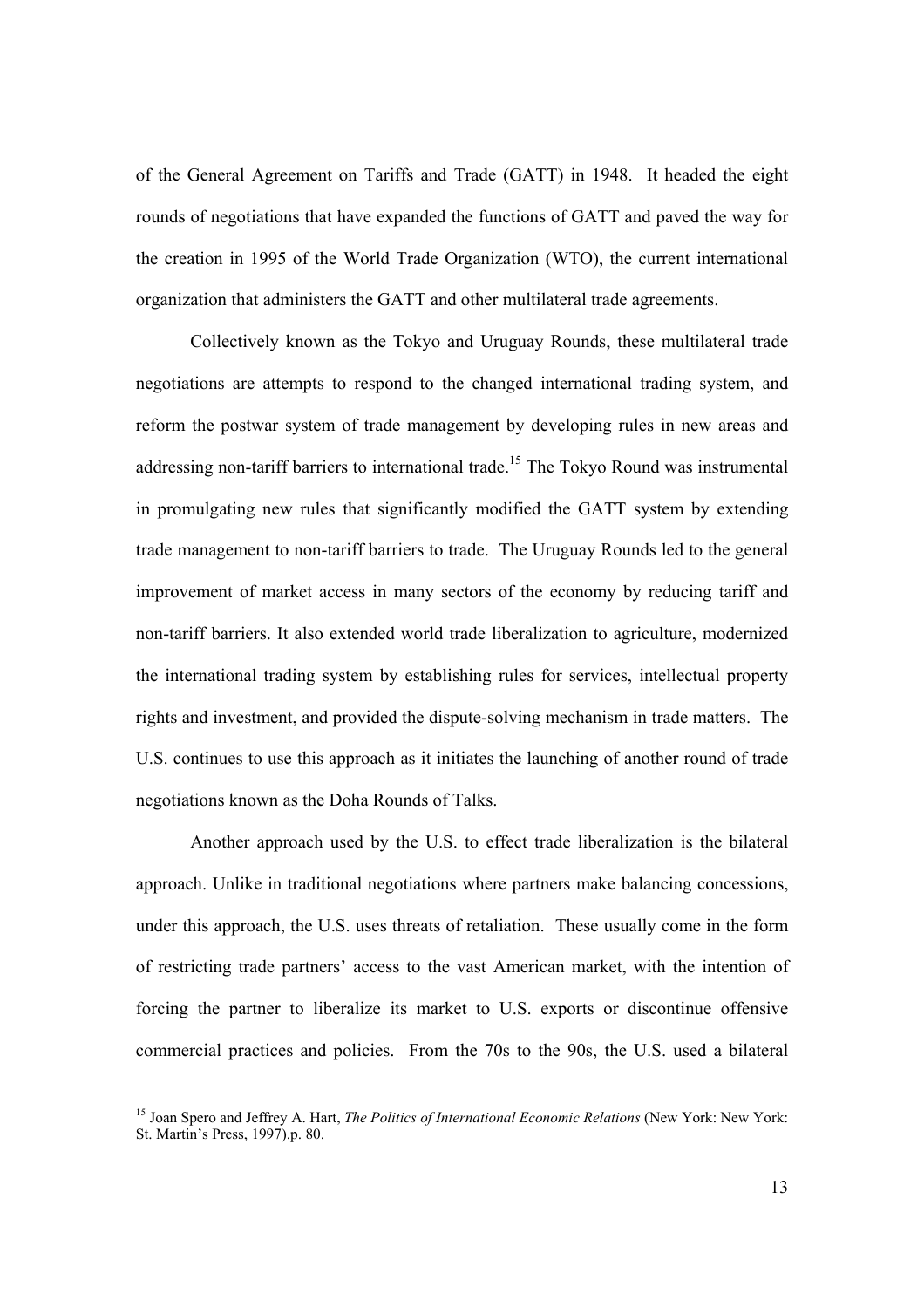of the General Agreement on Tariffs and Trade (GATT) in 1948. It headed the eight rounds of negotiations that have expanded the functions of GATT and paved the way for the creation in 1995 of the World Trade Organization (WTO), the current international organization that administers the GATT and other multilateral trade agreements.

Collectively known as the Tokyo and Uruguay Rounds, these multilateral trade negotiations are attempts to respond to the changed international trading system, and reform the postwar system of trade management by developing rules in new areas and addressing non-tariff barriers to international trade.[15] The Tokyo Round was instrumental in promulgating new rules that significantly modified the GATT system by extending trade management to non-tariff barriers to trade. The Uruguay Rounds led to the general improvement of market access in many sectors of the economy by reducing tariff and non-tariff barriers. It also extended world trade liberalization to agriculture, modernized the international trading system by establishing rules for services, intellectual property rights and investment, and provided the dispute-solving mechanism in trade matters. The U.S. continues to use this approach as it initiates the launching of another round of trade negotiations known as the Doha Rounds of Talks.

Another approach used by the U.S. to effect trade liberalization is the bilateral approach. Unlike in traditional negotiations where partners make balancing concessions, under this approach, the U.S. uses threats of retaliation. These usually come in the form of restricting trade partners' access to the vast American market, with the intention of forcing the partner to liberalize its market to U.S. exports or discontinue offensive commercial practices and policies. From the 70s to the 90s, the U.S. used a bilateral

---

[15] Joan Spero and Jeffrey A. Hart, *The Politics of International Economic Relations* (New York: New York: St. Martin's Press, 1997).p. 80.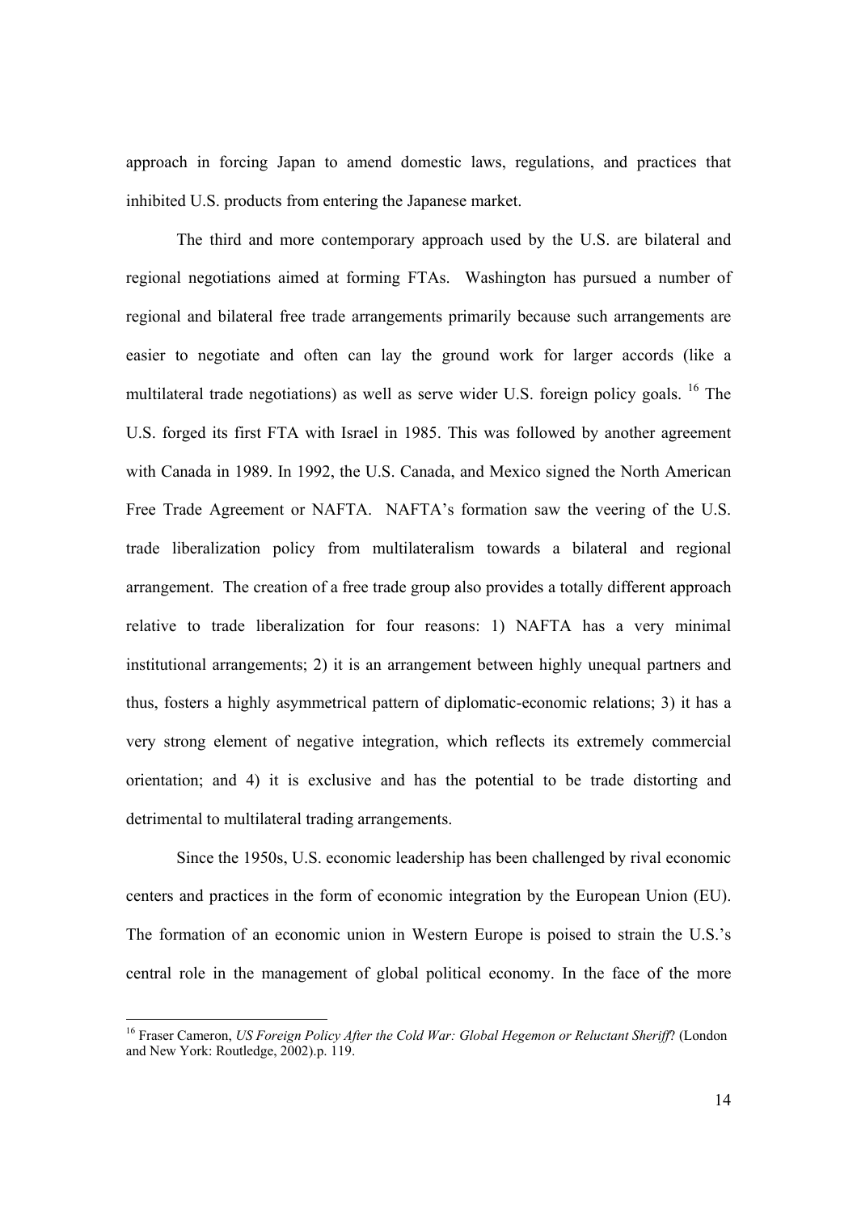approach in forcing Japan to amend domestic laws, regulations, and practices that inhibited U.S. products from entering the Japanese market.

The third and more contemporary approach used by the U.S. are bilateral and regional negotiations aimed at forming FTAs. Washington has pursued a number of regional and bilateral free trade arrangements primarily because such arrangements are easier to negotiate and often can lay the ground work for larger accords (like a multilateral trade negotiations) as well as serve wider U.S. foreign policy goals. [16] The U.S. forged its first FTA with Israel in 1985. This was followed by another agreement with Canada in 1989. In 1992, the U.S. Canada, and Mexico signed the North American Free Trade Agreement or NAFTA. NAFTA's formation saw the veering of the U.S. trade liberalization policy from multilateralism towards a bilateral and regional arrangement. The creation of a free trade group also provides a totally different approach relative to trade liberalization for four reasons: 1) NAFTA has a very minimal institutional arrangements; 2) it is an arrangement between highly unequal partners and thus, fosters a highly asymmetrical pattern of diplomatic-economic relations; 3) it has a very strong element of negative integration, which reflects its extremely commercial orientation; and 4) it is exclusive and has the potential to be trade distorting and detrimental to multilateral trading arrangements.

Since the 1950s, U.S. economic leadership has been challenged by rival economic centers and practices in the form of economic integration by the European Union (EU). The formation of an economic union in Western Europe is poised to strain the U.S.'s central role in the management of global political economy. In the face of the more

[16] Fraser Cameron, *US Foreign Policy After the Cold War: Global Hegemon or Reluctant Sheriff?* (London and New York: Routledge, 2002).p. 119.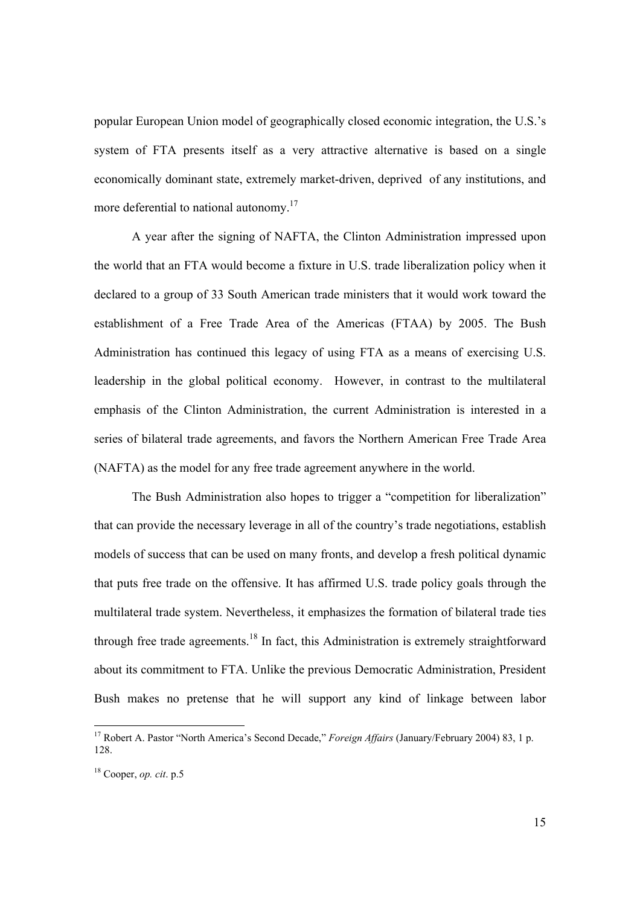popular European Union model of geographically closed economic integration, the U.S.'s system of FTA presents itself as a very attractive alternative is based on a single economically dominant state, extremely market-driven, deprived of any institutions, and more deferential to national autonomy.[17]

A year after the signing of NAFTA, the Clinton Administration impressed upon the world that an FTA would become a fixture in U.S. trade liberalization policy when it declared to a group of 33 South American trade ministers that it would work toward the establishment of a Free Trade Area of the Americas (FTAA) by 2005. The Bush Administration has continued this legacy of using FTA as a means of exercising U.S. leadership in the global political economy. However, in contrast to the multilateral emphasis of the Clinton Administration, the current Administration is interested in a series of bilateral trade agreements, and favors the Northern American Free Trade Area (NAFTA) as the model for any free trade agreement anywhere in the world.

The Bush Administration also hopes to trigger a "competition for liberalization" that can provide the necessary leverage in all of the country's trade negotiations, establish models of success that can be used on many fronts, and develop a fresh political dynamic that puts free trade on the offensive. It has affirmed U.S. trade policy goals through the multilateral trade system. Nevertheless, it emphasizes the formation of bilateral trade ties through free trade agreements.[18] In fact, this Administration is extremely straightforward about its commitment to FTA. Unlike the previous Democratic Administration, President Bush makes no pretense that he will support any kind of linkage between labor

---

[17] Robert A. Pastor "North America's Second Decade," *Foreign Affairs* (January/February 2004) 83, 1 p. 128.

[18] Cooper, *op. cit*. p.5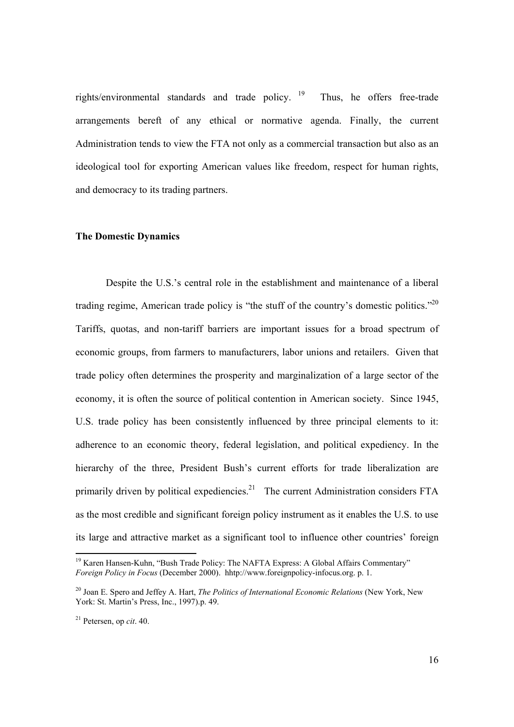rights/environmental standards and trade policy. [19] Thus, he offers free-trade arrangements bereft of any ethical or normative agenda. Finally, the current Administration tends to view the FTA not only as a commercial transaction but also as an ideological tool for exporting American values like freedom, respect for human rights, and democracy to its trading partners.

**The Domestic Dynamics**

Despite the U.S.'s central role in the establishment and maintenance of a liberal trading regime, American trade policy is "the stuff of the country's domestic politics."[20] Tariffs, quotas, and non-tariff barriers are important issues for a broad spectrum of economic groups, from farmers to manufacturers, labor unions and retailers. Given that trade policy often determines the prosperity and marginalization of a large sector of the economy, it is often the source of political contention in American society. Since 1945, U.S. trade policy has been consistently influenced by three principal elements to it: adherence to an economic theory, federal legislation, and political expediency. In the hierarchy of the three, President Bush's current efforts for trade liberalization are primarily driven by political expediencies.[21] The current Administration considers FTA as the most credible and significant foreign policy instrument as it enables the U.S. to use its large and attractive market as a significant tool to influence other countries' foreign

---

[19] Karen Hansen-Kuhn, "Bush Trade Policy: The NAFTA Express: A Global Affairs Commentary" *Foreign Policy in Focus* (December 2000). hhtp://www.foreignpolicy-infocus.org. p. 1.

[20] Joan E. Spero and Jeffey A. Hart, *The Politics of International Economic Relations* (New York, New York: St. Martin's Press, Inc., 1997).p. 49.

[21] Petersen, op *cit*. 40.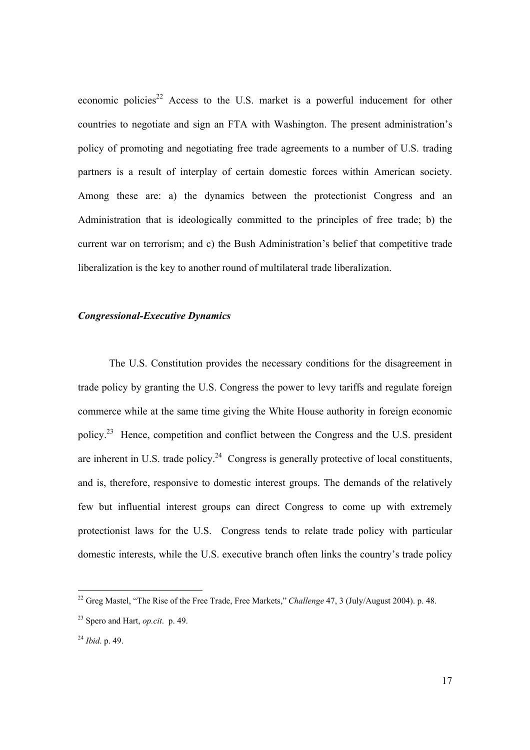economic policies[22] Access to the U.S. market is a powerful inducement for other countries to negotiate and sign an FTA with Washington. The present administration's policy of promoting and negotiating free trade agreements to a number of U.S. trading partners is a result of interplay of certain domestic forces within American society. Among these are: a) the dynamics between the protectionist Congress and an Administration that is ideologically committed to the principles of free trade; b) the current war on terrorism; and c) the Bush Administration's belief that competitive trade liberalization is the key to another round of multilateral trade liberalization.

***Congressional-Executive Dynamics***

The U.S. Constitution provides the necessary conditions for the disagreement in trade policy by granting the U.S. Congress the power to levy tariffs and regulate foreign commerce while at the same time giving the White House authority in foreign economic policy.[23] Hence, competition and conflict between the Congress and the U.S. president are inherent in U.S. trade policy.[24] Congress is generally protective of local constituents, and is, therefore, responsive to domestic interest groups. The demands of the relatively few but influential interest groups can direct Congress to come up with extremely protectionist laws for the U.S. Congress tends to relate trade policy with particular domestic interests, while the U.S. executive branch often links the country's trade policy

---

[22] Greg Mastel, "The Rise of the Free Trade, Free Markets," *Challenge* 47, 3 (July/August 2004). p. 48.

[23] Spero and Hart, *op.cit*. p. 49.

[24] *Ibid*. p. 49.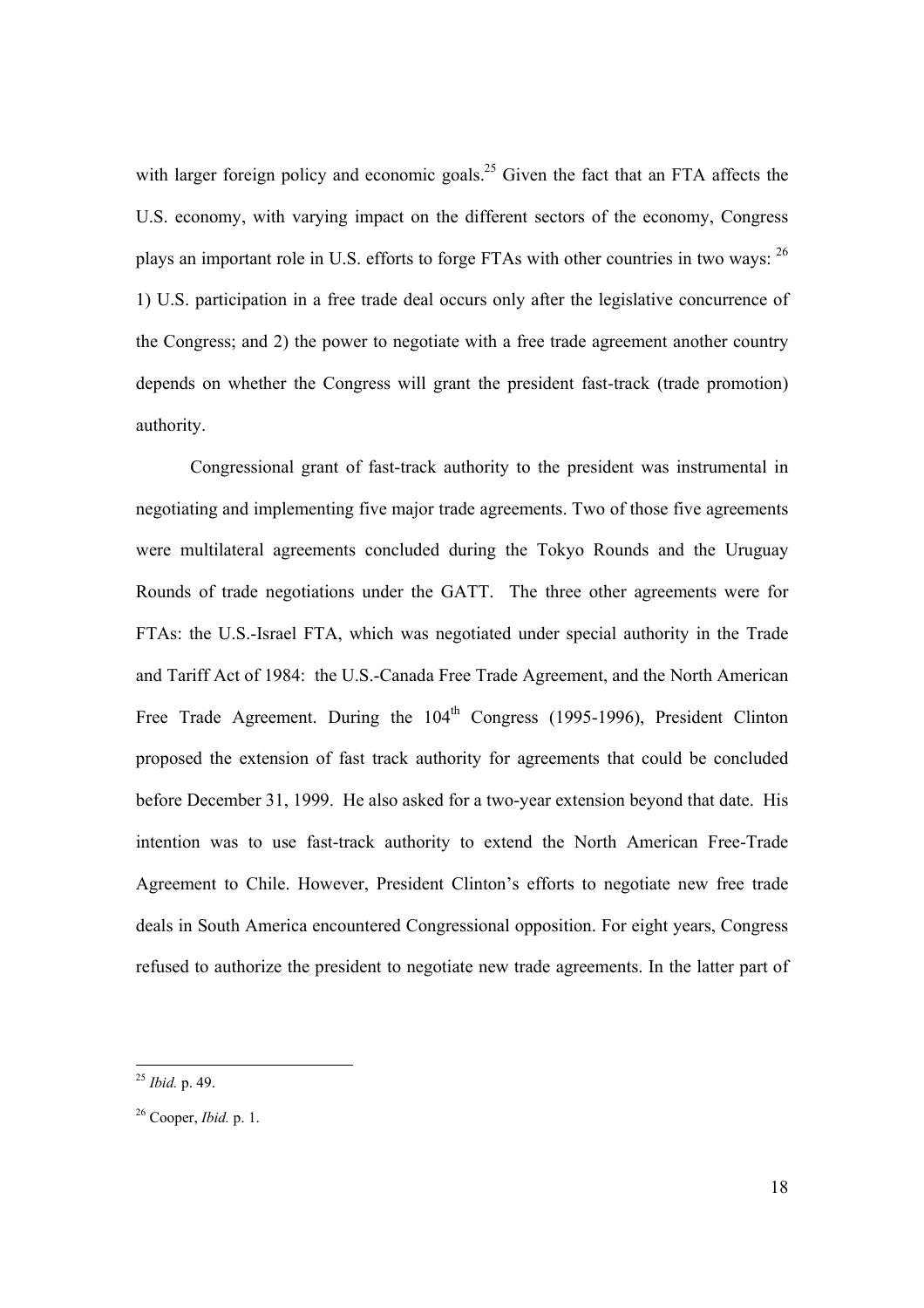with larger foreign policy and economic goals.[25] Given the fact that an FTA affects the U.S. economy, with varying impact on the different sectors of the economy, Congress plays an important role in U.S. efforts to forge FTAs with other countries in two ways: [26] 1) U.S. participation in a free trade deal occurs only after the legislative concurrence of the Congress; and 2) the power to negotiate with a free trade agreement another country depends on whether the Congress will grant the president fast-track (trade promotion) authority.

Congressional grant of fast-track authority to the president was instrumental in negotiating and implementing five major trade agreements. Two of those five agreements were multilateral agreements concluded during the Tokyo Rounds and the Uruguay Rounds of trade negotiations under the GATT. The three other agreements were for FTAs: the U.S.-Israel FTA, which was negotiated under special authority in the Trade and Tariff Act of 1984: the U.S.-Canada Free Trade Agreement, and the North American Free Trade Agreement. During the 104th Congress (1995-1996), President Clinton proposed the extension of fast track authority for agreements that could be concluded before December 31, 1999. He also asked for a two-year extension beyond that date. His intention was to use fast-track authority to extend the North American Free-Trade Agreement to Chile. However, President Clinton's efforts to negotiate new free trade deals in South America encountered Congressional opposition. For eight years, Congress refused to authorize the president to negotiate new trade agreements. In the latter part of

[25] *Ibid.* p. 49.

[26] Cooper, *Ibid.* p. 1.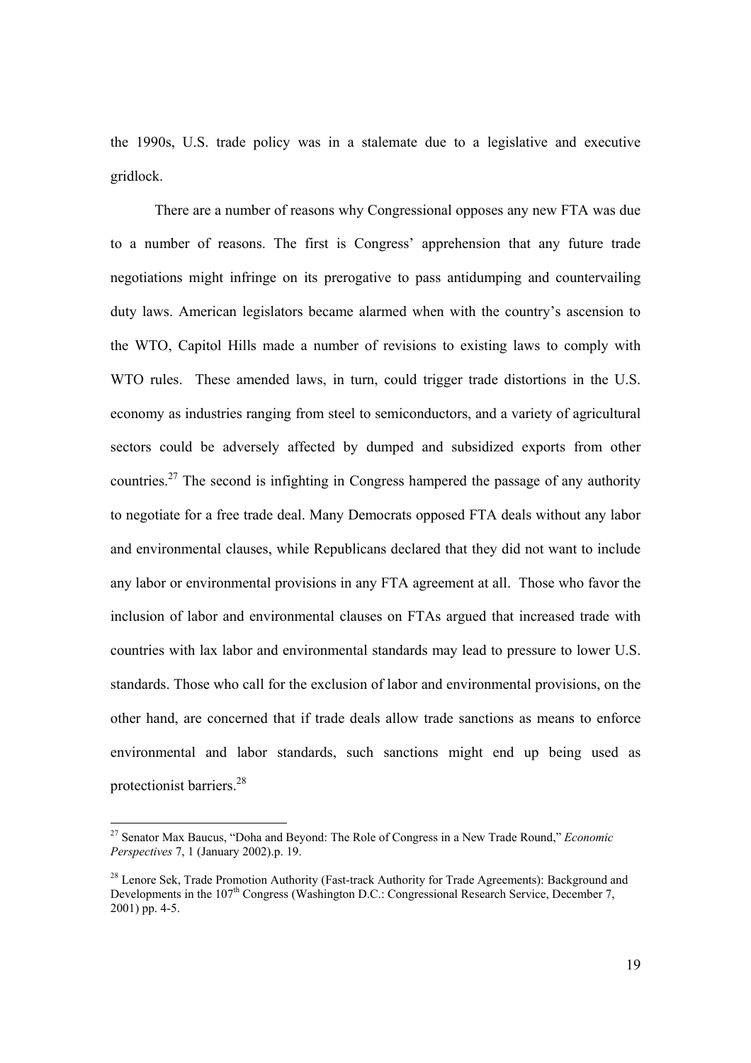the 1990s, U.S. trade policy was in a stalemate due to a legislative and executive gridlock.

There are a number of reasons why Congressional opposes any new FTA was due to a number of reasons. The first is Congress' apprehension that any future trade negotiations might infringe on its prerogative to pass antidumping and countervailing duty laws. American legislators became alarmed when with the country's ascension to the WTO, Capitol Hills made a number of revisions to existing laws to comply with WTO rules. These amended laws, in turn, could trigger trade distortions in the U.S. economy as industries ranging from steel to semiconductors, and a variety of agricultural sectors could be adversely affected by dumped and subsidized exports from other countries.[27] The second is infighting in Congress hampered the passage of any authority to negotiate for a free trade deal. Many Democrats opposed FTA deals without any labor and environmental clauses, while Republicans declared that they did not want to include any labor or environmental provisions in any FTA agreement at all. Those who favor the inclusion of labor and environmental clauses on FTAs argued that increased trade with countries with lax labor and environmental standards may lead to pressure to lower U.S. standards. Those who call for the exclusion of labor and environmental provisions, on the other hand, are concerned that if trade deals allow trade sanctions as means to enforce environmental and labor standards, such sanctions might end up being used as protectionist barriers.[28]

---

[27] Senator Max Baucus, "Doha and Beyond: The Role of Congress in a New Trade Round," *Economic Perspectives* 7, 1 (January 2002).p. 19.

[28] Lenore Sek, Trade Promotion Authority (Fast-track Authority for Trade Agreements): Background and Developments in the 107th Congress (Washington D.C.: Congressional Research Service, December 7, 2001) pp. 4-5.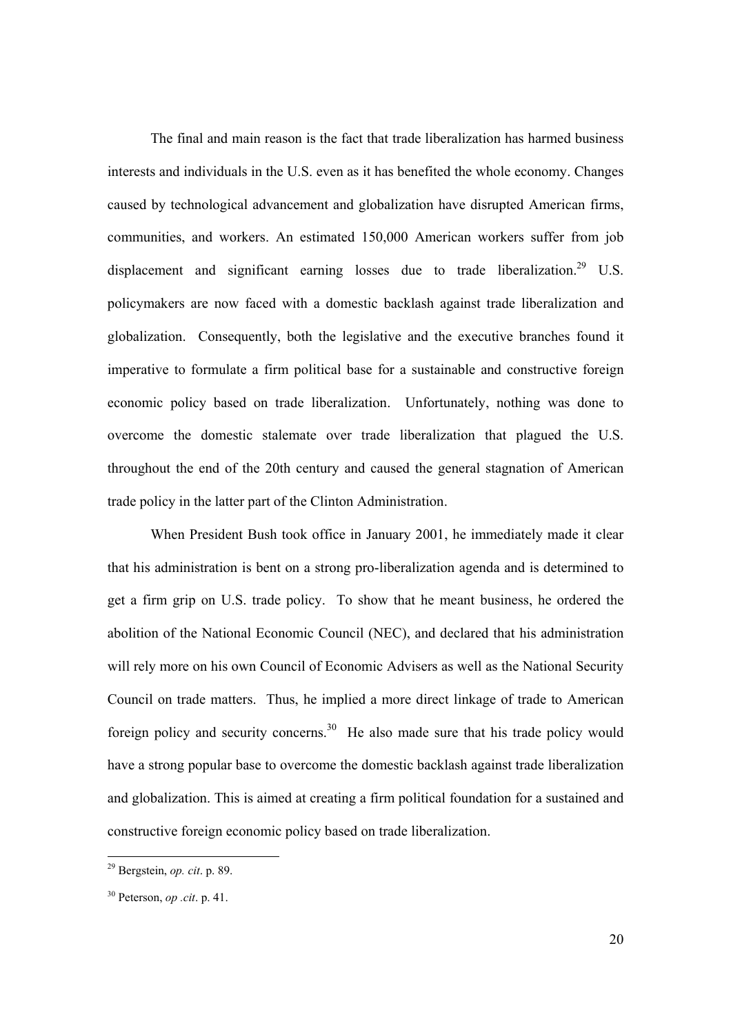The final and main reason is the fact that trade liberalization has harmed business interests and individuals in the U.S. even as it has benefited the whole economy. Changes caused by technological advancement and globalization have disrupted American firms, communities, and workers. An estimated 150,000 American workers suffer from job displacement and significant earning losses due to trade liberalization.[29] U.S. policymakers are now faced with a domestic backlash against trade liberalization and globalization. Consequently, both the legislative and the executive branches found it imperative to formulate a firm political base for a sustainable and constructive foreign economic policy based on trade liberalization. Unfortunately, nothing was done to overcome the domestic stalemate over trade liberalization that plagued the U.S. throughout the end of the 20th century and caused the general stagnation of American trade policy in the latter part of the Clinton Administration.

When President Bush took office in January 2001, he immediately made it clear that his administration is bent on a strong pro-liberalization agenda and is determined to get a firm grip on U.S. trade policy. To show that he meant business, he ordered the abolition of the National Economic Council (NEC), and declared that his administration will rely more on his own Council of Economic Advisers as well as the National Security Council on trade matters. Thus, he implied a more direct linkage of trade to American foreign policy and security concerns.[30] He also made sure that his trade policy would have a strong popular base to overcome the domestic backlash against trade liberalization and globalization. This is aimed at creating a firm political foundation for a sustained and constructive foreign economic policy based on trade liberalization.

---

[29] Bergstein, *op. cit*. p. 89.

[30] Peterson, *op .cit*. p. 41.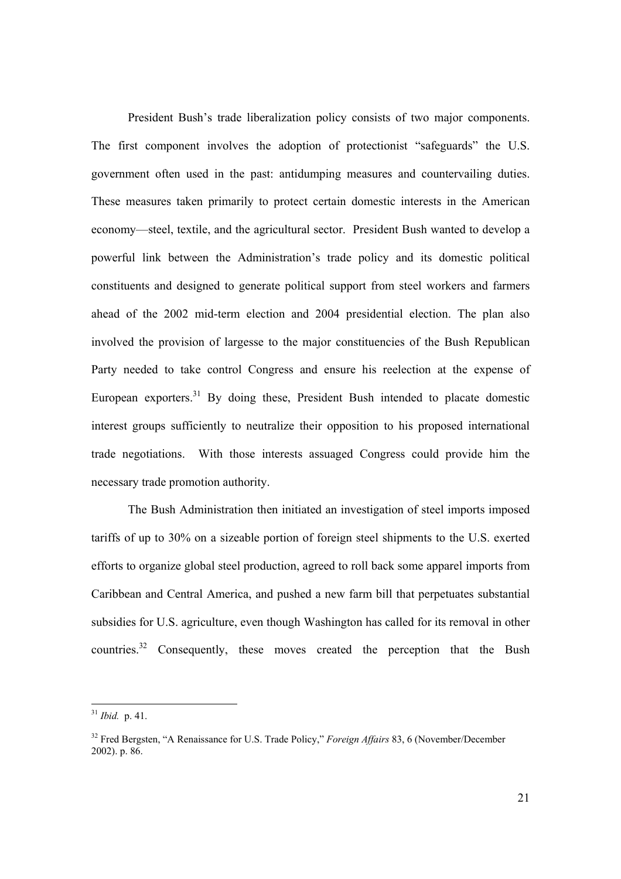President Bush's trade liberalization policy consists of two major components. The first component involves the adoption of protectionist "safeguards" the U.S. government often used in the past: antidumping measures and countervailing duties. These measures taken primarily to protect certain domestic interests in the American economy—steel, textile, and the agricultural sector. President Bush wanted to develop a powerful link between the Administration's trade policy and its domestic political constituents and designed to generate political support from steel workers and farmers ahead of the 2002 mid-term election and 2004 presidential election. The plan also involved the provision of largesse to the major constituencies of the Bush Republican Party needed to take control Congress and ensure his reelection at the expense of European exporters.[31] By doing these, President Bush intended to placate domestic interest groups sufficiently to neutralize their opposition to his proposed international trade negotiations. With those interests assuaged Congress could provide him the necessary trade promotion authority.

The Bush Administration then initiated an investigation of steel imports imposed tariffs of up to 30% on a sizeable portion of foreign steel shipments to the U.S. exerted efforts to organize global steel production, agreed to roll back some apparel imports from Caribbean and Central America, and pushed a new farm bill that perpetuates substantial subsidies for U.S. agriculture, even though Washington has called for its removal in other countries.[32] Consequently, these moves created the perception that the Bush

---

[31] *Ibid.* p. 41.

[32] Fred Bergsten, "A Renaissance for U.S. Trade Policy," *Foreign Affairs* 83, 6 (November/December 2002). p. 86.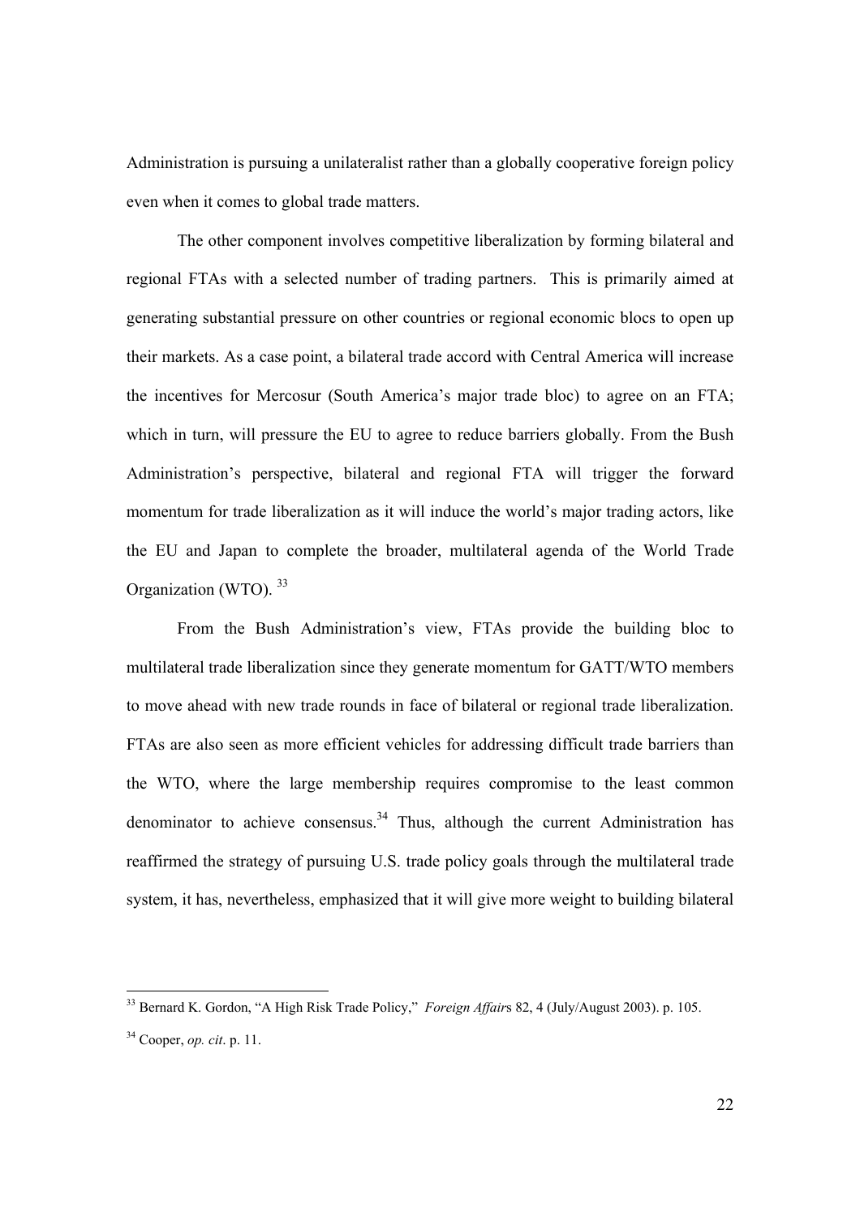Administration is pursuing a unilateralist rather than a globally cooperative foreign policy even when it comes to global trade matters.

The other component involves competitive liberalization by forming bilateral and regional FTAs with a selected number of trading partners. This is primarily aimed at generating substantial pressure on other countries or regional economic blocs to open up their markets. As a case point, a bilateral trade accord with Central America will increase the incentives for Mercosur (South America's major trade bloc) to agree on an FTA; which in turn, will pressure the EU to agree to reduce barriers globally. From the Bush Administration's perspective, bilateral and regional FTA will trigger the forward momentum for trade liberalization as it will induce the world's major trading actors, like the EU and Japan to complete the broader, multilateral agenda of the World Trade Organization (WTO). [33]

From the Bush Administration's view, FTAs provide the building bloc to multilateral trade liberalization since they generate momentum for GATT/WTO members to move ahead with new trade rounds in face of bilateral or regional trade liberalization. FTAs are also seen as more efficient vehicles for addressing difficult trade barriers than the WTO, where the large membership requires compromise to the least common denominator to achieve consensus.[34] Thus, although the current Administration has reaffirmed the strategy of pursuing U.S. trade policy goals through the multilateral trade system, it has, nevertheless, emphasized that it will give more weight to building bilateral

---

[33] Bernard K. Gordon, "A High Risk Trade Policy," *Foreign Affairs* 82, 4 (July/August 2003). p. 105.

[34] Cooper, *op. cit*. p. 11.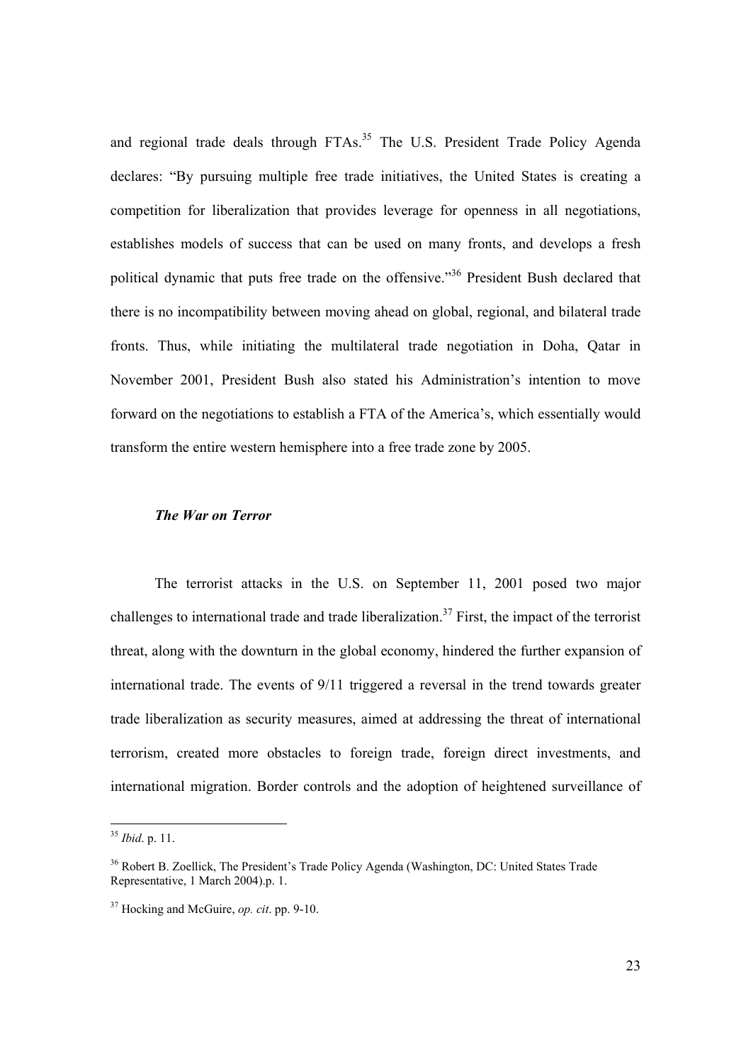and regional trade deals through FTAs.[35] The U.S. President Trade Policy Agenda declares: "By pursuing multiple free trade initiatives, the United States is creating a competition for liberalization that provides leverage for openness in all negotiations, establishes models of success that can be used on many fronts, and develops a fresh political dynamic that puts free trade on the offensive."[36] President Bush declared that there is no incompatibility between moving ahead on global, regional, and bilateral trade fronts. Thus, while initiating the multilateral trade negotiation in Doha, Qatar in November 2001, President Bush also stated his Administration's intention to move forward on the negotiations to establish a FTA of the America's, which essentially would transform the entire western hemisphere into a free trade zone by 2005.

***The War on Terror***

The terrorist attacks in the U.S. on September 11, 2001 posed two major challenges to international trade and trade liberalization.[37] First, the impact of the terrorist threat, along with the downturn in the global economy, hindered the further expansion of international trade. The events of 9/11 triggered a reversal in the trend towards greater trade liberalization as security measures, aimed at addressing the threat of international terrorism, created more obstacles to foreign trade, foreign direct investments, and international migration. Border controls and the adoption of heightened surveillance of

---

[35] *Ibid*. p. 11.

[36] Robert B. Zoellick, The President's Trade Policy Agenda (Washington, DC: United States Trade Representative, 1 March 2004).p. 1.

[37] Hocking and McGuire, *op. cit*. pp. 9-10.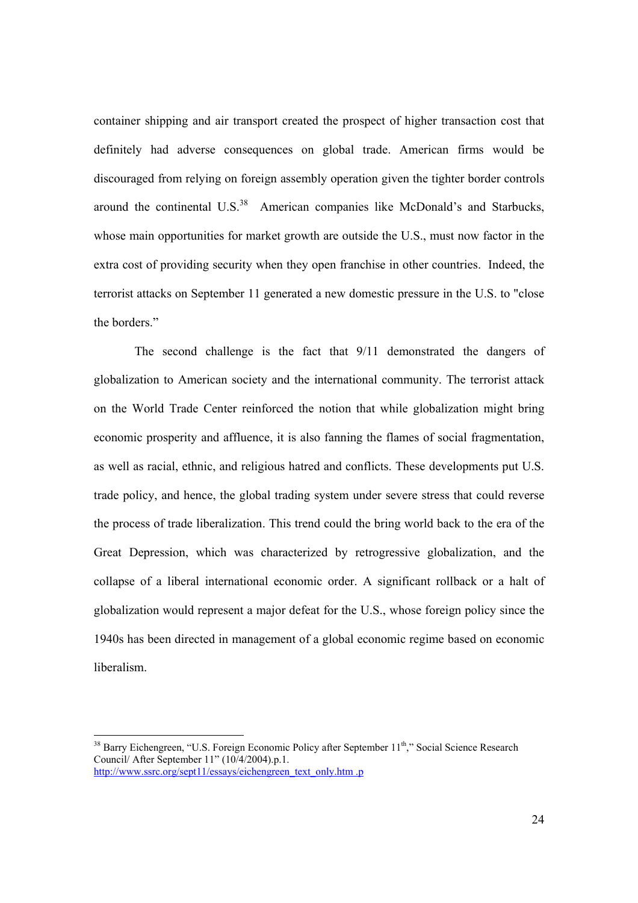container shipping and air transport created the prospect of higher transaction cost that definitely had adverse consequences on global trade. American firms would be discouraged from relying on foreign assembly operation given the tighter border controls around the continental U.S.[38] American companies like McDonald's and Starbucks, whose main opportunities for market growth are outside the U.S., must now factor in the extra cost of providing security when they open franchise in other countries. Indeed, the terrorist attacks on September 11 generated a new domestic pressure in the U.S. to "close the borders."

The second challenge is the fact that 9/11 demonstrated the dangers of globalization to American society and the international community. The terrorist attack on the World Trade Center reinforced the notion that while globalization might bring economic prosperity and affluence, it is also fanning the flames of social fragmentation, as well as racial, ethnic, and religious hatred and conflicts. These developments put U.S. trade policy, and hence, the global trading system under severe stress that could reverse the process of trade liberalization. This trend could the bring world back to the era of the Great Depression, which was characterized by retrogressive globalization, and the collapse of a liberal international economic order. A significant rollback or a halt of globalization would represent a major defeat for the U.S., whose foreign policy since the 1940s has been directed in management of a global economic regime based on economic liberalism.

---

[38] Barry Eichengreen, "U.S. Foreign Economic Policy after September 11th," Social Science Research Council/ After September 11" (10/4/2004).p.1. http://www.ssrc.org/sept11/essays/eichengreen_text_only.htm .p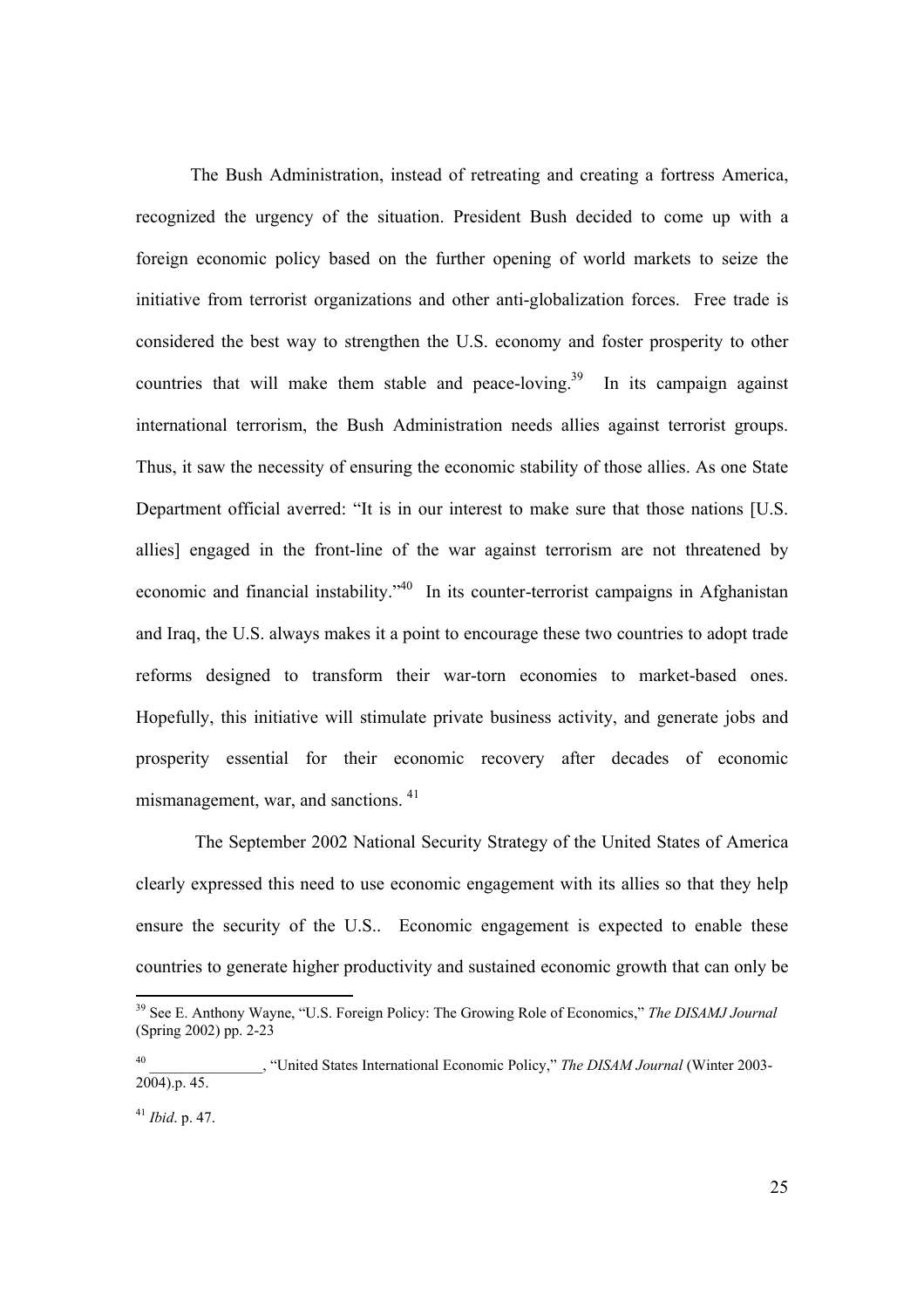The Bush Administration, instead of retreating and creating a fortress America, recognized the urgency of the situation. President Bush decided to come up with a foreign economic policy based on the further opening of world markets to seize the initiative from terrorist organizations and other anti-globalization forces. Free trade is considered the best way to strengthen the U.S. economy and foster prosperity to other countries that will make them stable and peace-loving.[39] In its campaign against international terrorism, the Bush Administration needs allies against terrorist groups. Thus, it saw the necessity of ensuring the economic stability of those allies. As one State Department official averred: "It is in our interest to make sure that those nations [U.S. allies] engaged in the front-line of the war against terrorism are not threatened by economic and financial instability."[40] In its counter-terrorist campaigns in Afghanistan and Iraq, the U.S. always makes it a point to encourage these two countries to adopt trade reforms designed to transform their war-torn economies to market-based ones. Hopefully, this initiative will stimulate private business activity, and generate jobs and prosperity essential for their economic recovery after decades of economic mismanagement, war, and sanctions. [41]

The September 2002 National Security Strategy of the United States of America clearly expressed this need to use economic engagement with its allies so that they help ensure the security of the U.S.. Economic engagement is expected to enable these countries to generate higher productivity and sustained economic growth that can only be

---

[39] See E. Anthony Wayne, "U.S. Foreign Policy: The Growing Role of Economics," *The DISAMJ Journal* (Spring 2002) pp. 2-23

[40] _______________, "United States International Economic Policy," *The DISAM Journal* (Winter 2003-2004).p. 45.

[41] *Ibid*. p. 47.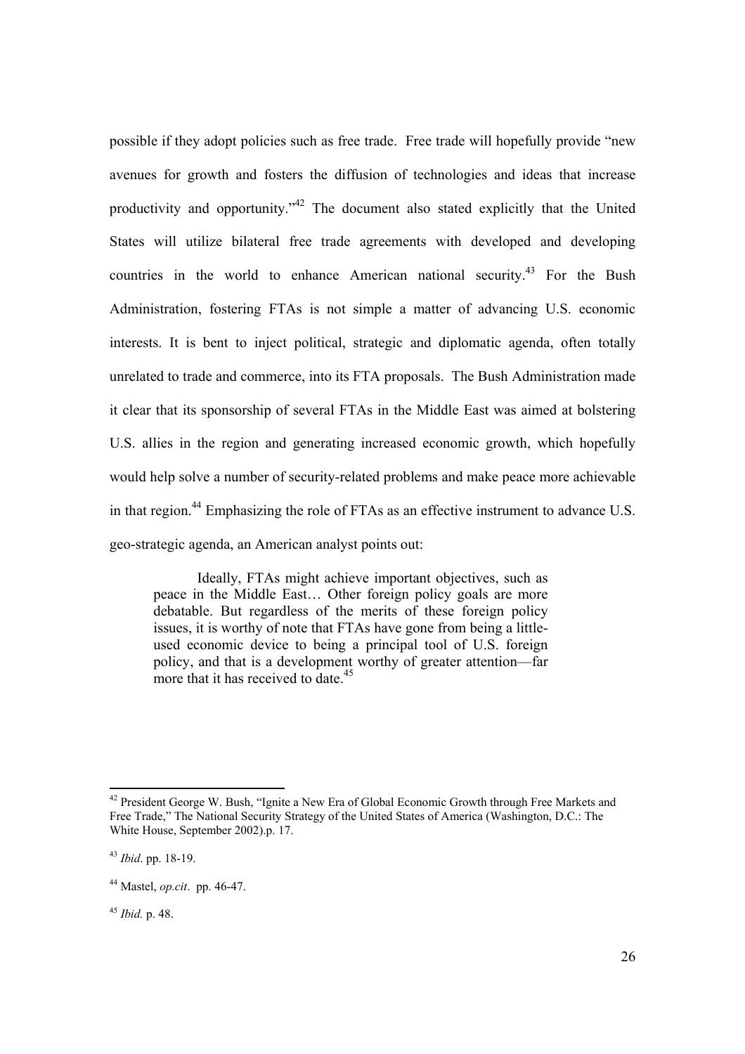possible if they adopt policies such as free trade. Free trade will hopefully provide "new avenues for growth and fosters the diffusion of technologies and ideas that increase productivity and opportunity."[42] The document also stated explicitly that the United States will utilize bilateral free trade agreements with developed and developing countries in the world to enhance American national security.[43] For the Bush Administration, fostering FTAs is not simple a matter of advancing U.S. economic interests. It is bent to inject political, strategic and diplomatic agenda, often totally unrelated to trade and commerce, into its FTA proposals. The Bush Administration made it clear that its sponsorship of several FTAs in the Middle East was aimed at bolstering U.S. allies in the region and generating increased economic growth, which hopefully would help solve a number of security-related problems and make peace more achievable in that region.[44] Emphasizing the role of FTAs as an effective instrument to advance U.S. geo-strategic agenda, an American analyst points out:

> Ideally, FTAs might achieve important objectives, such as peace in the Middle East… Other foreign policy goals are more debatable. But regardless of the merits of these foreign policy issues, it is worthy of note that FTAs have gone from being a little-used economic device to being a principal tool of U.S. foreign policy, and that is a development worthy of greater attention—far more that it has received to date.[45]

---

[42] President George W. Bush, "Ignite a New Era of Global Economic Growth through Free Markets and Free Trade," The National Security Strategy of the United States of America (Washington, D.C.: The White House, September 2002).p. 17.

[43] *Ibid*. pp. 18-19.

[44] Mastel, *op.cit*. pp. 46-47.

[45] *Ibid.* p. 48.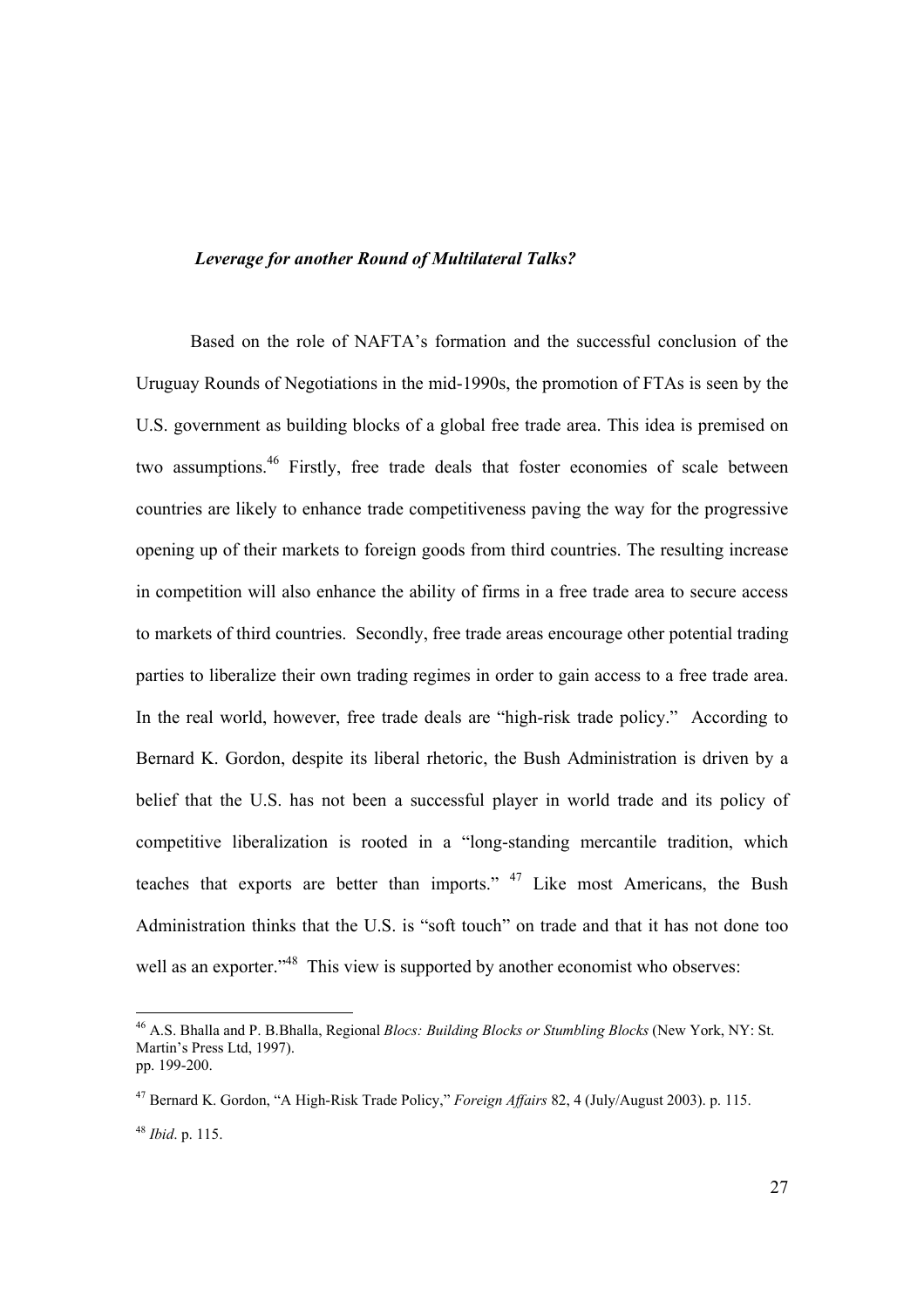***Leverage for another Round of Multilateral Talks?***

Based on the role of NAFTA's formation and the successful conclusion of the Uruguay Rounds of Negotiations in the mid-1990s, the promotion of FTAs is seen by the U.S. government as building blocks of a global free trade area. This idea is premised on two assumptions.[46] Firstly, free trade deals that foster economies of scale between countries are likely to enhance trade competitiveness paving the way for the progressive opening up of their markets to foreign goods from third countries. The resulting increase in competition will also enhance the ability of firms in a free trade area to secure access to markets of third countries. Secondly, free trade areas encourage other potential trading parties to liberalize their own trading regimes in order to gain access to a free trade area. In the real world, however, free trade deals are "high-risk trade policy." According to Bernard K. Gordon, despite its liberal rhetoric, the Bush Administration is driven by a belief that the U.S. has not been a successful player in world trade and its policy of competitive liberalization is rooted in a "long-standing mercantile tradition, which teaches that exports are better than imports." [47] Like most Americans, the Bush Administration thinks that the U.S. is "soft touch" on trade and that it has not done too well as an exporter."[48] This view is supported by another economist who observes:

---

[46] A.S. Bhalla and P. B.Bhalla, Regional *Blocs: Building Blocks or Stumbling Blocks* (New York, NY: St. Martin's Press Ltd, 1997). pp. 199-200.

[47] Bernard K. Gordon, "A High-Risk Trade Policy," *Foreign Affairs* 82, 4 (July/August 2003). p. 115.

[48] *Ibid*. p. 115.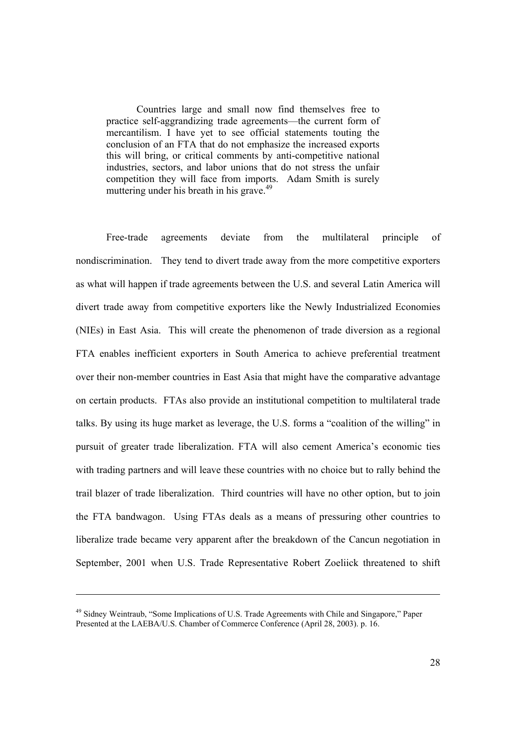> Countries large and small now find themselves free to practice self-aggrandizing trade agreements—the current form of mercantilism. I have yet to see official statements touting the conclusion of an FTA that do not emphasize the increased exports this will bring, or critical comments by anti-competitive national industries, sectors, and labor unions that do not stress the unfair competition they will face from imports. Adam Smith is surely muttering under his breath in his grave.[49]

Free-trade agreements deviate from the multilateral principle of nondiscrimination. They tend to divert trade away from the more competitive exporters as what will happen if trade agreements between the U.S. and several Latin America will divert trade away from competitive exporters like the Newly Industrialized Economies (NIEs) in East Asia. This will create the phenomenon of trade diversion as a regional FTA enables inefficient exporters in South America to achieve preferential treatment over their non-member countries in East Asia that might have the comparative advantage on certain products. FTAs also provide an institutional competition to multilateral trade talks. By using its huge market as leverage, the U.S. forms a "coalition of the willing" in pursuit of greater trade liberalization. FTA will also cement America's economic ties with trading partners and will leave these countries with no choice but to rally behind the trail blazer of trade liberalization. Third countries will have no other option, but to join the FTA bandwagon. Using FTAs deals as a means of pressuring other countries to liberalize trade became very apparent after the breakdown of the Cancun negotiation in September, 2001 when U.S. Trade Representative Robert Zoeliick threatened to shift

---

[49] Sidney Weintraub, "Some Implications of U.S. Trade Agreements with Chile and Singapore," Paper Presented at the LAEBA/U.S. Chamber of Commerce Conference (April 28, 2003). p. 16.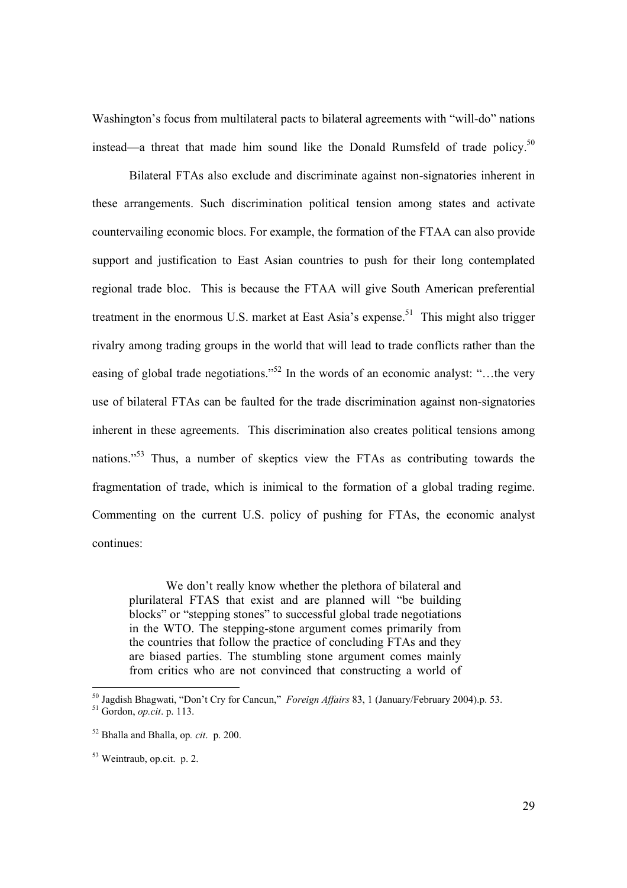Washington's focus from multilateral pacts to bilateral agreements with "will-do" nations instead—a threat that made him sound like the Donald Rumsfeld of trade policy.[50]

Bilateral FTAs also exclude and discriminate against non-signatories inherent in these arrangements. Such discrimination political tension among states and activate countervailing economic blocs. For example, the formation of the FTAA can also provide support and justification to East Asian countries to push for their long contemplated regional trade bloc. This is because the FTAA will give South American preferential treatment in the enormous U.S. market at East Asia's expense.[51] This might also trigger rivalry among trading groups in the world that will lead to trade conflicts rather than the easing of global trade negotiations."[52] In the words of an economic analyst: "…the very use of bilateral FTAs can be faulted for the trade discrimination against non-signatories inherent in these agreements. This discrimination also creates political tensions among nations."[53] Thus, a number of skeptics view the FTAs as contributing towards the fragmentation of trade, which is inimical to the formation of a global trading regime. Commenting on the current U.S. policy of pushing for FTAs, the economic analyst continues:

> We don't really know whether the plethora of bilateral and plurilateral FTAS that exist and are planned will "be building blocks" or "stepping stones" to successful global trade negotiations in the WTO. The stepping-stone argument comes primarily from the countries that follow the practice of concluding FTAs and they are biased parties. The stumbling stone argument comes mainly from critics who are not convinced that constructing a world of

---

[50] Jagdish Bhagwati, "Don't Cry for Cancun," *Foreign Affairs* 83, 1 (January/February 2004).p. 53.

[51] Gordon, *op.cit*. p. 113.

[52] Bhalla and Bhalla, op*. cit*. p. 200.

[53] Weintraub, op.cit. p. 2.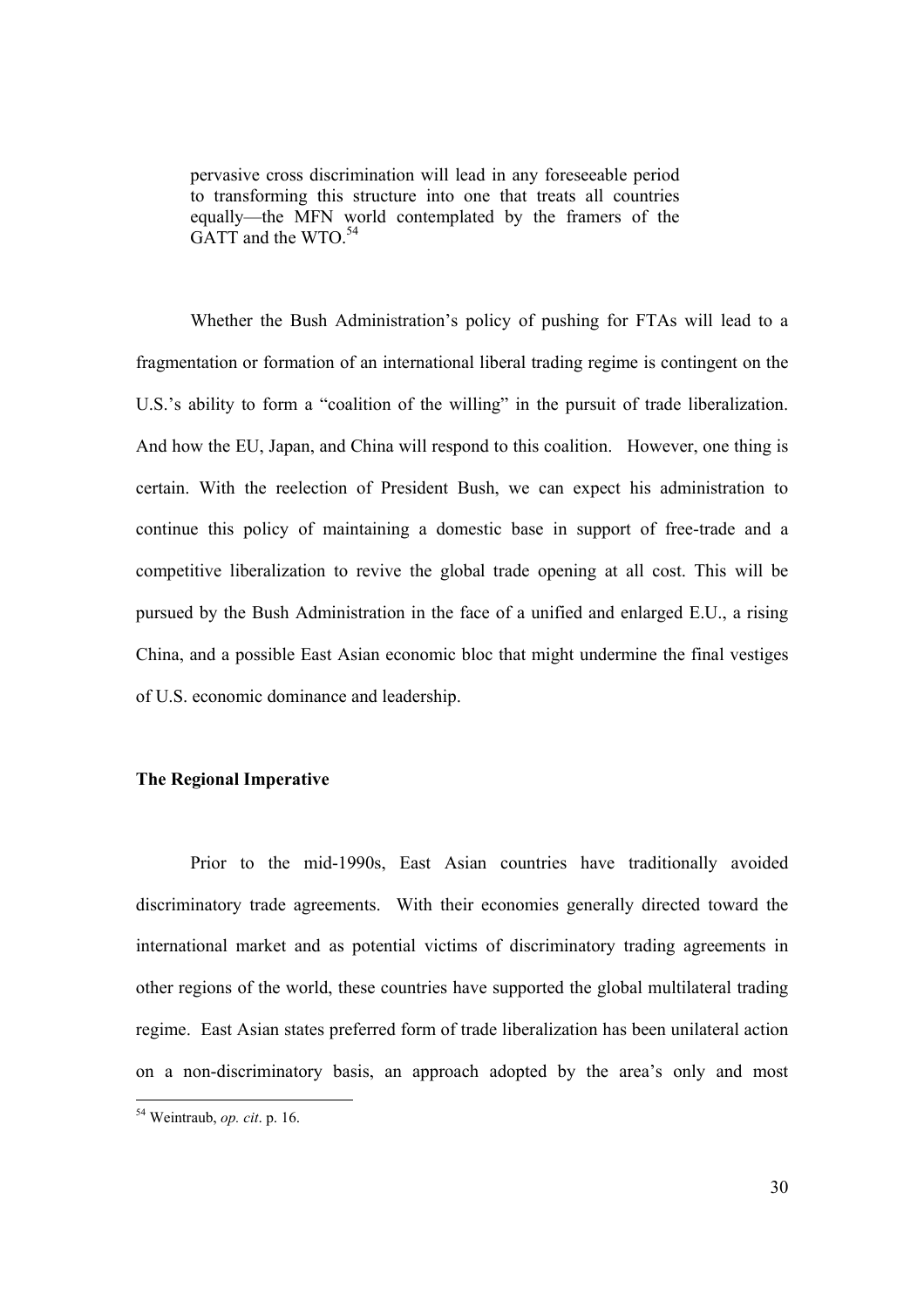> pervasive cross discrimination will lead in any foreseeable period to transforming this structure into one that treats all countries equally—the MFN world contemplated by the framers of the GATT and the WTO.[54]

Whether the Bush Administration's policy of pushing for FTAs will lead to a fragmentation or formation of an international liberal trading regime is contingent on the U.S.'s ability to form a "coalition of the willing" in the pursuit of trade liberalization. And how the EU, Japan, and China will respond to this coalition. However, one thing is certain. With the reelection of President Bush, we can expect his administration to continue this policy of maintaining a domestic base in support of free-trade and a competitive liberalization to revive the global trade opening at all cost. This will be pursued by the Bush Administration in the face of a unified and enlarged E.U., a rising China, and a possible East Asian economic bloc that might undermine the final vestiges of U.S. economic dominance and leadership.

**The Regional Imperative**

Prior to the mid-1990s, East Asian countries have traditionally avoided discriminatory trade agreements. With their economies generally directed toward the international market and as potential victims of discriminatory trading agreements in other regions of the world, these countries have supported the global multilateral trading regime. East Asian states preferred form of trade liberalization has been unilateral action on a non-discriminatory basis, an approach adopted by the area's only and most

---

[54] Weintraub, *op. cit*. p. 16.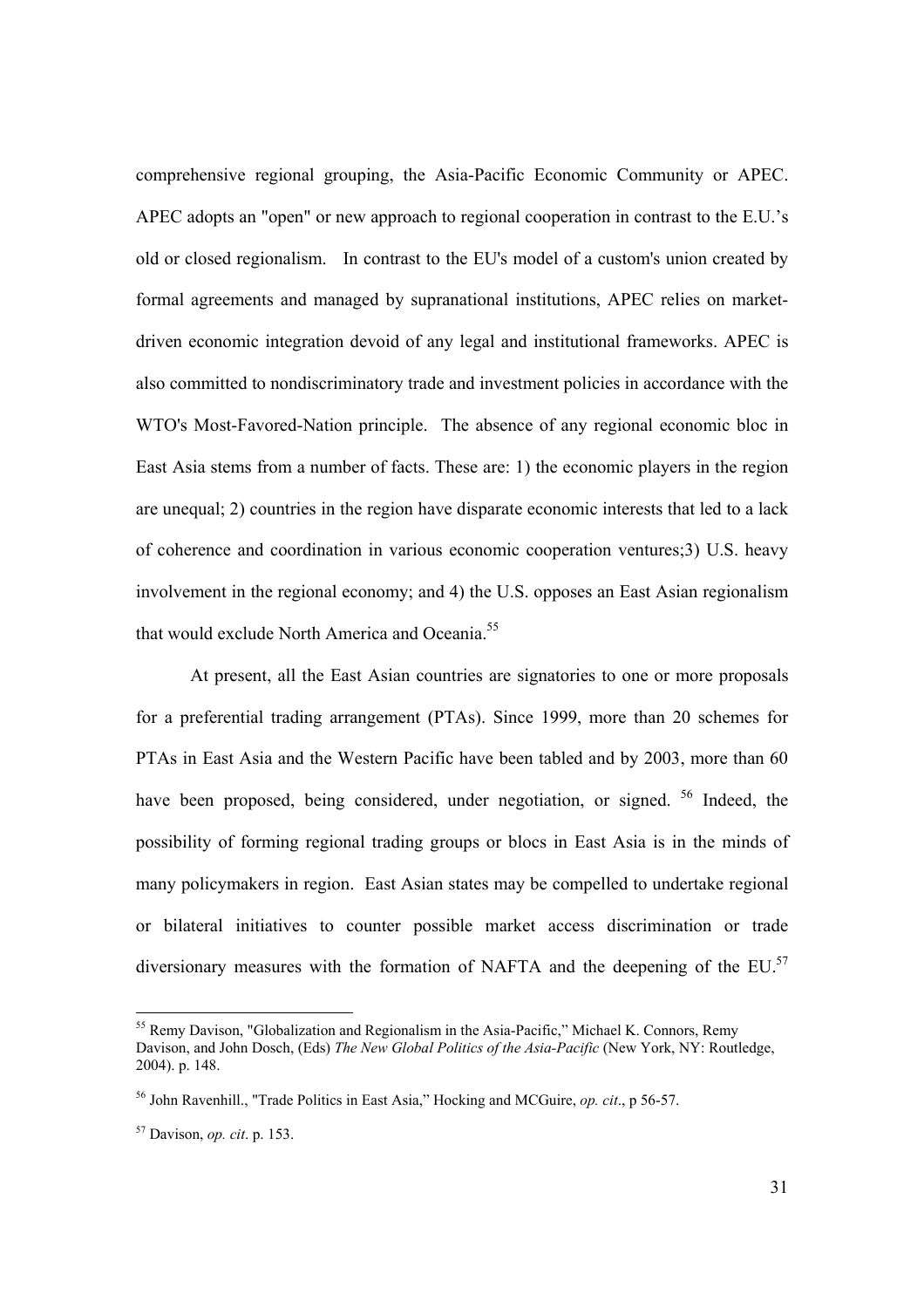comprehensive regional grouping, the Asia-Pacific Economic Community or APEC. APEC adopts an "open" or new approach to regional cooperation in contrast to the E.U.'s old or closed regionalism. In contrast to the EU's model of a custom's union created by formal agreements and managed by supranational institutions, APEC relies on market-driven economic integration devoid of any legal and institutional frameworks. APEC is also committed to nondiscriminatory trade and investment policies in accordance with the WTO's Most-Favored-Nation principle. The absence of any regional economic bloc in East Asia stems from a number of facts. These are: 1) the economic players in the region are unequal; 2) countries in the region have disparate economic interests that led to a lack of coherence and coordination in various economic cooperation ventures;3) U.S. heavy involvement in the regional economy; and 4) the U.S. opposes an East Asian regionalism that would exclude North America and Oceania.[55]

At present, all the East Asian countries are signatories to one or more proposals for a preferential trading arrangement (PTAs). Since 1999, more than 20 schemes for PTAs in East Asia and the Western Pacific have been tabled and by 2003, more than 60 have been proposed, being considered, under negotiation, or signed. [56] Indeed, the possibility of forming regional trading groups or blocs in East Asia is in the minds of many policymakers in region. East Asian states may be compelled to undertake regional or bilateral initiatives to counter possible market access discrimination or trade diversionary measures with the formation of NAFTA and the deepening of the EU.[57]

---

[55] Remy Davison, "Globalization and Regionalism in the Asia-Pacific," Michael K. Connors, Remy Davison, and John Dosch, (Eds) *The New Global Politics of the Asia-Pacific* (New York, NY: Routledge, 2004). p. 148.

[56] John Ravenhill., "Trade Politics in East Asia," Hocking and MCGuire, *op. cit*., p 56-57.

[57] Davison, *op. cit*. p. 153.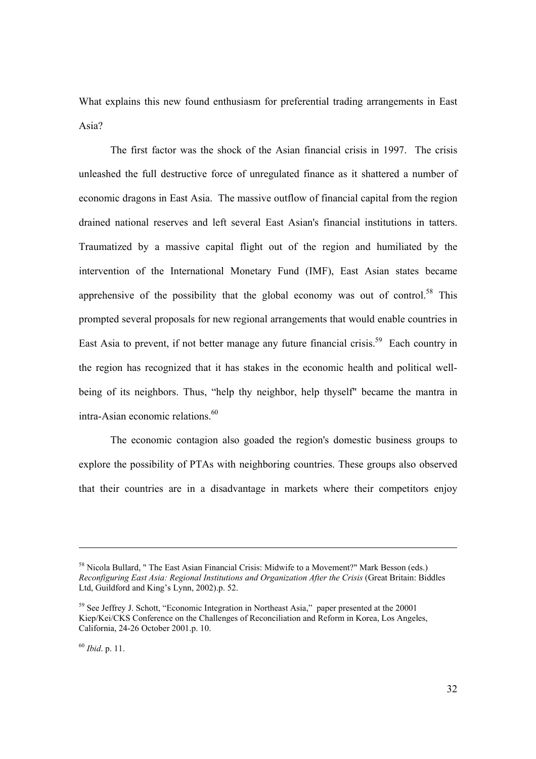What explains this new found enthusiasm for preferential trading arrangements in East Asia?

The first factor was the shock of the Asian financial crisis in 1997. The crisis unleashed the full destructive force of unregulated finance as it shattered a number of economic dragons in East Asia. The massive outflow of financial capital from the region drained national reserves and left several East Asian's financial institutions in tatters. Traumatized by a massive capital flight out of the region and humiliated by the intervention of the International Monetary Fund (IMF), East Asian states became apprehensive of the possibility that the global economy was out of control.[58] This prompted several proposals for new regional arrangements that would enable countries in East Asia to prevent, if not better manage any future financial crisis.[59] Each country in the region has recognized that it has stakes in the economic health and political well-being of its neighbors. Thus, "help thy neighbor, help thyself" became the mantra in intra-Asian economic relations.[60]

The economic contagion also goaded the region's domestic business groups to explore the possibility of PTAs with neighboring countries. These groups also observed that their countries are in a disadvantage in markets where their competitors enjoy

---

[58] Nicola Bullard, " The East Asian Financial Crisis: Midwife to a Movement?" Mark Besson (eds.) *Reconfiguring East Asia: Regional Institutions and Organization After the Crisis* (Great Britain: Biddles Ltd, Guildford and King's Lynn, 2002).p. 52.

[59] See Jeffrey J. Schott, "Economic Integration in Northeast Asia," paper presented at the 20001 Kiep/Kei/CKS Conference on the Challenges of Reconciliation and Reform in Korea, Los Angeles, California, 24-26 October 2001.p. 10.

[60] *Ibid*. p. 11.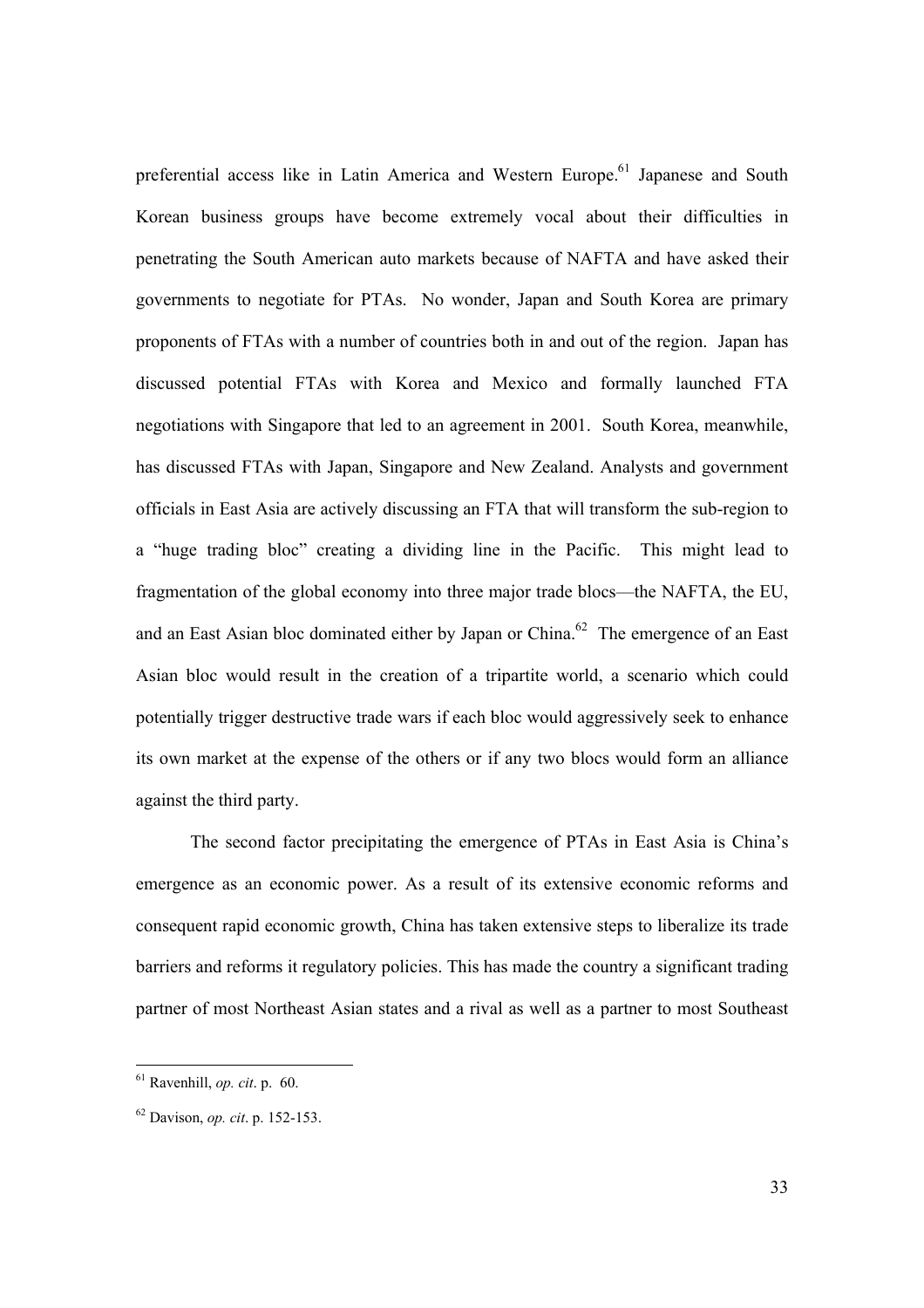preferential access like in Latin America and Western Europe.[61] Japanese and South Korean business groups have become extremely vocal about their difficulties in penetrating the South American auto markets because of NAFTA and have asked their governments to negotiate for PTAs. No wonder, Japan and South Korea are primary proponents of FTAs with a number of countries both in and out of the region. Japan has discussed potential FTAs with Korea and Mexico and formally launched FTA negotiations with Singapore that led to an agreement in 2001. South Korea, meanwhile, has discussed FTAs with Japan, Singapore and New Zealand. Analysts and government officials in East Asia are actively discussing an FTA that will transform the sub-region to a "huge trading bloc" creating a dividing line in the Pacific. This might lead to fragmentation of the global economy into three major trade blocs—the NAFTA, the EU, and an East Asian bloc dominated either by Japan or China.[62] The emergence of an East Asian bloc would result in the creation of a tripartite world, a scenario which could potentially trigger destructive trade wars if each bloc would aggressively seek to enhance its own market at the expense of the others or if any two blocs would form an alliance against the third party.

The second factor precipitating the emergence of PTAs in East Asia is China's emergence as an economic power. As a result of its extensive economic reforms and consequent rapid economic growth, China has taken extensive steps to liberalize its trade barriers and reforms it regulatory policies. This has made the country a significant trading partner of most Northeast Asian states and a rival as well as a partner to most Southeast

---

[61] Ravenhill, *op. cit*. p. 60.

[62] Davison, *op. cit*. p. 152-153.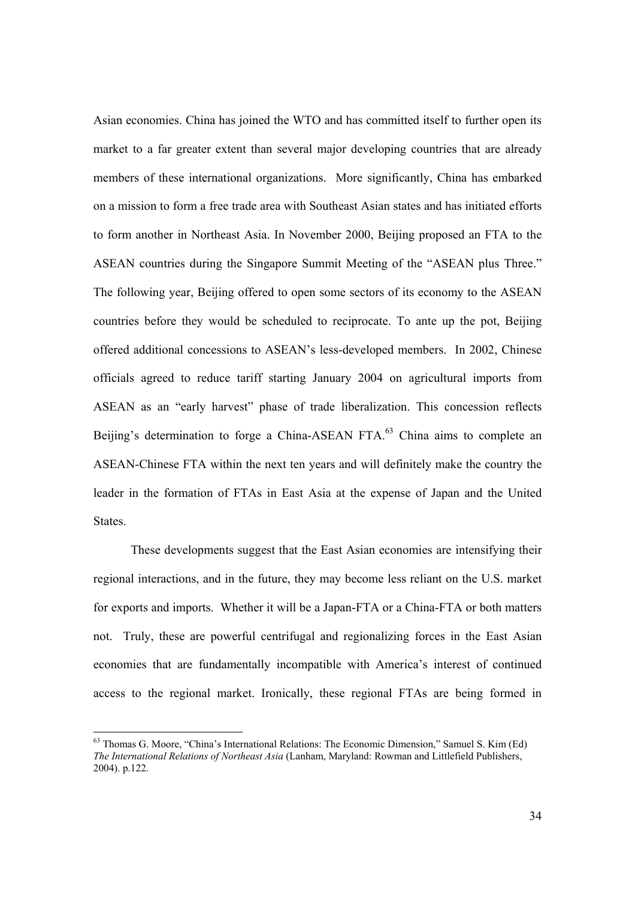Asian economies. China has joined the WTO and has committed itself to further open its market to a far greater extent than several major developing countries that are already members of these international organizations. More significantly, China has embarked on a mission to form a free trade area with Southeast Asian states and has initiated efforts to form another in Northeast Asia. In November 2000, Beijing proposed an FTA to the ASEAN countries during the Singapore Summit Meeting of the "ASEAN plus Three." The following year, Beijing offered to open some sectors of its economy to the ASEAN countries before they would be scheduled to reciprocate. To ante up the pot, Beijing offered additional concessions to ASEAN's less-developed members. In 2002, Chinese officials agreed to reduce tariff starting January 2004 on agricultural imports from ASEAN as an "early harvest" phase of trade liberalization. This concession reflects Beijing's determination to forge a China-ASEAN FTA.[63] China aims to complete an ASEAN-Chinese FTA within the next ten years and will definitely make the country the leader in the formation of FTAs in East Asia at the expense of Japan and the United States.

These developments suggest that the East Asian economies are intensifying their regional interactions, and in the future, they may become less reliant on the U.S. market for exports and imports. Whether it will be a Japan-FTA or a China-FTA or both matters not. Truly, these are powerful centrifugal and regionalizing forces in the East Asian economies that are fundamentally incompatible with America's interest of continued access to the regional market. Ironically, these regional FTAs are being formed in

---

[63] Thomas G. Moore, "China's International Relations: The Economic Dimension," Samuel S. Kim (Ed) *The International Relations of Northeast Asia* (Lanham, Maryland: Rowman and Littlefield Publishers, 2004). p.122.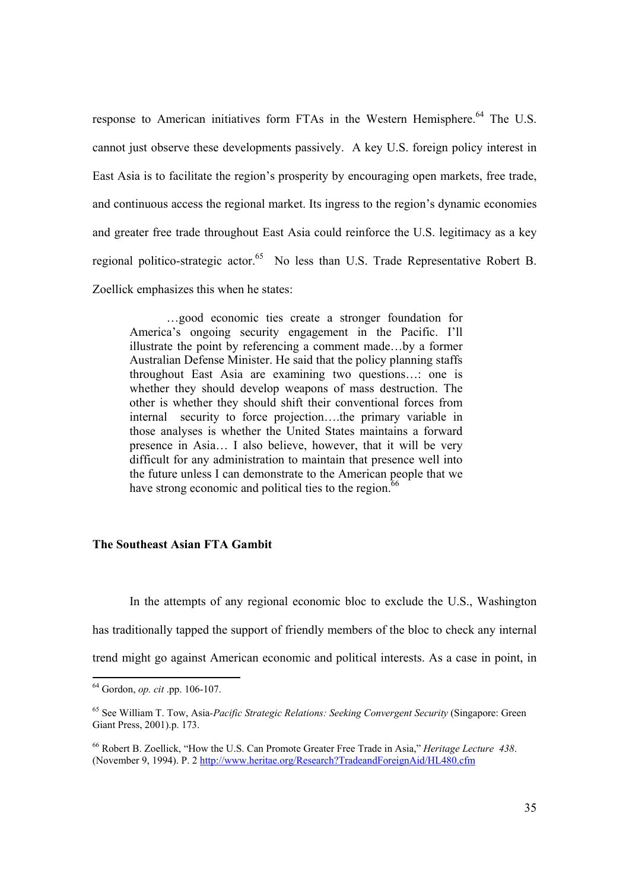response to American initiatives form FTAs in the Western Hemisphere.[64] The U.S. cannot just observe these developments passively. A key U.S. foreign policy interest in East Asia is to facilitate the region's prosperity by encouraging open markets, free trade, and continuous access the regional market. Its ingress to the region's dynamic economies and greater free trade throughout East Asia could reinforce the U.S. legitimacy as a key regional politico-strategic actor.[65] No less than U.S. Trade Representative Robert B. Zoellick emphasizes this when he states:

> …good economic ties create a stronger foundation for America's ongoing security engagement in the Pacific. I'll illustrate the point by referencing a comment made…by a former Australian Defense Minister. He said that the policy planning staffs throughout East Asia are examining two questions…: one is whether they should develop weapons of mass destruction. The other is whether they should shift their conventional forces from internal security to force projection….the primary variable in those analyses is whether the United States maintains a forward presence in Asia… I also believe, however, that it will be very difficult for any administration to maintain that presence well into the future unless I can demonstrate to the American people that we have strong economic and political ties to the region.[66]

**The Southeast Asian FTA Gambit**

In the attempts of any regional economic bloc to exclude the U.S., Washington has traditionally tapped the support of friendly members of the bloc to check any internal trend might go against American economic and political interests. As a case in point, in

---

[64] Gordon, *op. cit* .pp. 106-107.

[65] See William T. Tow, Asia-*Pacific Strategic Relations: Seeking Convergent Security* (Singapore: Green Giant Press, 2001).p. 173.

[66] Robert B. Zoellick, "How the U.S. Can Promote Greater Free Trade in Asia," *Heritage Lecture 438*. (November 9, 1994). P. 2 http://www.heritae.org/Research?TradeandForeignAid/HL480.cfm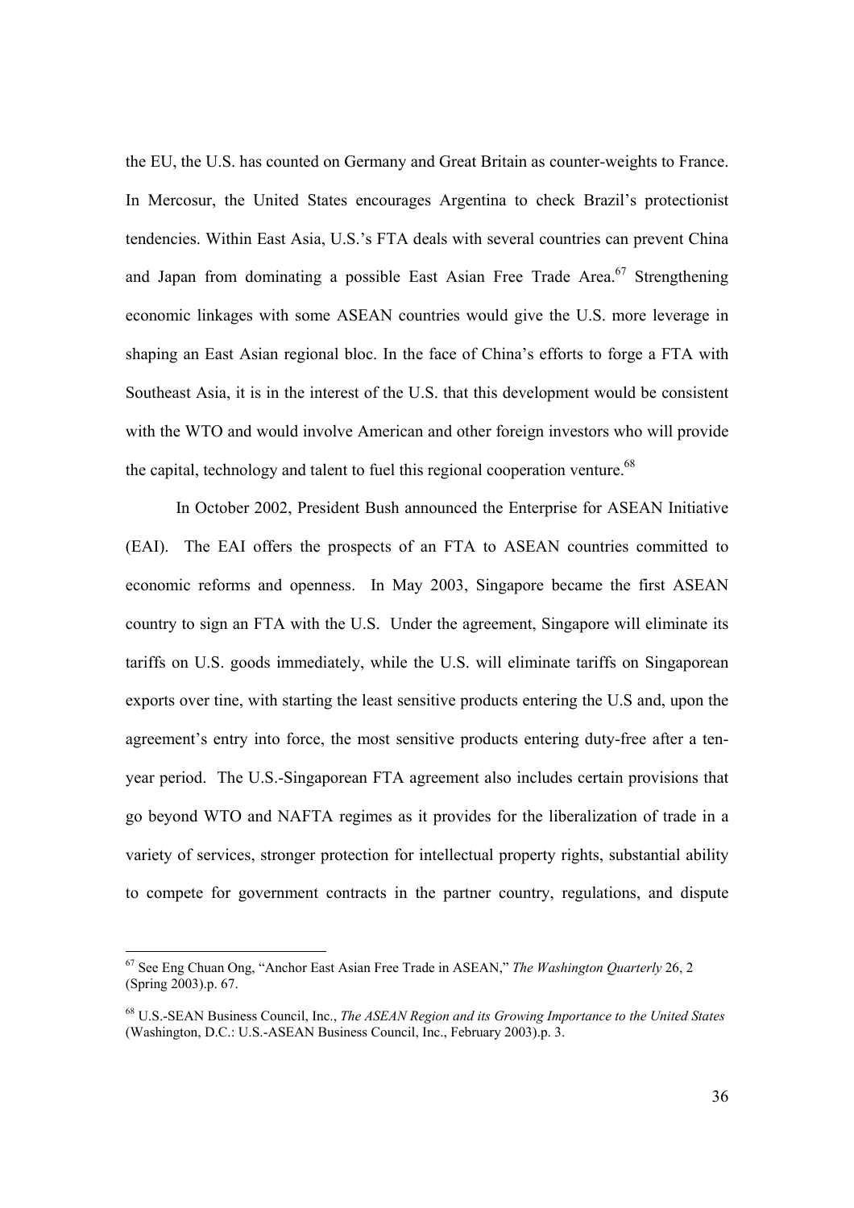the EU, the U.S. has counted on Germany and Great Britain as counter-weights to France. In Mercosur, the United States encourages Argentina to check Brazil's protectionist tendencies. Within East Asia, U.S.'s FTA deals with several countries can prevent China and Japan from dominating a possible East Asian Free Trade Area.[67] Strengthening economic linkages with some ASEAN countries would give the U.S. more leverage in shaping an East Asian regional bloc. In the face of China's efforts to forge a FTA with Southeast Asia, it is in the interest of the U.S. that this development would be consistent with the WTO and would involve American and other foreign investors who will provide the capital, technology and talent to fuel this regional cooperation venture.[68]

In October 2002, President Bush announced the Enterprise for ASEAN Initiative (EAI). The EAI offers the prospects of an FTA to ASEAN countries committed to economic reforms and openness. In May 2003, Singapore became the first ASEAN country to sign an FTA with the U.S. Under the agreement, Singapore will eliminate its tariffs on U.S. goods immediately, while the U.S. will eliminate tariffs on Singaporean exports over tine, with starting the least sensitive products entering the U.S and, upon the agreement's entry into force, the most sensitive products entering duty-free after a ten-year period. The U.S.-Singaporean FTA agreement also includes certain provisions that go beyond WTO and NAFTA regimes as it provides for the liberalization of trade in a variety of services, stronger protection for intellectual property rights, substantial ability to compete for government contracts in the partner country, regulations, and dispute

---

[67] See Eng Chuan Ong, "Anchor East Asian Free Trade in ASEAN," *The Washington Quarterly* 26, 2 (Spring 2003).p. 67.

[68] U.S.-SEAN Business Council, Inc., *The ASEAN Region and its Growing Importance to the United States* (Washington, D.C.: U.S.-ASEAN Business Council, Inc., February 2003).p. 3.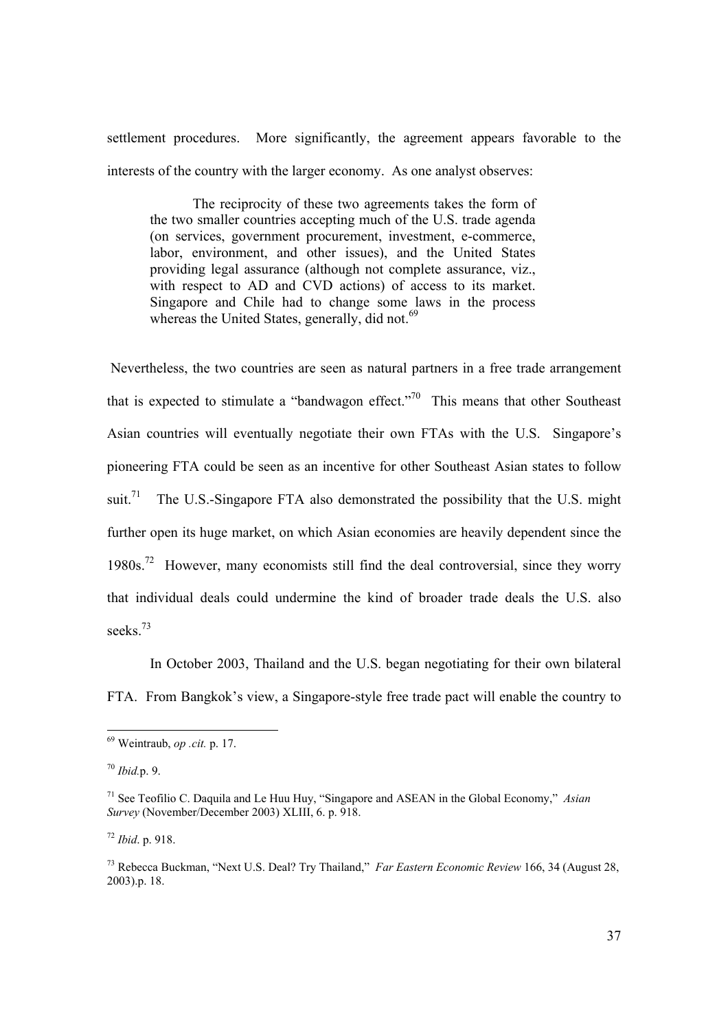settlement procedures. More significantly, the agreement appears favorable to the interests of the country with the larger economy. As one analyst observes:

> The reciprocity of these two agreements takes the form of the two smaller countries accepting much of the U.S. trade agenda (on services, government procurement, investment, e-commerce, labor, environment, and other issues), and the United States providing legal assurance (although not complete assurance, viz., with respect to AD and CVD actions) of access to its market. Singapore and Chile had to change some laws in the process whereas the United States, generally, did not.[69]

Nevertheless, the two countries are seen as natural partners in a free trade arrangement that is expected to stimulate a "bandwagon effect."[70] This means that other Southeast Asian countries will eventually negotiate their own FTAs with the U.S. Singapore's pioneering FTA could be seen as an incentive for other Southeast Asian states to follow suit.[71] The U.S.-Singapore FTA also demonstrated the possibility that the U.S. might further open its huge market, on which Asian economies are heavily dependent since the 1980s.[72] However, many economists still find the deal controversial, since they worry that individual deals could undermine the kind of broader trade deals the U.S. also seeks.[73]

In October 2003, Thailand and the U.S. began negotiating for their own bilateral FTA. From Bangkok's view, a Singapore-style free trade pact will enable the country to

---

[69] Weintraub, *op .cit.* p. 17.

[70] *Ibid.*p. 9.

[71] See Teofilio C. Daquila and Le Huu Huy, "Singapore and ASEAN in the Global Economy," *Asian Survey* (November/December 2003) XLIII, 6. p. 918.

[72] *Ibid*. p. 918.

[73] Rebecca Buckman, "Next U.S. Deal? Try Thailand," *Far Eastern Economic Review* 166, 34 (August 28, 2003).p. 18.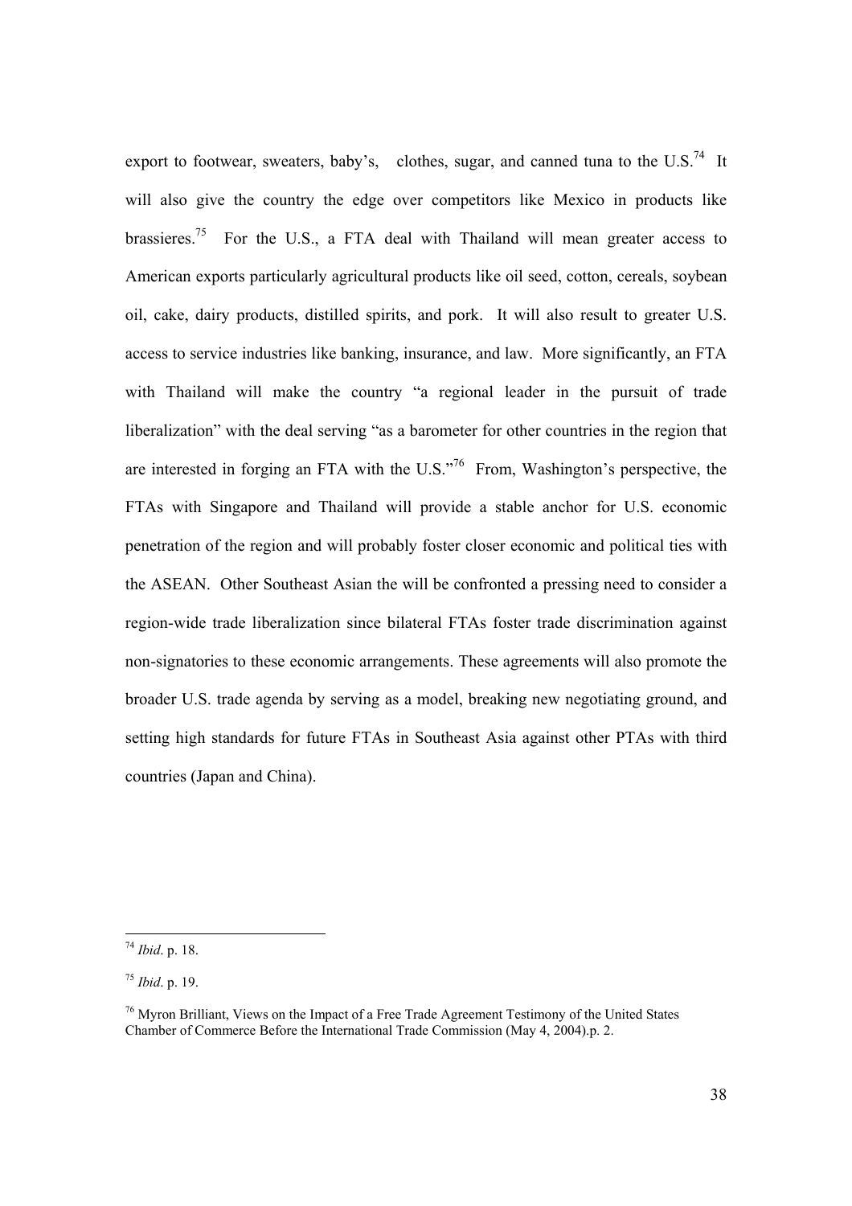export to footwear, sweaters, baby's, clothes, sugar, and canned tuna to the U.S.[74] It will also give the country the edge over competitors like Mexico in products like brassieres.[75] For the U.S., a FTA deal with Thailand will mean greater access to American exports particularly agricultural products like oil seed, cotton, cereals, soybean oil, cake, dairy products, distilled spirits, and pork. It will also result to greater U.S. access to service industries like banking, insurance, and law. More significantly, an FTA with Thailand will make the country "a regional leader in the pursuit of trade liberalization" with the deal serving "as a barometer for other countries in the region that are interested in forging an FTA with the U.S."[76] From, Washington's perspective, the FTAs with Singapore and Thailand will provide a stable anchor for U.S. economic penetration of the region and will probably foster closer economic and political ties with the ASEAN. Other Southeast Asian the will be confronted a pressing need to consider a region-wide trade liberalization since bilateral FTAs foster trade discrimination against non-signatories to these economic arrangements. These agreements will also promote the broader U.S. trade agenda by serving as a model, breaking new negotiating ground, and setting high standards for future FTAs in Southeast Asia against other PTAs with third countries (Japan and China).

---

[74] *Ibid*. p. 18.

[75] *Ibid*. p. 19.

[76] Myron Brilliant, Views on the Impact of a Free Trade Agreement Testimony of the United States Chamber of Commerce Before the International Trade Commission (May 4, 2004).p. 2.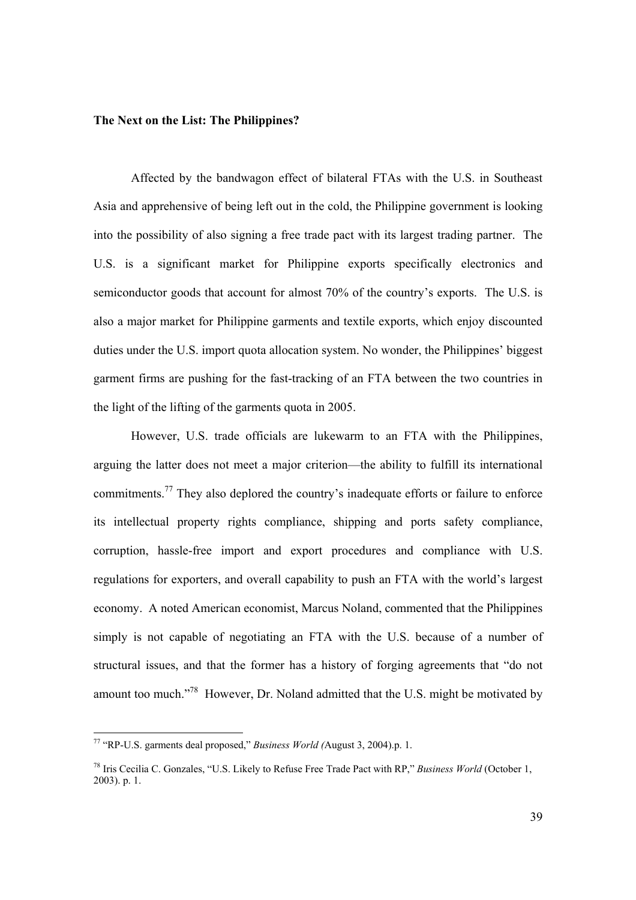**The Next on the List: The Philippines?**

Affected by the bandwagon effect of bilateral FTAs with the U.S. in Southeast Asia and apprehensive of being left out in the cold, the Philippine government is looking into the possibility of also signing a free trade pact with its largest trading partner. The U.S. is a significant market for Philippine exports specifically electronics and semiconductor goods that account for almost 70% of the country's exports. The U.S. is also a major market for Philippine garments and textile exports, which enjoy discounted duties under the U.S. import quota allocation system. No wonder, the Philippines' biggest garment firms are pushing for the fast-tracking of an FTA between the two countries in the light of the lifting of the garments quota in 2005.

However, U.S. trade officials are lukewarm to an FTA with the Philippines, arguing the latter does not meet a major criterion—the ability to fulfill its international commitments.[77] They also deplored the country's inadequate efforts or failure to enforce its intellectual property rights compliance, shipping and ports safety compliance, corruption, hassle-free import and export procedures and compliance with U.S. regulations for exporters, and overall capability to push an FTA with the world's largest economy. A noted American economist, Marcus Noland, commented that the Philippines simply is not capable of negotiating an FTA with the U.S. because of a number of structural issues, and that the former has a history of forging agreements that "do not amount too much."[78] However, Dr. Noland admitted that the U.S. might be motivated by

---

[77] "RP-U.S. garments deal proposed," *Business World (*August 3, 2004).p. 1.

[78] Iris Cecilia C. Gonzales, "U.S. Likely to Refuse Free Trade Pact with RP," *Business World* (October 1, 2003). p. 1.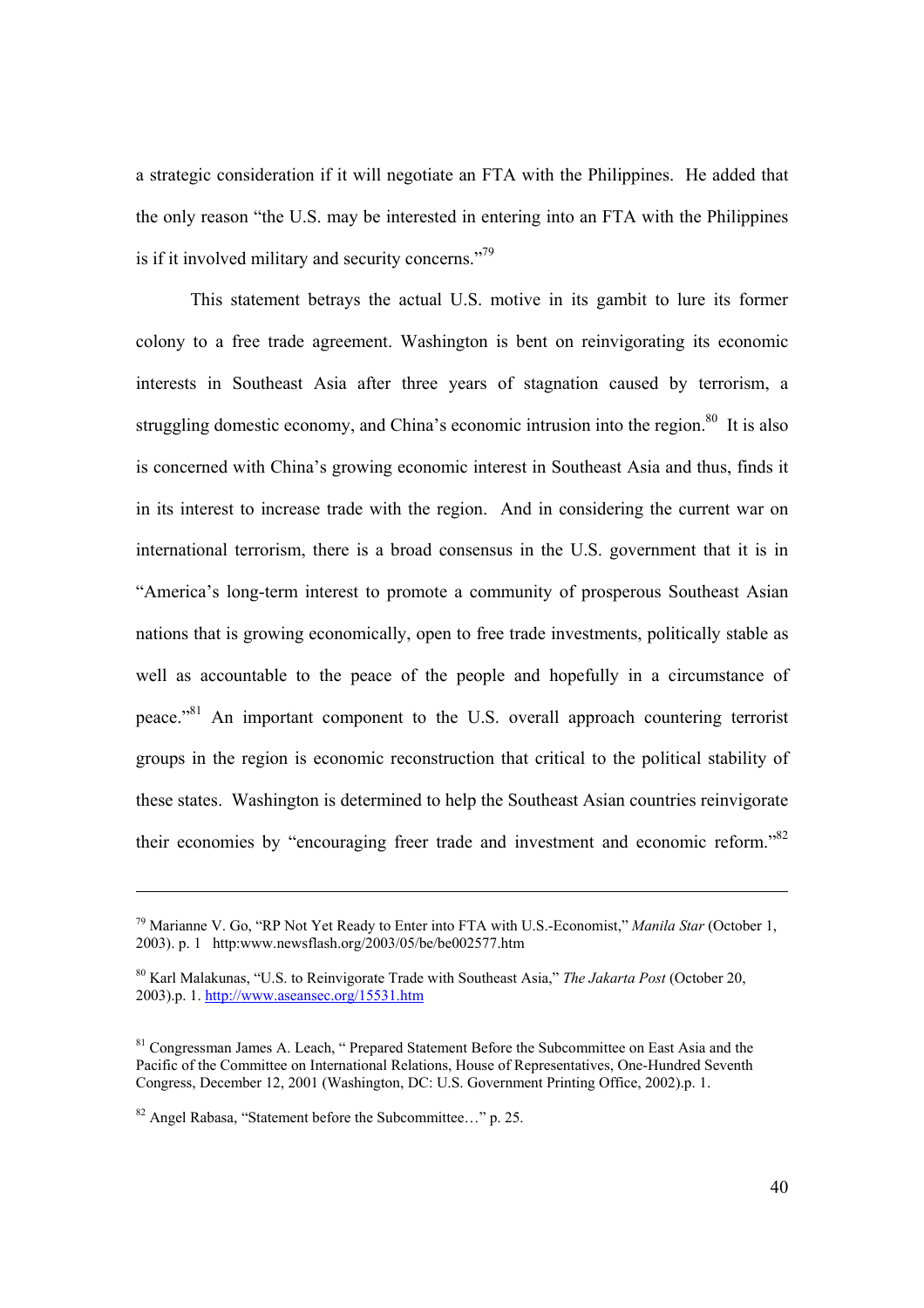a strategic consideration if it will negotiate an FTA with the Philippines. He added that the only reason "the U.S. may be interested in entering into an FTA with the Philippines is if it involved military and security concerns."[79]

This statement betrays the actual U.S. motive in its gambit to lure its former colony to a free trade agreement. Washington is bent on reinvigorating its economic interests in Southeast Asia after three years of stagnation caused by terrorism, a struggling domestic economy, and China's economic intrusion into the region.[80] It is also is concerned with China's growing economic interest in Southeast Asia and thus, finds it in its interest to increase trade with the region. And in considering the current war on international terrorism, there is a broad consensus in the U.S. government that it is in "America's long-term interest to promote a community of prosperous Southeast Asian nations that is growing economically, open to free trade investments, politically stable as well as accountable to the peace of the people and hopefully in a circumstance of peace."[81] An important component to the U.S. overall approach countering terrorist groups in the region is economic reconstruction that critical to the political stability of these states. Washington is determined to help the Southeast Asian countries reinvigorate their economies by "encouraging freer trade and investment and economic reform."[82]

---

[79] Marianne V. Go, "RP Not Yet Ready to Enter into FTA with U.S.-Economist," *Manila Star* (October 1, 2003). p. 1 http:www.newsflash.org/2003/05/be/be002577.htm

[80] Karl Malakunas, "U.S. to Reinvigorate Trade with Southeast Asia," *The Jakarta Post* (October 20, 2003).p. 1. http://www.aseansec.org/15531.htm

[81] Congressman James A. Leach, " Prepared Statement Before the Subcommittee on East Asia and the Pacific of the Committee on International Relations, House of Representatives, One-Hundred Seventh Congress, December 12, 2001 (Washington, DC: U.S. Government Printing Office, 2002).p. 1.

[82] Angel Rabasa, "Statement before the Subcommittee…" p. 25.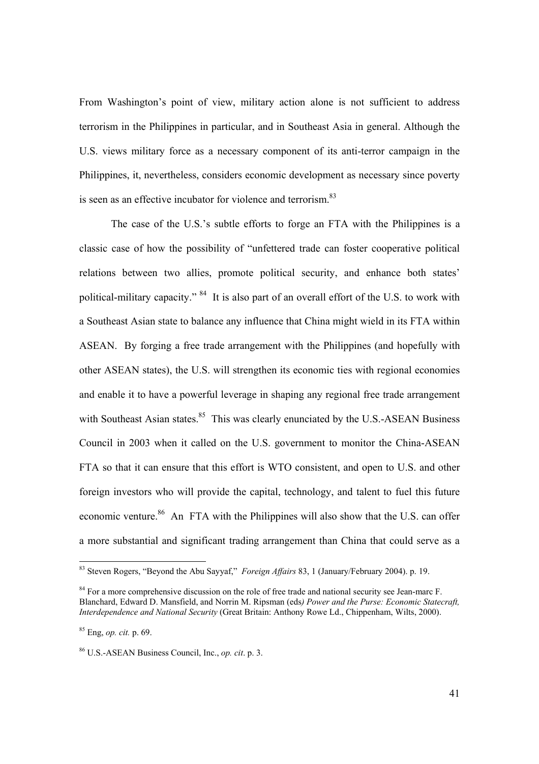From Washington's point of view, military action alone is not sufficient to address terrorism in the Philippines in particular, and in Southeast Asia in general. Although the U.S. views military force as a necessary component of its anti-terror campaign in the Philippines, it, nevertheless, considers economic development as necessary since poverty is seen as an effective incubator for violence and terrorism.[83]

The case of the U.S.'s subtle efforts to forge an FTA with the Philippines is a classic case of how the possibility of "unfettered trade can foster cooperative political relations between two allies, promote political security, and enhance both states' political-military capacity."[84] It is also part of an overall effort of the U.S. to work with a Southeast Asian state to balance any influence that China might wield in its FTA within ASEAN. By forging a free trade arrangement with the Philippines (and hopefully with other ASEAN states), the U.S. will strengthen its economic ties with regional economies and enable it to have a powerful leverage in shaping any regional free trade arrangement with Southeast Asian states.[85] This was clearly enunciated by the U.S.-ASEAN Business Council in 2003 when it called on the U.S. government to monitor the China-ASEAN FTA so that it can ensure that this effort is WTO consistent, and open to U.S. and other foreign investors who will provide the capital, technology, and talent to fuel this future economic venture.[86] An FTA with the Philippines will also show that the U.S. can offer a more substantial and significant trading arrangement than China that could serve as a

---

[83] Steven Rogers, "Beyond the Abu Sayyaf," *Foreign Affairs* 83, 1 (January/February 2004). p. 19.

[84] For a more comprehensive discussion on the role of free trade and national security see Jean-marc F. Blanchard, Edward D. Mansfield, and Norrin M. Ripsman (eds*) Power and the Purse: Economic Statecraft, Interdependence and National Security* (Great Britain: Anthony Rowe Ld., Chippenham, Wilts, 2000).

[85] Eng, *op. cit.* p. 69.

[86] U.S.-ASEAN Business Council, Inc., *op. cit*. p. 3.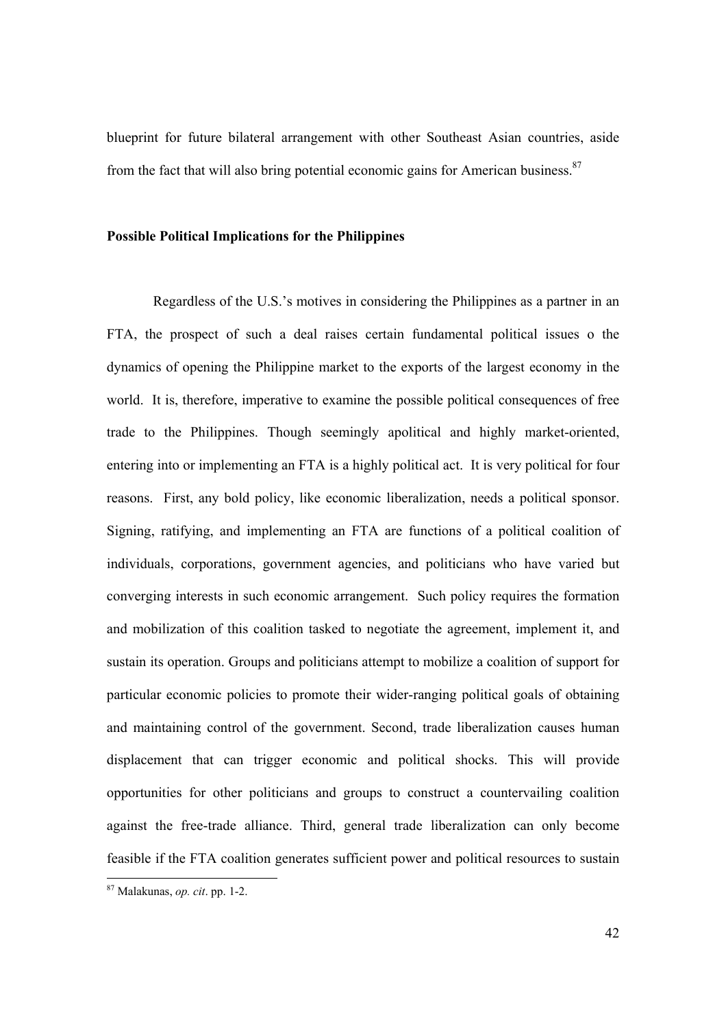blueprint for future bilateral arrangement with other Southeast Asian countries, aside from the fact that will also bring potential economic gains for American business.[87]

**Possible Political Implications for the Philippines**

Regardless of the U.S.'s motives in considering the Philippines as a partner in an FTA, the prospect of such a deal raises certain fundamental political issues o the dynamics of opening the Philippine market to the exports of the largest economy in the world. It is, therefore, imperative to examine the possible political consequences of free trade to the Philippines. Though seemingly apolitical and highly market-oriented, entering into or implementing an FTA is a highly political act. It is very political for four reasons. First, any bold policy, like economic liberalization, needs a political sponsor. Signing, ratifying, and implementing an FTA are functions of a political coalition of individuals, corporations, government agencies, and politicians who have varied but converging interests in such economic arrangement. Such policy requires the formation and mobilization of this coalition tasked to negotiate the agreement, implement it, and sustain its operation. Groups and politicians attempt to mobilize a coalition of support for particular economic policies to promote their wider-ranging political goals of obtaining and maintaining control of the government. Second, trade liberalization causes human displacement that can trigger economic and political shocks. This will provide opportunities for other politicians and groups to construct a countervailing coalition against the free-trade alliance. Third, general trade liberalization can only become feasible if the FTA coalition generates sufficient power and political resources to sustain

[87] Malakunas, *op. cit*. pp. 1-2.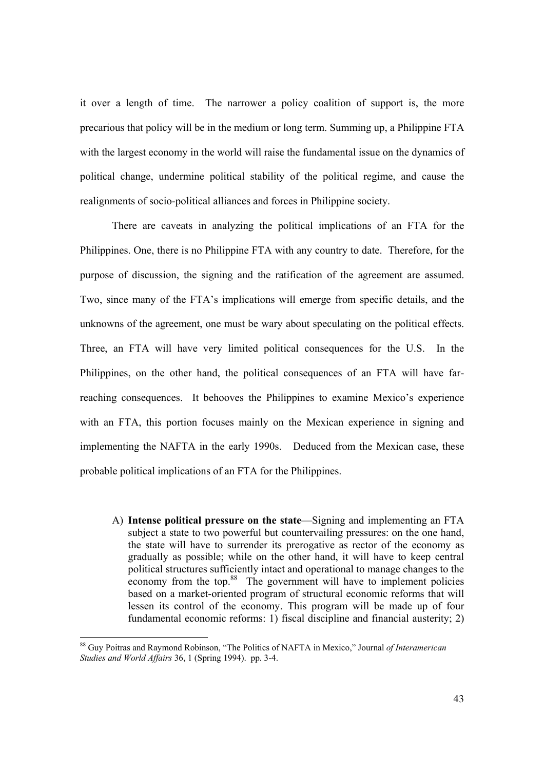it over a length of time. The narrower a policy coalition of support is, the more precarious that policy will be in the medium or long term. Summing up, a Philippine FTA with the largest economy in the world will raise the fundamental issue on the dynamics of political change, undermine political stability of the political regime, and cause the realignments of socio-political alliances and forces in Philippine society.

There are caveats in analyzing the political implications of an FTA for the Philippines. One, there is no Philippine FTA with any country to date. Therefore, for the purpose of discussion, the signing and the ratification of the agreement are assumed. Two, since many of the FTA's implications will emerge from specific details, and the unknowns of the agreement, one must be wary about speculating on the political effects. Three, an FTA will have very limited political consequences for the U.S. In the Philippines, on the other hand, the political consequences of an FTA will have far-reaching consequences. It behooves the Philippines to examine Mexico's experience with an FTA, this portion focuses mainly on the Mexican experience in signing and implementing the NAFTA in the early 1990s. Deduced from the Mexican case, these probable political implications of an FTA for the Philippines.

A) **Intense political pressure on the state**—Signing and implementing an FTA subject a state to two powerful but countervailing pressures: on the one hand, the state will have to surrender its prerogative as rector of the economy as gradually as possible; while on the other hand, it will have to keep central political structures sufficiently intact and operational to manage changes to the economy from the top.[88] The government will have to implement policies based on a market-oriented program of structural economic reforms that will lessen its control of the economy. This program will be made up of four fundamental economic reforms: 1) fiscal discipline and financial austerity; 2)

---

[88] Guy Poitras and Raymond Robinson, "The Politics of NAFTA in Mexico," Journal *of Interamerican Studies and World Affairs* 36, 1 (Spring 1994). pp. 3-4.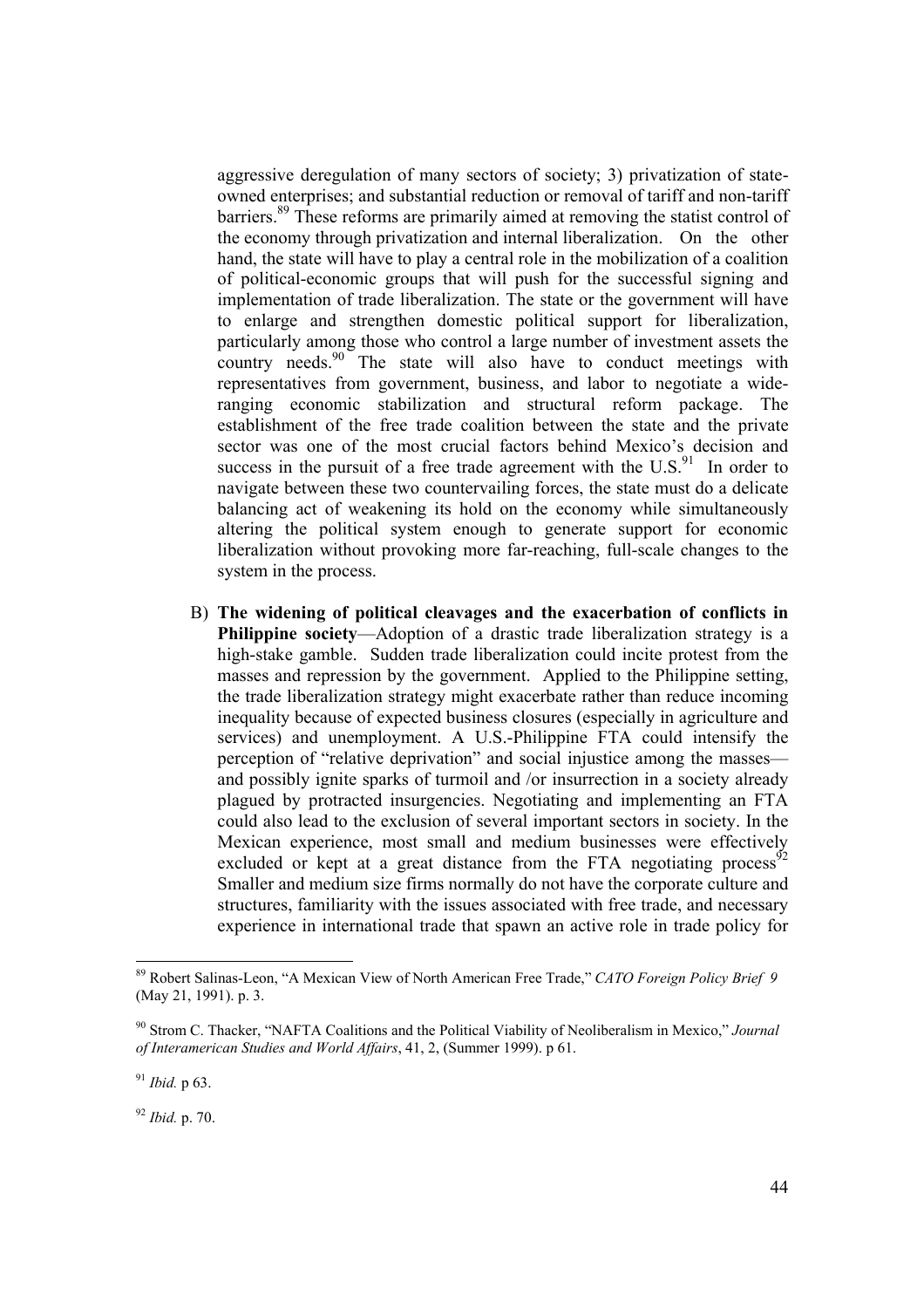aggressive deregulation of many sectors of society; 3) privatization of state-owned enterprises; and substantial reduction or removal of tariff and non-tariff barriers.[89] These reforms are primarily aimed at removing the statist control of the economy through privatization and internal liberalization. On the other hand, the state will have to play a central role in the mobilization of a coalition of political-economic groups that will push for the successful signing and implementation of trade liberalization. The state or the government will have to enlarge and strengthen domestic political support for liberalization, particularly among those who control a large number of investment assets the country needs.[90] The state will also have to conduct meetings with representatives from government, business, and labor to negotiate a wide-ranging economic stabilization and structural reform package. The establishment of the free trade coalition between the state and the private sector was one of the most crucial factors behind Mexico's decision and success in the pursuit of a free trade agreement with the U.S.[91] In order to navigate between these two countervailing forces, the state must do a delicate balancing act of weakening its hold on the economy while simultaneously altering the political system enough to generate support for economic liberalization without provoking more far-reaching, full-scale changes to the system in the process.

B) **The widening of political cleavages and the exacerbation of conflicts in Philippine society**—Adoption of a drastic trade liberalization strategy is a high-stake gamble. Sudden trade liberalization could incite protest from the masses and repression by the government. Applied to the Philippine setting, the trade liberalization strategy might exacerbate rather than reduce incoming inequality because of expected business closures (especially in agriculture and services) and unemployment. A U.S.-Philippine FTA could intensify the perception of "relative deprivation" and social injustice among the masses—and possibly ignite sparks of turmoil and /or insurrection in a society already plagued by protracted insurgencies. Negotiating and implementing an FTA could also lead to the exclusion of several important sectors in society. In the Mexican experience, most small and medium businesses were effectively excluded or kept at a great distance from the FTA negotiating process[92] Smaller and medium size firms normally do not have the corporate culture and structures, familiarity with the issues associated with free trade, and necessary experience in international trade that spawn an active role in trade policy for

---

[89] Robert Salinas-Leon, "A Mexican View of North American Free Trade," *CATO Foreign Policy Brief 9* (May 21, 1991). p. 3.

[90] Strom C. Thacker, "NAFTA Coalitions and the Political Viability of Neoliberalism in Mexico," *Journal of Interamerican Studies and World Affairs*, 41, 2, (Summer 1999). p 61.

[91] *Ibid.* p 63.

[92] *Ibid.* p. 70.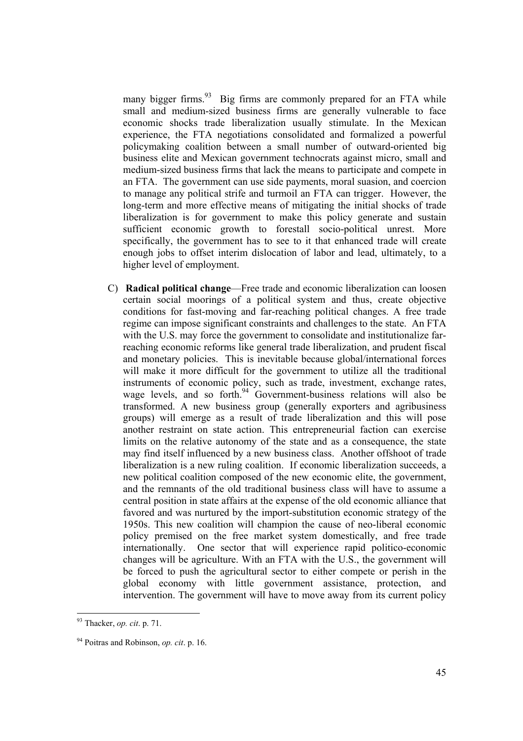many bigger firms.[93] Big firms are commonly prepared for an FTA while small and medium-sized business firms are generally vulnerable to face economic shocks trade liberalization usually stimulate. In the Mexican experience, the FTA negotiations consolidated and formalized a powerful policymaking coalition between a small number of outward-oriented big business elite and Mexican government technocrats against micro, small and medium-sized business firms that lack the means to participate and compete in an FTA. The government can use side payments, moral suasion, and coercion to manage any political strife and turmoil an FTA can trigger. However, the long-term and more effective means of mitigating the initial shocks of trade liberalization is for government to make this policy generate and sustain sufficient economic growth to forestall socio-political unrest. More specifically, the government has to see to it that enhanced trade will create enough jobs to offset interim dislocation of labor and lead, ultimately, to a higher level of employment.

C) **Radical political change**—Free trade and economic liberalization can loosen certain social moorings of a political system and thus, create objective conditions for fast-moving and far-reaching political changes. A free trade regime can impose significant constraints and challenges to the state. An FTA with the U.S. may force the government to consolidate and institutionalize far-reaching economic reforms like general trade liberalization, and prudent fiscal and monetary policies. This is inevitable because global/international forces will make it more difficult for the government to utilize all the traditional instruments of economic policy, such as trade, investment, exchange rates, wage levels, and so forth.[94] Government-business relations will also be transformed. A new business group (generally exporters and agribusiness groups) will emerge as a result of trade liberalization and this will pose another restraint on state action. This entrepreneurial faction can exercise limits on the relative autonomy of the state and as a consequence, the state may find itself influenced by a new business class. Another offshoot of trade liberalization is a new ruling coalition. If economic liberalization succeeds, a new political coalition composed of the new economic elite, the government, and the remnants of the old traditional business class will have to assume a central position in state affairs at the expense of the old economic alliance that favored and was nurtured by the import-substitution economic strategy of the 1950s. This new coalition will champion the cause of neo-liberal economic policy premised on the free market system domestically, and free trade internationally. One sector that will experience rapid politico-economic changes will be agriculture. With an FTA with the U.S., the government will be forced to push the agricultural sector to either compete or perish in the global economy with little government assistance, protection, and intervention. The government will have to move away from its current policy

[93] Thacker, *op. cit*. p. 71.

[94] Poitras and Robinson, *op. cit*. p. 16.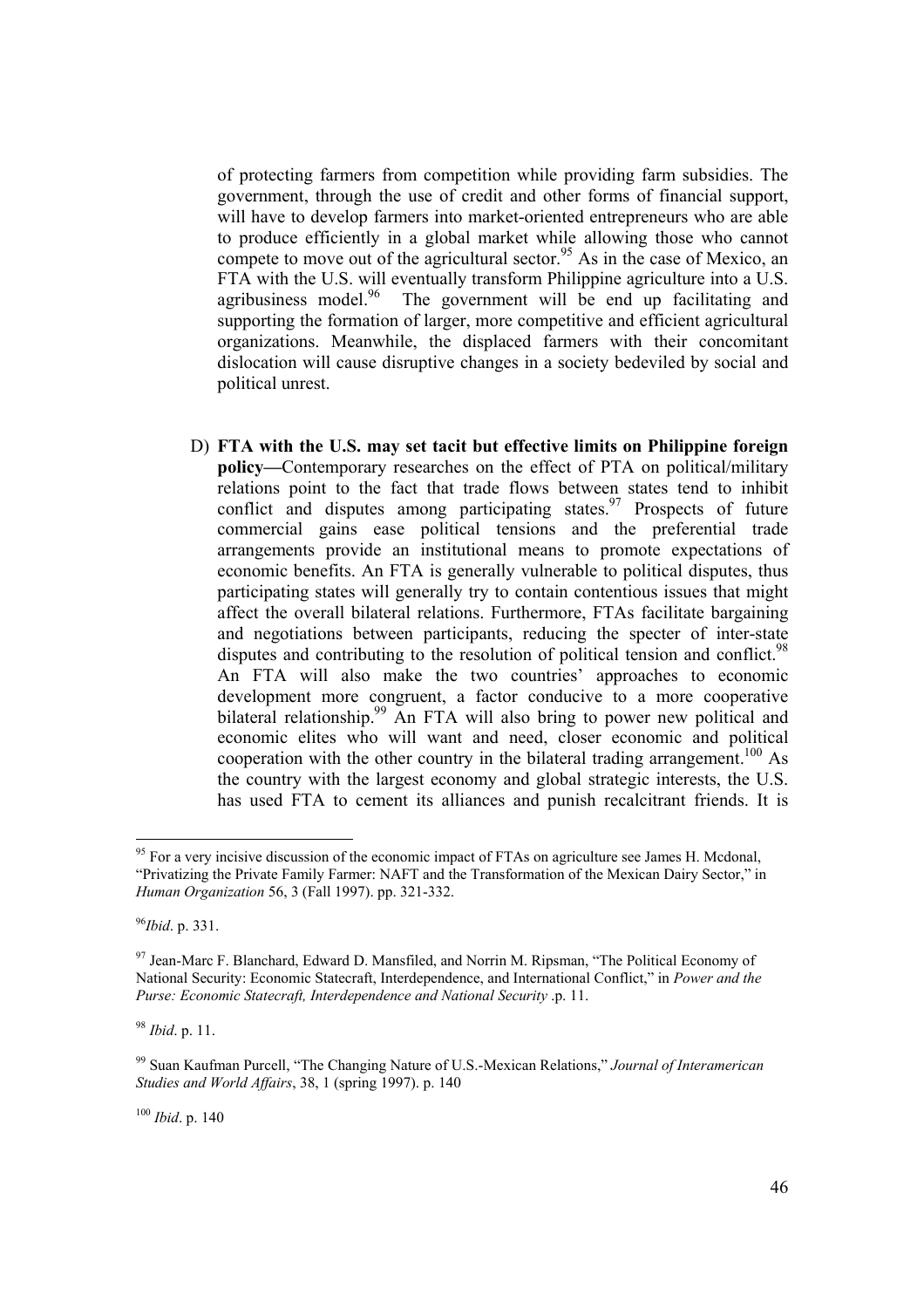of protecting farmers from competition while providing farm subsidies. The government, through the use of credit and other forms of financial support, will have to develop farmers into market-oriented entrepreneurs who are able to produce efficiently in a global market while allowing those who cannot compete to move out of the agricultural sector.[95] As in the case of Mexico, an FTA with the U.S. will eventually transform Philippine agriculture into a U.S. agribusiness model.[96] The government will be end up facilitating and supporting the formation of larger, more competitive and efficient agricultural organizations. Meanwhile, the displaced farmers with their concomitant dislocation will cause disruptive changes in a society bedeviled by social and political unrest.

D) **FTA with the U.S. may set tacit but effective limits on Philippine foreign policy—**Contemporary researches on the effect of PTA on political/military relations point to the fact that trade flows between states tend to inhibit conflict and disputes among participating states.[97] Prospects of future commercial gains ease political tensions and the preferential trade arrangements provide an institutional means to promote expectations of economic benefits. An FTA is generally vulnerable to political disputes, thus participating states will generally try to contain contentious issues that might affect the overall bilateral relations. Furthermore, FTAs facilitate bargaining and negotiations between participants, reducing the specter of inter-state disputes and contributing to the resolution of political tension and conflict.[98] An FTA will also make the two countries' approaches to economic development more congruent, a factor conducive to a more cooperative bilateral relationship.[99] An FTA will also bring to power new political and economic elites who will want and need, closer economic and political cooperation with the other country in the bilateral trading arrangement.[100] As the country with the largest economy and global strategic interests, the U.S. has used FTA to cement its alliances and punish recalcitrant friends. It is

---

[95] For a very incisive discussion of the economic impact of FTAs on agriculture see James H. Mcdonal, "Privatizing the Private Family Farmer: NAFT and the Transformation of the Mexican Dairy Sector," in *Human Organization* 56, 3 (Fall 1997). pp. 321-332.

[96] *Ibid*. p. 331.

[97] Jean-Marc F. Blanchard, Edward D. Mansfiled, and Norrin M. Ripsman, "The Political Economy of National Security: Economic Statecraft, Interdependence, and International Conflict," in *Power and the Purse: Economic Statecraft, Interdependence and National Security* .p. 11.

[98] *Ibid*. p. 11.

[99] Suan Kaufman Purcell, "The Changing Nature of U.S.-Mexican Relations," *Journal of Interamerican Studies and World Affairs*, 38, 1 (spring 1997). p. 140

[100] *Ibid*. p. 140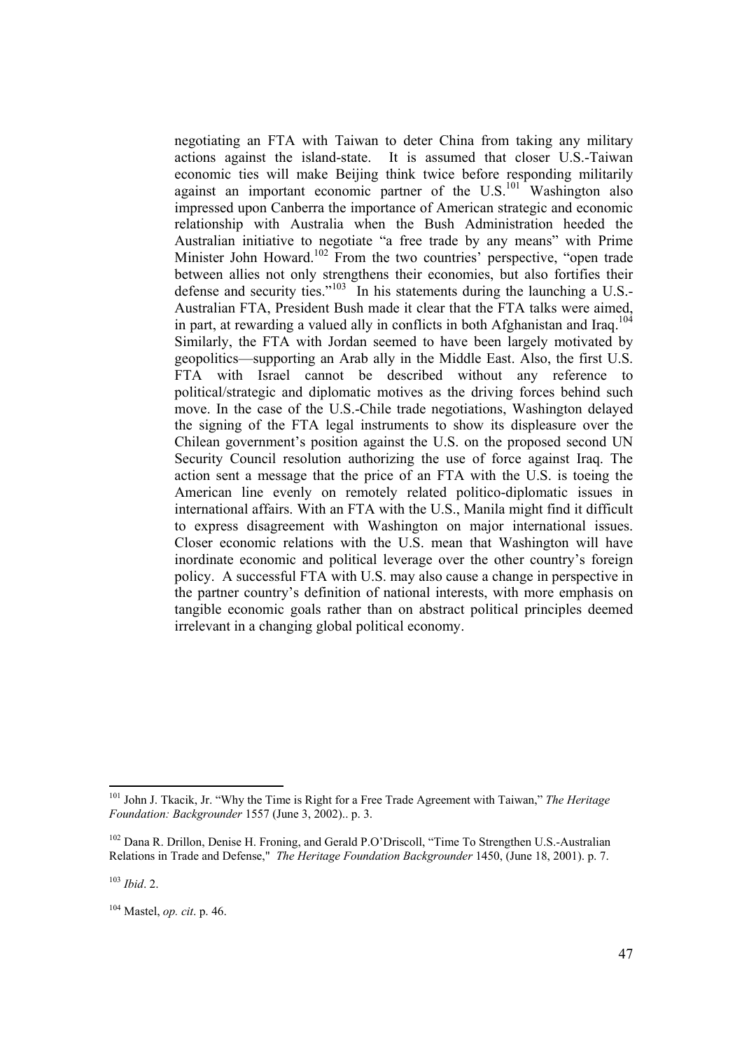negotiating an FTA with Taiwan to deter China from taking any military actions against the island-state. It is assumed that closer U.S.-Taiwan economic ties will make Beijing think twice before responding militarily against an important economic partner of the U.S.[101] Washington also impressed upon Canberra the importance of American strategic and economic relationship with Australia when the Bush Administration heeded the Australian initiative to negotiate "a free trade by any means" with Prime Minister John Howard.[102] From the two countries' perspective, "open trade between allies not only strengthens their economies, but also fortifies their defense and security ties."[103] In his statements during the launching a U.S.-Australian FTA, President Bush made it clear that the FTA talks were aimed, in part, at rewarding a valued ally in conflicts in both Afghanistan and Iraq.[104] Similarly, the FTA with Jordan seemed to have been largely motivated by geopolitics—supporting an Arab ally in the Middle East. Also, the first U.S. FTA with Israel cannot be described without any reference to political/strategic and diplomatic motives as the driving forces behind such move. In the case of the U.S.-Chile trade negotiations, Washington delayed the signing of the FTA legal instruments to show its displeasure over the Chilean government's position against the U.S. on the proposed second UN Security Council resolution authorizing the use of force against Iraq. The action sent a message that the price of an FTA with the U.S. is toeing the American line evenly on remotely related politico-diplomatic issues in international affairs. With an FTA with the U.S., Manila might find it difficult to express disagreement with Washington on major international issues. Closer economic relations with the U.S. mean that Washington will have inordinate economic and political leverage over the other country's foreign policy. A successful FTA with U.S. may also cause a change in perspective in the partner country's definition of national interests, with more emphasis on tangible economic goals rather than on abstract political principles deemed irrelevant in a changing global political economy.

---

[101] John J. Tkacik, Jr. "Why the Time is Right for a Free Trade Agreement with Taiwan," *The Heritage Foundation: Backgrounder* 1557 (June 3, 2002).. p. 3.

[102] Dana R. Drillon, Denise H. Froning, and Gerald P.O'Driscoll, "Time To Strengthen U.S.-Australian Relations in Trade and Defense," *The Heritage Foundation Backgrounder* 1450, (June 18, 2001). p. 7.

[103] *Ibid*. 2.

[104] Mastel, *op. cit*. p. 46.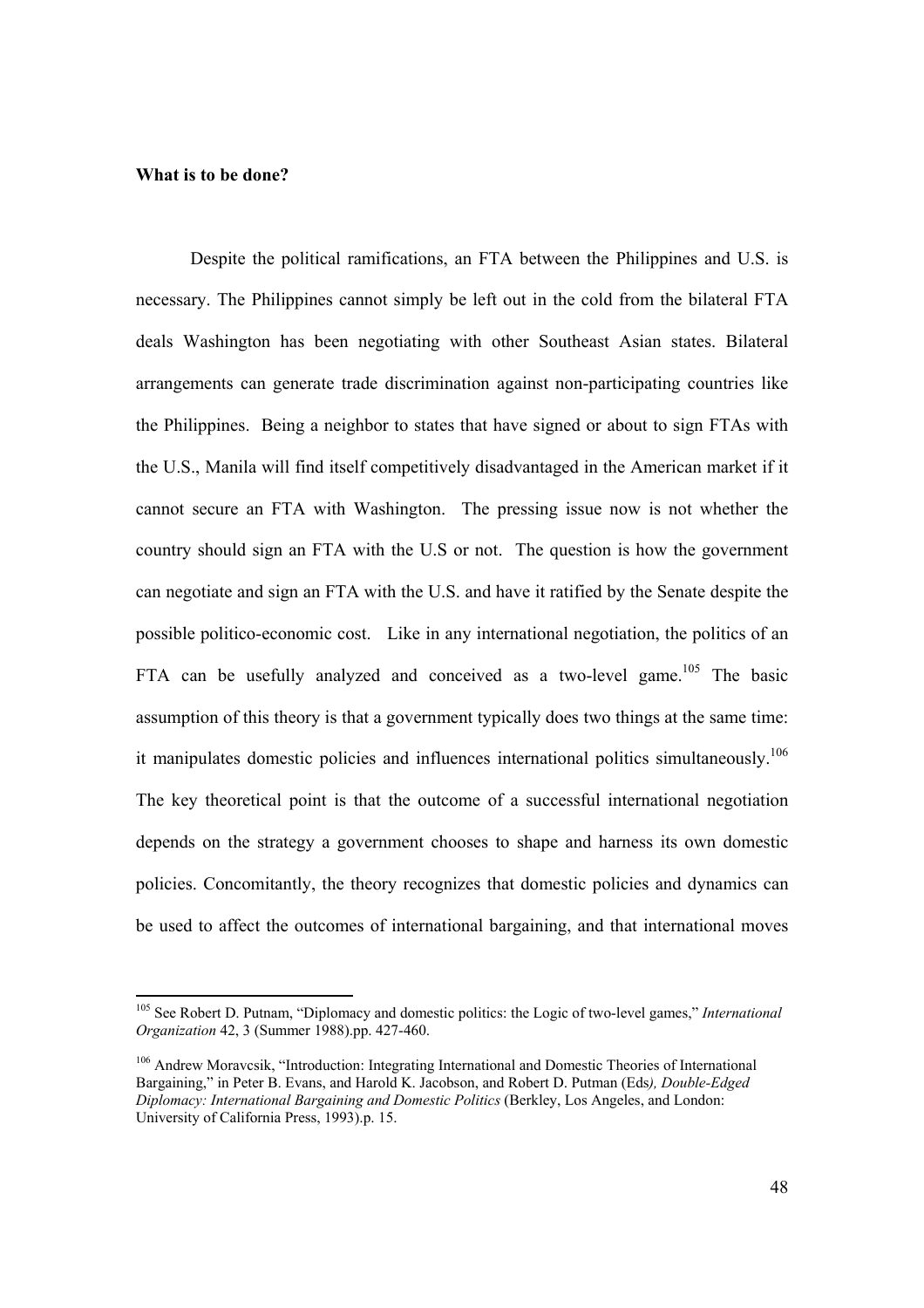**What is to be done?**

Despite the political ramifications, an FTA between the Philippines and U.S. is necessary. The Philippines cannot simply be left out in the cold from the bilateral FTA deals Washington has been negotiating with other Southeast Asian states. Bilateral arrangements can generate trade discrimination against non-participating countries like the Philippines. Being a neighbor to states that have signed or about to sign FTAs with the U.S., Manila will find itself competitively disadvantaged in the American market if it cannot secure an FTA with Washington. The pressing issue now is not whether the country should sign an FTA with the U.S or not. The question is how the government can negotiate and sign an FTA with the U.S. and have it ratified by the Senate despite the possible politico-economic cost. Like in any international negotiation, the politics of an FTA can be usefully analyzed and conceived as a two-level game.[105] The basic assumption of this theory is that a government typically does two things at the same time: it manipulates domestic policies and influences international politics simultaneously.[106] The key theoretical point is that the outcome of a successful international negotiation depends on the strategy a government chooses to shape and harness its own domestic policies. Concomitantly, the theory recognizes that domestic policies and dynamics can be used to affect the outcomes of international bargaining, and that international moves

---

[105] See Robert D. Putnam, "Diplomacy and domestic politics: the Logic of two-level games," *International Organization* 42, 3 (Summer 1988).pp. 427-460.

[106] Andrew Moravcsik, "Introduction: Integrating International and Domestic Theories of International Bargaining," in Peter B. Evans, and Harold K. Jacobson, and Robert D. Putman (Eds*), Double-Edged Diplomacy: International Bargaining and Domestic Politics* (Berkley, Los Angeles, and London: University of California Press, 1993).p. 15.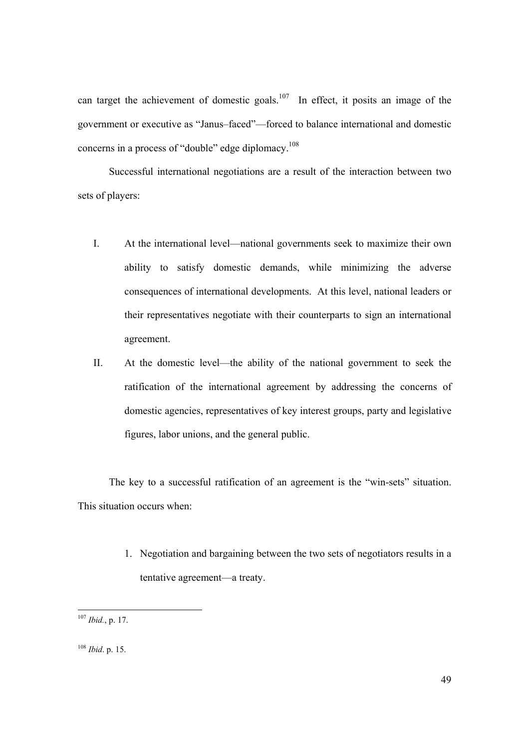can target the achievement of domestic goals.[107] In effect, it posits an image of the government or executive as "Janus–faced"—forced to balance international and domestic concerns in a process of "double" edge diplomacy.[108]

Successful international negotiations are a result of the interaction between two sets of players:

I. At the international level—national governments seek to maximize their own ability to satisfy domestic demands, while minimizing the adverse consequences of international developments. At this level, national leaders or their representatives negotiate with their counterparts to sign an international agreement.

II. At the domestic level—the ability of the national government to seek the ratification of the international agreement by addressing the concerns of domestic agencies, representatives of key interest groups, party and legislative figures, labor unions, and the general public.

The key to a successful ratification of an agreement is the "win-sets" situation. This situation occurs when:

1. Negotiation and bargaining between the two sets of negotiators results in a tentative agreement—a treaty.

---

[107] *Ibid.*, p. 17.

[108] *Ibid*. p. 15.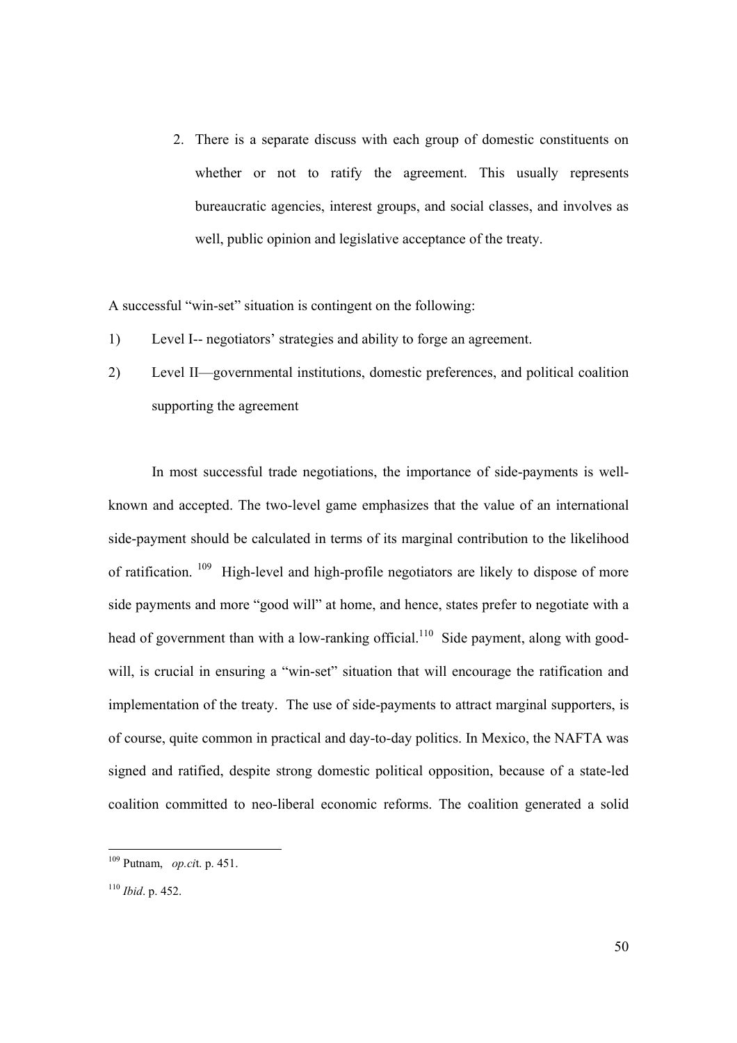2. There is a separate discuss with each group of domestic constituents on whether or not to ratify the agreement. This usually represents bureaucratic agencies, interest groups, and social classes, and involves as well, public opinion and legislative acceptance of the treaty.

A successful "win-set" situation is contingent on the following:

1) Level I-- negotiators' strategies and ability to forge an agreement.
2) Level II—governmental institutions, domestic preferences, and political coalition supporting the agreement

In most successful trade negotiations, the importance of side-payments is well-known and accepted. The two-level game emphasizes that the value of an international side-payment should be calculated in terms of its marginal contribution to the likelihood of ratification. [109] High-level and high-profile negotiators are likely to dispose of more side payments and more "good will" at home, and hence, states prefer to negotiate with a head of government than with a low-ranking official.[110] Side payment, along with good-will, is crucial in ensuring a "win-set" situation that will encourage the ratification and implementation of the treaty. The use of side-payments to attract marginal supporters, is of course, quite common in practical and day-to-day politics. In Mexico, the NAFTA was signed and ratified, despite strong domestic political opposition, because of a state-led coalition committed to neo-liberal economic reforms. The coalition generated a solid

---

[109] Putnam, *op.cit*. p. 451.

[110] *Ibid*. p. 452.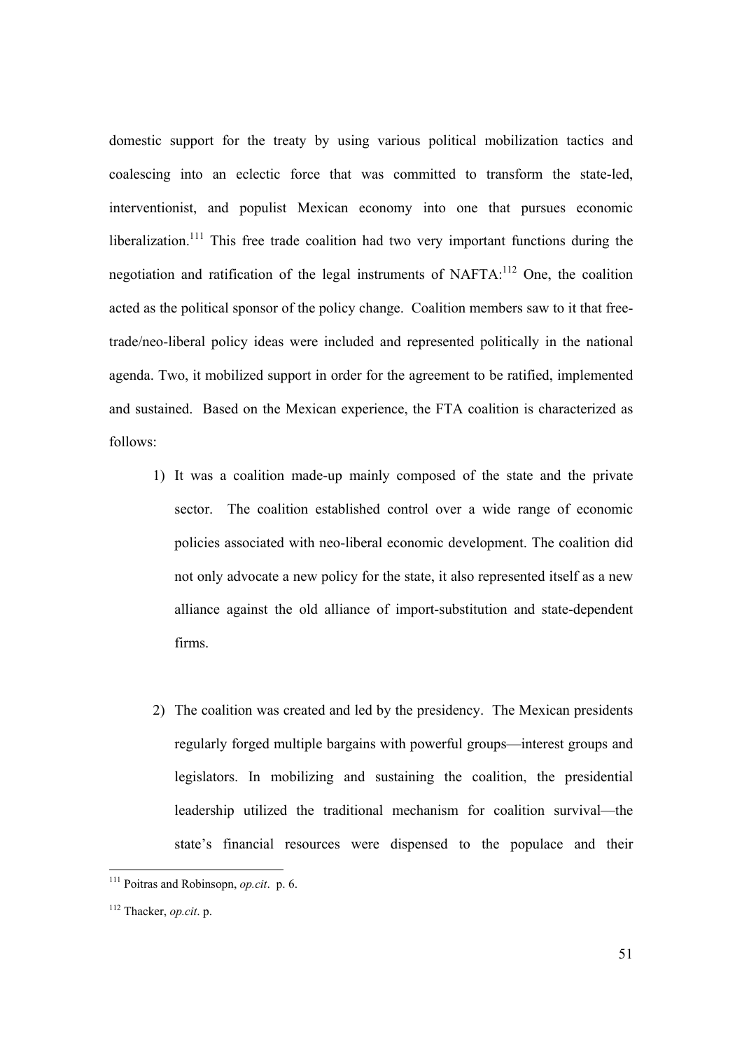domestic support for the treaty by using various political mobilization tactics and coalescing into an eclectic force that was committed to transform the state-led, interventionist, and populist Mexican economy into one that pursues economic liberalization.[111] This free trade coalition had two very important functions during the negotiation and ratification of the legal instruments of NAFTA:[112] One, the coalition acted as the political sponsor of the policy change. Coalition members saw to it that free-trade/neo-liberal policy ideas were included and represented politically in the national agenda. Two, it mobilized support in order for the agreement to be ratified, implemented and sustained. Based on the Mexican experience, the FTA coalition is characterized as follows:

1) It was a coalition made-up mainly composed of the state and the private sector. The coalition established control over a wide range of economic policies associated with neo-liberal economic development. The coalition did not only advocate a new policy for the state, it also represented itself as a new alliance against the old alliance of import-substitution and state-dependent firms.

2) The coalition was created and led by the presidency. The Mexican presidents regularly forged multiple bargains with powerful groups—interest groups and legislators. In mobilizing and sustaining the coalition, the presidential leadership utilized the traditional mechanism for coalition survival—the state's financial resources were dispensed to the populace and their

---

[111] Poitras and Robinsopn, *op.cit*. p. 6.

[112] Thacker, *op.cit*. p.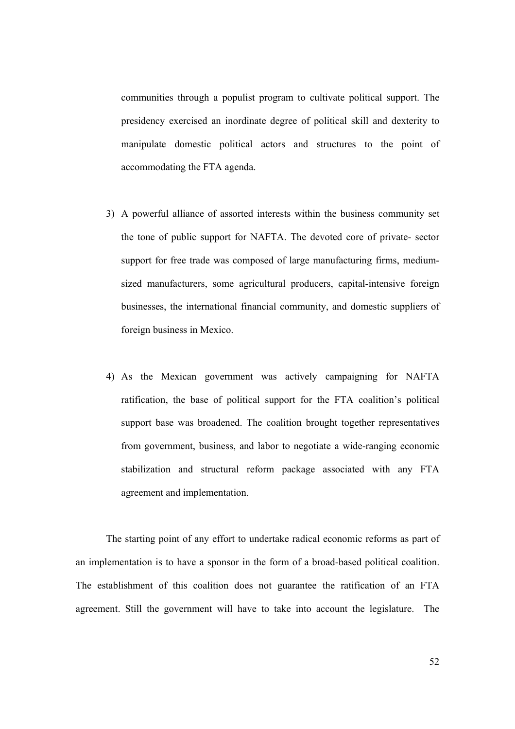communities through a populist program to cultivate political support. The presidency exercised an inordinate degree of political skill and dexterity to manipulate domestic political actors and structures to the point of accommodating the FTA agenda.

3) A powerful alliance of assorted interests within the business community set the tone of public support for NAFTA. The devoted core of private- sector support for free trade was composed of large manufacturing firms, medium-sized manufacturers, some agricultural producers, capital-intensive foreign businesses, the international financial community, and domestic suppliers of foreign business in Mexico.

4) As the Mexican government was actively campaigning for NAFTA ratification, the base of political support for the FTA coalition's political support base was broadened. The coalition brought together representatives from government, business, and labor to negotiate a wide-ranging economic stabilization and structural reform package associated with any FTA agreement and implementation.

The starting point of any effort to undertake radical economic reforms as part of an implementation is to have a sponsor in the form of a broad-based political coalition. The establishment of this coalition does not guarantee the ratification of an FTA agreement. Still the government will have to take into account the legislature. The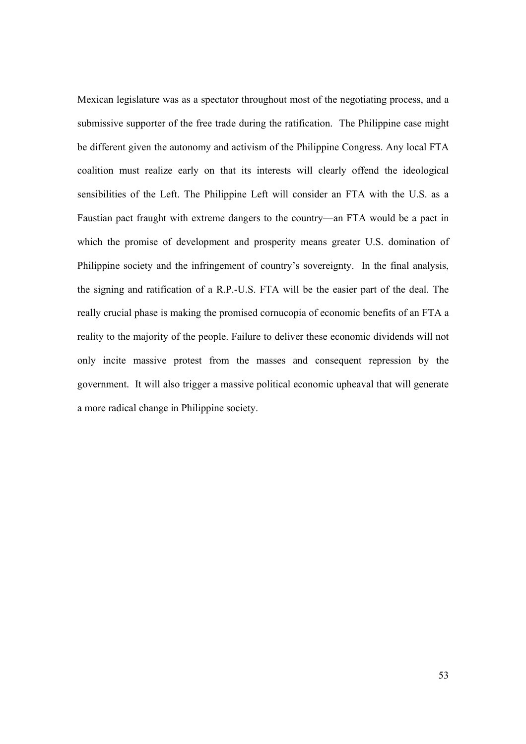Mexican legislature was as a spectator throughout most of the negotiating process, and a submissive supporter of the free trade during the ratification. The Philippine case might be different given the autonomy and activism of the Philippine Congress. Any local FTA coalition must realize early on that its interests will clearly offend the ideological sensibilities of the Left. The Philippine Left will consider an FTA with the U.S. as a Faustian pact fraught with extreme dangers to the country—an FTA would be a pact in which the promise of development and prosperity means greater U.S. domination of Philippine society and the infringement of country's sovereignty. In the final analysis, the signing and ratification of a R.P.-U.S. FTA will be the easier part of the deal. The really crucial phase is making the promised cornucopia of economic benefits of an FTA a reality to the majority of the people. Failure to deliver these economic dividends will not only incite massive protest from the masses and consequent repression by the government. It will also trigger a massive political economic upheaval that will generate a more radical change in Philippine society.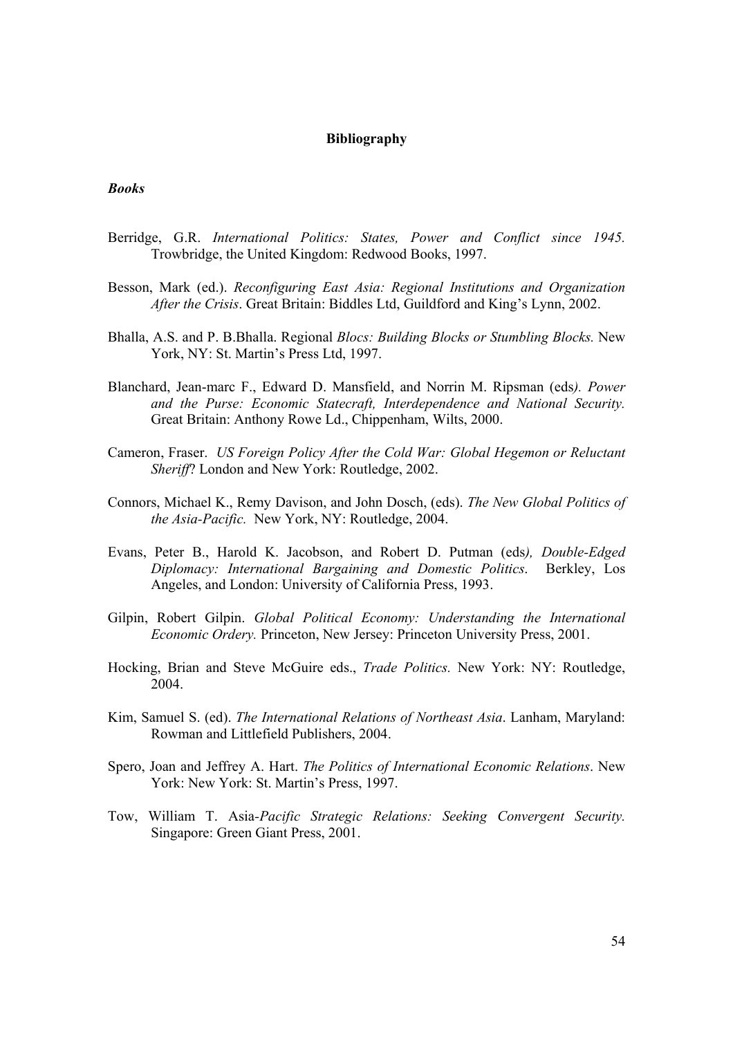**Bibliography**

***Books***

Berridge, G.R. *International Politics: States, Power and Conflict since 1945.* Trowbridge, the United Kingdom: Redwood Books, 1997.

Besson, Mark (ed.). *Reconfiguring East Asia: Regional Institutions and Organization After the Crisis*. Great Britain: Biddles Ltd, Guildford and King's Lynn, 2002.

Bhalla, A.S. and P. B.Bhalla. Regional *Blocs: Building Blocks or Stumbling Blocks.* New York, NY: St. Martin's Press Ltd, 1997.

Blanchard, Jean-marc F., Edward D. Mansfield, and Norrin M. Ripsman (eds*). Power and the Purse: Economic Statecraft, Interdependence and National Security.* Great Britain: Anthony Rowe Ld., Chippenham, Wilts, 2000.

Cameron, Fraser. *US Foreign Policy After the Cold War: Global Hegemon or Reluctant Sheriff*? London and New York: Routledge, 2002.

Connors, Michael K., Remy Davison, and John Dosch, (eds). *The New Global Politics of the Asia-Pacific.* New York, NY: Routledge, 2004.

Evans, Peter B., Harold K. Jacobson, and Robert D. Putman (eds*), Double-Edged Diplomacy: International Bargaining and Domestic Politics*. Berkley, Los Angeles, and London: University of California Press, 1993.

Gilpin, Robert Gilpin. *Global Political Economy: Understanding the International Economic Ordery.* Princeton, New Jersey: Princeton University Press, 2001.

Hocking, Brian and Steve McGuire eds., *Trade Politics.* New York: NY: Routledge, 2004.

Kim, Samuel S. (ed). *The International Relations of Northeast Asia*. Lanham, Maryland: Rowman and Littlefield Publishers, 2004.

Spero, Joan and Jeffrey A. Hart. *The Politics of International Economic Relations*. New York: New York: St. Martin's Press, 1997.

Tow, William T. Asia-*Pacific Strategic Relations: Seeking Convergent Security.* Singapore: Green Giant Press, 2001.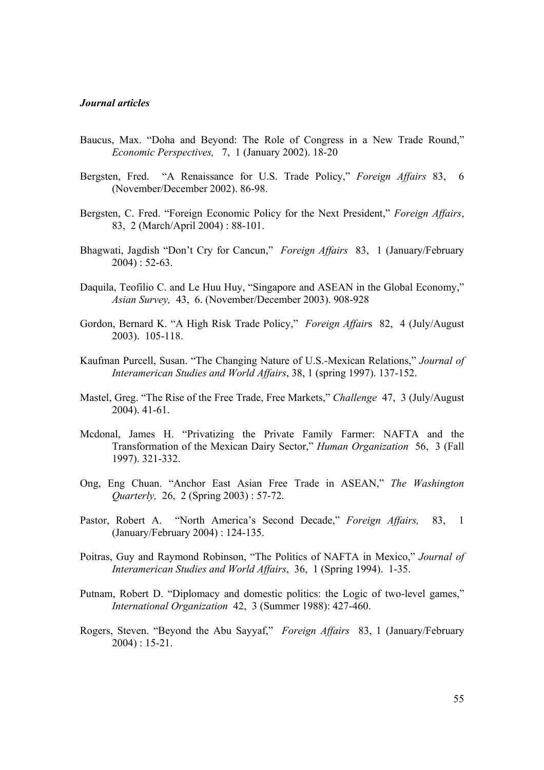***Journal articles***

Baucus, Max. "Doha and Beyond: The Role of Congress in a New Trade Round," *Economic Perspectives,* 7, 1 (January 2002). 18-20

Bergsten, Fred. "A Renaissance for U.S. Trade Policy," *Foreign Affairs* 83, 6 (November/December 2002). 86-98.

Bergsten, C. Fred. "Foreign Economic Policy for the Next President," *Foreign Affairs*, 83, 2 (March/April 2004) : 88-101.

Bhagwati, Jagdish "Don't Cry for Cancun," *Foreign Affairs* 83, 1 (January/February 2004) : 52-63.

Daquila, Teofilio C. and Le Huu Huy, "Singapore and ASEAN in the Global Economy," *Asian Survey,* 43, 6. (November/December 2003). 908-928

Gordon, Bernard K. "A High Risk Trade Policy," *Foreign Affair*s 82, 4 (July/August 2003). 105-118.

Kaufman Purcell, Susan. "The Changing Nature of U.S.-Mexican Relations," *Journal of Interamerican Studies and World Affairs*, 38, 1 (spring 1997). 137-152.

Mastel, Greg. "The Rise of the Free Trade, Free Markets," *Challenge* 47, 3 (July/August 2004). 41-61.

Mcdonal, James H. "Privatizing the Private Family Farmer: NAFTA and the Transformation of the Mexican Dairy Sector," *Human Organization* 56, 3 (Fall 1997). 321-332.

Ong, Eng Chuan. "Anchor East Asian Free Trade in ASEAN," *The Washington Quarterly,* 26, 2 (Spring 2003) : 57-72.

Pastor, Robert A. "North America's Second Decade," *Foreign Affairs,* 83, 1 (January/February 2004) : 124-135.

Poitras, Guy and Raymond Robinson, "The Politics of NAFTA in Mexico," *Journal of Interamerican Studies and World Affairs*, 36, 1 (Spring 1994). 1-35.

Putnam, Robert D. "Diplomacy and domestic politics: the Logic of two-level games," *International Organization* 42, 3 (Summer 1988): 427-460.

Rogers, Steven. "Beyond the Abu Sayyaf," *Foreign Affairs* 83, 1 (January/February 2004) : 15-21.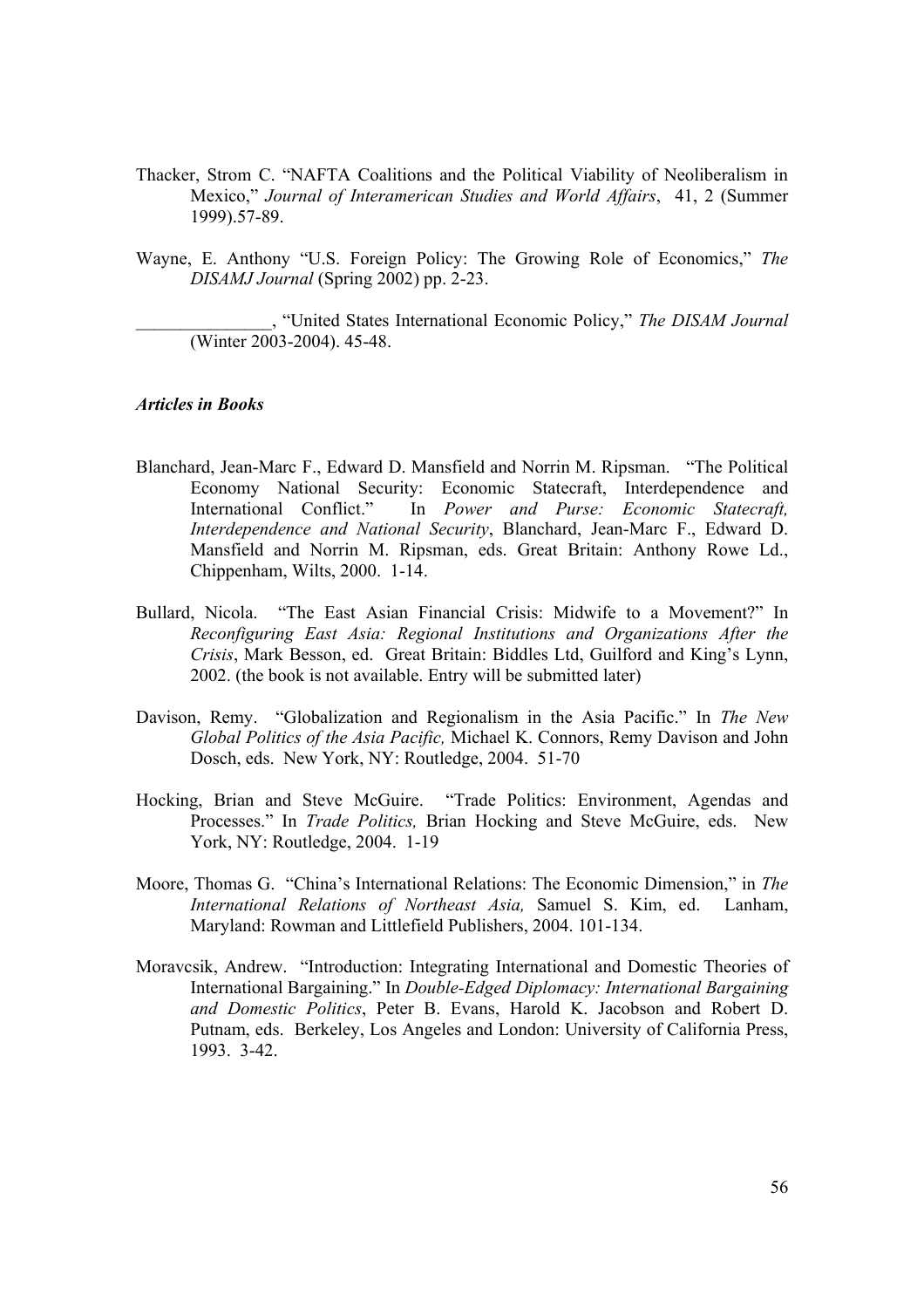Thacker, Strom C. "NAFTA Coalitions and the Political Viability of Neoliberalism in Mexico," *Journal of Interamerican Studies and World Affairs*, 41, 2 (Summer 1999).57-89.

Wayne, E. Anthony "U.S. Foreign Policy: The Growing Role of Economics," *The DISAMJ Journal* (Spring 2002) pp. 2-23.

_______________, "United States International Economic Policy," *The DISAM Journal* (Winter 2003-2004). 45-48.

### *Articles in Books*

Blanchard, Jean-Marc F., Edward D. Mansfield and Norrin M. Ripsman. "The Political Economy National Security: Economic Statecraft, Interdependence and International Conflict." In *Power and Purse: Economic Statecraft, Interdependence and National Security*, Blanchard, Jean-Marc F., Edward D. Mansfield and Norrin M. Ripsman, eds. Great Britain: Anthony Rowe Ld., Chippenham, Wilts, 2000. 1-14.

Bullard, Nicola. "The East Asian Financial Crisis: Midwife to a Movement?" In *Reconfiguring East Asia: Regional Institutions and Organizations After the Crisis*, Mark Besson, ed. Great Britain: Biddles Ltd, Guilford and King's Lynn, 2002. (the book is not available. Entry will be submitted later)

Davison, Remy. "Globalization and Regionalism in the Asia Pacific." In *The New Global Politics of the Asia Pacific,* Michael K. Connors, Remy Davison and John Dosch, eds. New York, NY: Routledge, 2004. 51-70

Hocking, Brian and Steve McGuire. "Trade Politics: Environment, Agendas and Processes." In *Trade Politics,* Brian Hocking and Steve McGuire, eds. New York, NY: Routledge, 2004. 1-19

Moore, Thomas G. "China's International Relations: The Economic Dimension," in *The International Relations of Northeast Asia,* Samuel S. Kim, ed. Lanham, Maryland: Rowman and Littlefield Publishers, 2004. 101-134.

Moravcsik, Andrew. "Introduction: Integrating International and Domestic Theories of International Bargaining." In *Double-Edged Diplomacy: International Bargaining and Domestic Politics*, Peter B. Evans, Harold K. Jacobson and Robert D. Putnam, eds. Berkeley, Los Angeles and London: University of California Press, 1993. 3-42.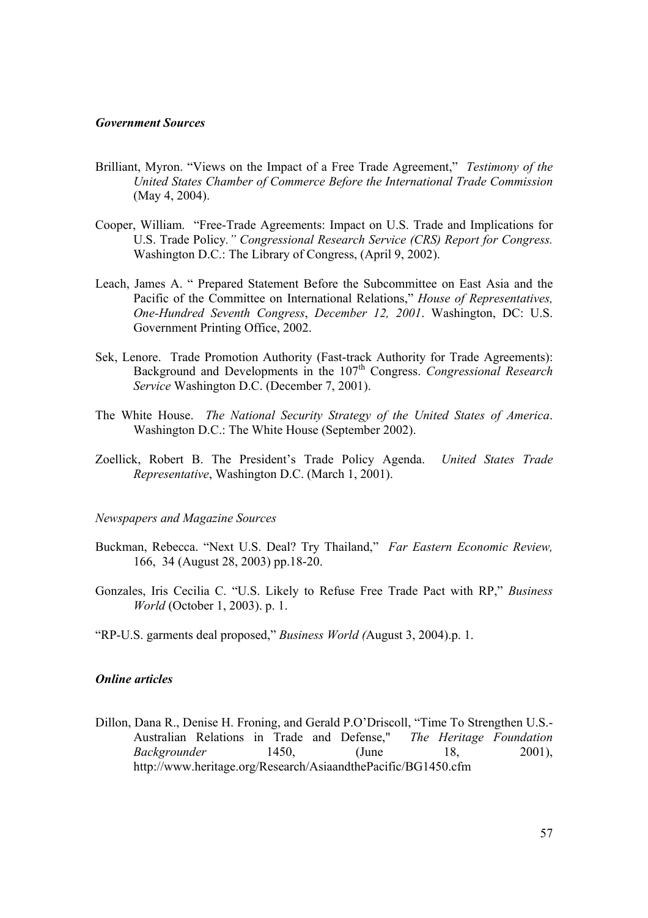### *Government Sources*

Brilliant, Myron. "Views on the Impact of a Free Trade Agreement," *Testimony of the United States Chamber of Commerce Before the International Trade Commission* (May 4, 2004).

Cooper, William. "Free-Trade Agreements: Impact on U.S. Trade and Implications for U.S. Trade Policy*." Congressional Research Service (CRS) Report for Congress.* Washington D.C.: The Library of Congress, (April 9, 2002).

Leach, James A. " Prepared Statement Before the Subcommittee on East Asia and the Pacific of the Committee on International Relations," *House of Representatives, One-Hundred Seventh Congress*, *December 12, 2001*. Washington, DC: U.S. Government Printing Office, 2002.

Sek, Lenore. Trade Promotion Authority (Fast-track Authority for Trade Agreements): Background and Developments in the 107th Congress. *Congressional Research Service* Washington D.C. (December 7, 2001).

The White House. *The National Security Strategy of the United States of America*. Washington D.C.: The White House (September 2002).

Zoellick, Robert B. The President's Trade Policy Agenda. *United States Trade Representative*, Washington D.C. (March 1, 2001).

*Newspapers and Magazine Sources*

Buckman, Rebecca. "Next U.S. Deal? Try Thailand," *Far Eastern Economic Review,* 166, 34 (August 28, 2003) pp.18-20.

Gonzales, Iris Cecilia C. "U.S. Likely to Refuse Free Trade Pact with RP," *Business World* (October 1, 2003). p. 1.

"RP-U.S. garments deal proposed," *Business World (*August 3, 2004).p. 1.

### *Online articles*

Dillon, Dana R., Denise H. Froning, and Gerald P.O'Driscoll, "Time To Strengthen U.S.-Australian Relations in Trade and Defense," *The Heritage Foundation Backgrounder* 1450, (June 18, 2001), http://www.heritage.org/Research/AsiaandthePacific/BG1450.cfm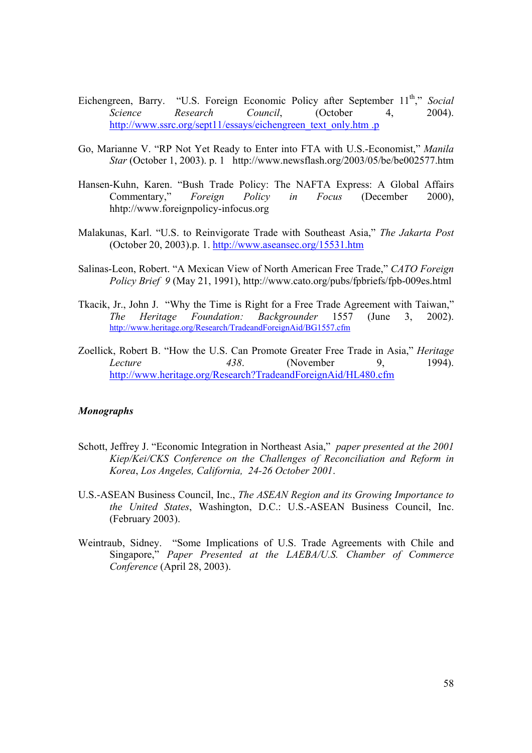Eichengreen, Barry. "U.S. Foreign Economic Policy after September 11th," *Social Science Research Council*, (October 4, 2004). http://www.ssrc.org/sept11/essays/eichengreen_text_only.htm .p

Go, Marianne V. "RP Not Yet Ready to Enter into FTA with U.S.-Economist," *Manila Star* (October 1, 2003). p. 1 http://www.newsflash.org/2003/05/be/be002577.htm

Hansen-Kuhn, Karen. "Bush Trade Policy: The NAFTA Express: A Global Affairs Commentary," *Foreign Policy in Focus* (December 2000), hhtp://www.foreignpolicy-infocus.org

Malakunas, Karl. "U.S. to Reinvigorate Trade with Southeast Asia," *The Jakarta Post* (October 20, 2003).p. 1. http://www.aseansec.org/15531.htm

Salinas-Leon, Robert. "A Mexican View of North American Free Trade," *CATO Foreign Policy Brief 9* (May 21, 1991), http://www.cato.org/pubs/fpbriefs/fpb-009es.html

Tkacik, Jr., John J. "Why the Time is Right for a Free Trade Agreement with Taiwan," *The Heritage Foundation: Backgrounder* 1557 (June 3, 2002). http://www.heritage.org/Research/TradeandForeignAid/BG1557.cfm

Zoellick, Robert B. "How the U.S. Can Promote Greater Free Trade in Asia," *Heritage Lecture 438*. (November 9, 1994). http://www.heritage.org/Research?TradeandForeignAid/HL480.cfm

***Monographs***

Schott, Jeffrey J. "Economic Integration in Northeast Asia," *paper presented at the 2001 Kiep/Kei/CKS Conference on the Challenges of Reconciliation and Reform in Korea*, *Los Angeles, California, 24-26 October 2001*.

U.S.-ASEAN Business Council, Inc., *The ASEAN Region and its Growing Importance to the United States*, Washington, D.C.: U.S.-ASEAN Business Council, Inc. (February 2003).

Weintraub, Sidney. "Some Implications of U.S. Trade Agreements with Chile and Singapore," *Paper Presented at the LAEBA/U.S. Chamber of Commerce Conference* (April 28, 2003).